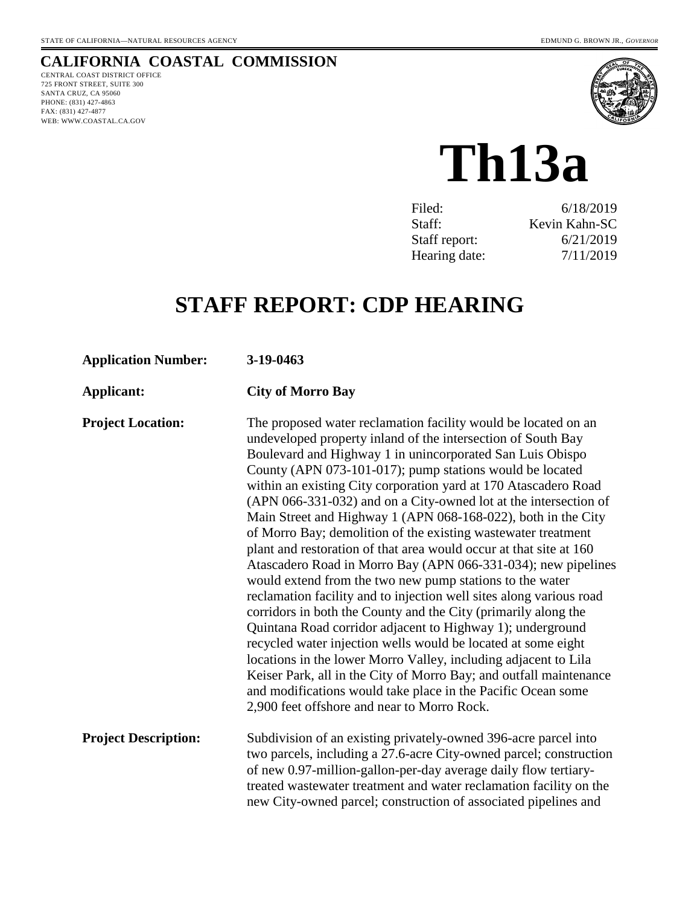STATE OF CALIFORNIA—NATURAL RESOURCES AGENCY EDMUND G. BROWN JR., *GOVERNOR*

**CALIFORNIA COASTAL COMMISSION**

CENTRAL COAST DISTRICT OFFICE
725 FRONT STREET, SUITE 300
SANTA CRUZ, CA 95060
PHONE: (831) 427-4863
FAX: (831) 427-4877
WEB: WWW.COASTAL.CA.GOV

# Th13a

| | |
|---|---|
| Filed: | 6/18/2019 |
| Staff: | Kevin Kahn-SC |
| Staff report: | 6/21/2019 |
| Hearing date: | 7/11/2019 |

## STAFF REPORT: CDP HEARING

**Application Number:** **3-19-0463**

**Applicant:** **City of Morro Bay**

**Project Location:** The proposed water reclamation facility would be located on an undeveloped property inland of the intersection of South Bay Boulevard and Highway 1 in unincorporated San Luis Obispo County (APN 073-101-017); pump stations would be located within an existing City corporation yard at 170 Atascadero Road (APN 066-331-032) and on a City-owned lot at the intersection of Main Street and Highway 1 (APN 068-168-022), both in the City of Morro Bay; demolition of the existing wastewater treatment plant and restoration of that area would occur at that site at 160 Atascadero Road in Morro Bay (APN 066-331-034); new pipelines would extend from the two new pump stations to the water reclamation facility and to injection well sites along various road corridors in both the County and the City (primarily along the Quintana Road corridor adjacent to Highway 1); underground recycled water injection wells would be located at some eight locations in the lower Morro Valley, including adjacent to Lila Keiser Park, all in the City of Morro Bay; and outfall maintenance and modifications would take place in the Pacific Ocean some 2,900 feet offshore and near to Morro Rock.

**Project Description:** Subdivision of an existing privately-owned 396-acre parcel into two parcels, including a 27.6-acre City-owned parcel; construction of new 0.97-million-gallon-per-day average daily flow tertiary-treated wastewater treatment and water reclamation facility on the new City-owned parcel; construction of associated pipelines and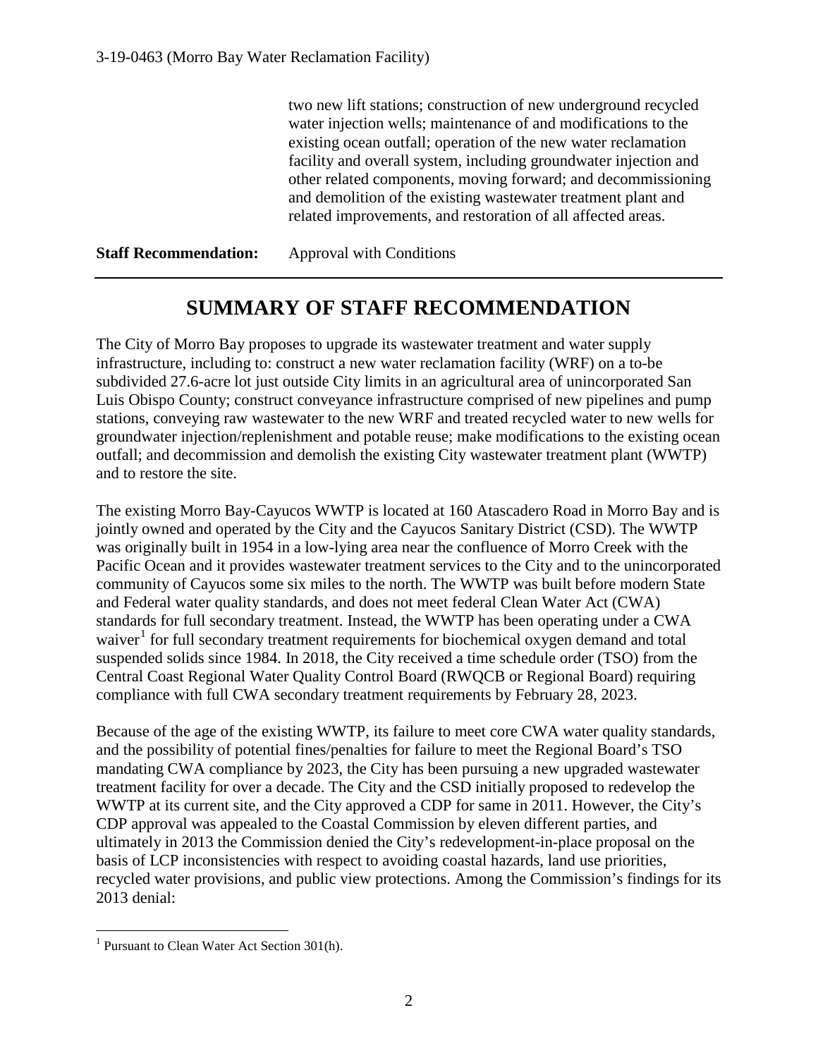two new lift stations; construction of new underground recycled water injection wells; maintenance of and modifications to the existing ocean outfall; operation of the new water reclamation facility and overall system, including groundwater injection and other related components, moving forward; and decommissioning and demolition of the existing wastewater treatment plant and related improvements, and restoration of all affected areas.

**Staff Recommendation:** Approval with Conditions

---

# SUMMARY OF STAFF RECOMMENDATION

The City of Morro Bay proposes to upgrade its wastewater treatment and water supply infrastructure, including to: construct a new water reclamation facility (WRF) on a to-be subdivided 27.6-acre lot just outside City limits in an agricultural area of unincorporated San Luis Obispo County; construct conveyance infrastructure comprised of new pipelines and pump stations, conveying raw wastewater to the new WRF and treated recycled water to new wells for groundwater injection/replenishment and potable reuse; make modifications to the existing ocean outfall; and decommission and demolish the existing City wastewater treatment plant (WWTP) and to restore the site.

The existing Morro Bay-Cayucos WWTP is located at 160 Atascadero Road in Morro Bay and is jointly owned and operated by the City and the Cayucos Sanitary District (CSD). The WWTP was originally built in 1954 in a low-lying area near the confluence of Morro Creek with the Pacific Ocean and it provides wastewater treatment services to the City and to the unincorporated community of Cayucos some six miles to the north. The WWTP was built before modern State and Federal water quality standards, and does not meet federal Clean Water Act (CWA) standards for full secondary treatment. Instead, the WWTP has been operating under a CWA waiver[1] for full secondary treatment requirements for biochemical oxygen demand and total suspended solids since 1984. In 2018, the City received a time schedule order (TSO) from the Central Coast Regional Water Quality Control Board (RWQCB or Regional Board) requiring compliance with full CWA secondary treatment requirements by February 28, 2023.

Because of the age of the existing WWTP, its failure to meet core CWA water quality standards, and the possibility of potential fines/penalties for failure to meet the Regional Board's TSO mandating CWA compliance by 2023, the City has been pursuing a new upgraded wastewater treatment facility for over a decade. The City and the CSD initially proposed to redevelop the WWTP at its current site, and the City approved a CDP for same in 2011. However, the City's CDP approval was appealed to the Coastal Commission by eleven different parties, and ultimately in 2013 the Commission denied the City's redevelopment-in-place proposal on the basis of LCP inconsistencies with respect to avoiding coastal hazards, land use priorities, recycled water provisions, and public view protections. Among the Commission's findings for its 2013 denial:

---

[1] Pursuant to Clean Water Act Section 301(h).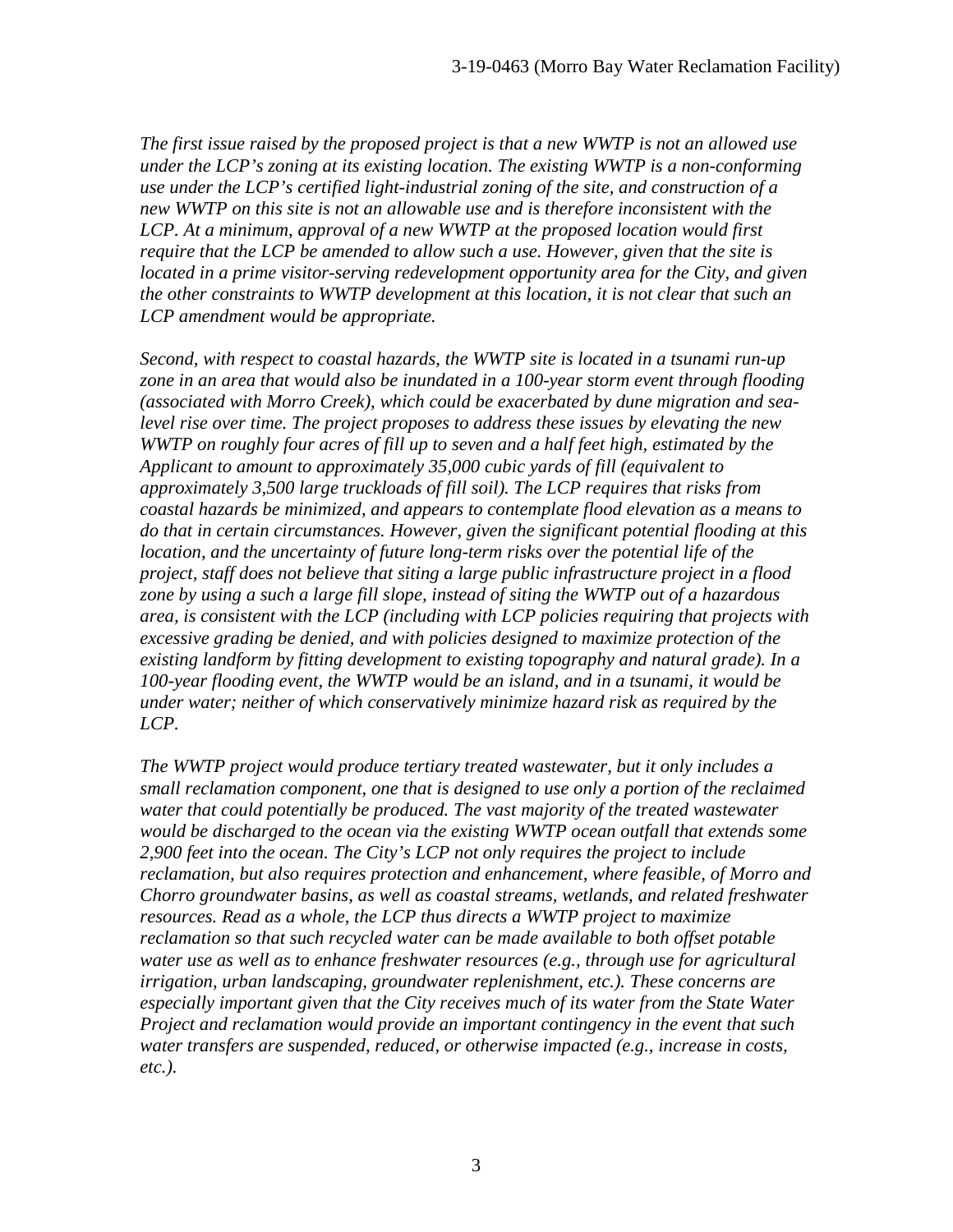*The first issue raised by the proposed project is that a new WWTP is not an allowed use under the LCP's zoning at its existing location. The existing WWTP is a non-conforming use under the LCP's certified light-industrial zoning of the site, and construction of a new WWTP on this site is not an allowable use and is therefore inconsistent with the LCP. At a minimum, approval of a new WWTP at the proposed location would first require that the LCP be amended to allow such a use. However, given that the site is located in a prime visitor-serving redevelopment opportunity area for the City, and given the other constraints to WWTP development at this location, it is not clear that such an LCP amendment would be appropriate.*

*Second, with respect to coastal hazards, the WWTP site is located in a tsunami run-up zone in an area that would also be inundated in a 100-year storm event through flooding (associated with Morro Creek), which could be exacerbated by dune migration and sea-level rise over time. The project proposes to address these issues by elevating the new WWTP on roughly four acres of fill up to seven and a half feet high, estimated by the Applicant to amount to approximately 35,000 cubic yards of fill (equivalent to approximately 3,500 large truckloads of fill soil). The LCP requires that risks from coastal hazards be minimized, and appears to contemplate flood elevation as a means to do that in certain circumstances. However, given the significant potential flooding at this location, and the uncertainty of future long-term risks over the potential life of the project, staff does not believe that siting a large public infrastructure project in a flood zone by using a such a large fill slope, instead of siting the WWTP out of a hazardous area, is consistent with the LCP (including with LCP policies requiring that projects with excessive grading be denied, and with policies designed to maximize protection of the existing landform by fitting development to existing topography and natural grade). In a 100-year flooding event, the WWTP would be an island, and in a tsunami, it would be under water; neither of which conservatively minimize hazard risk as required by the LCP.*

*The WWTP project would produce tertiary treated wastewater, but it only includes a small reclamation component, one that is designed to use only a portion of the reclaimed water that could potentially be produced. The vast majority of the treated wastewater would be discharged to the ocean via the existing WWTP ocean outfall that extends some 2,900 feet into the ocean. The City's LCP not only requires the project to include reclamation, but also requires protection and enhancement, where feasible, of Morro and Chorro groundwater basins, as well as coastal streams, wetlands, and related freshwater resources. Read as a whole, the LCP thus directs a WWTP project to maximize reclamation so that such recycled water can be made available to both offset potable water use as well as to enhance freshwater resources (e.g., through use for agricultural irrigation, urban landscaping, groundwater replenishment, etc.). These concerns are especially important given that the City receives much of its water from the State Water Project and reclamation would provide an important contingency in the event that such water transfers are suspended, reduced, or otherwise impacted (e.g., increase in costs, etc.).*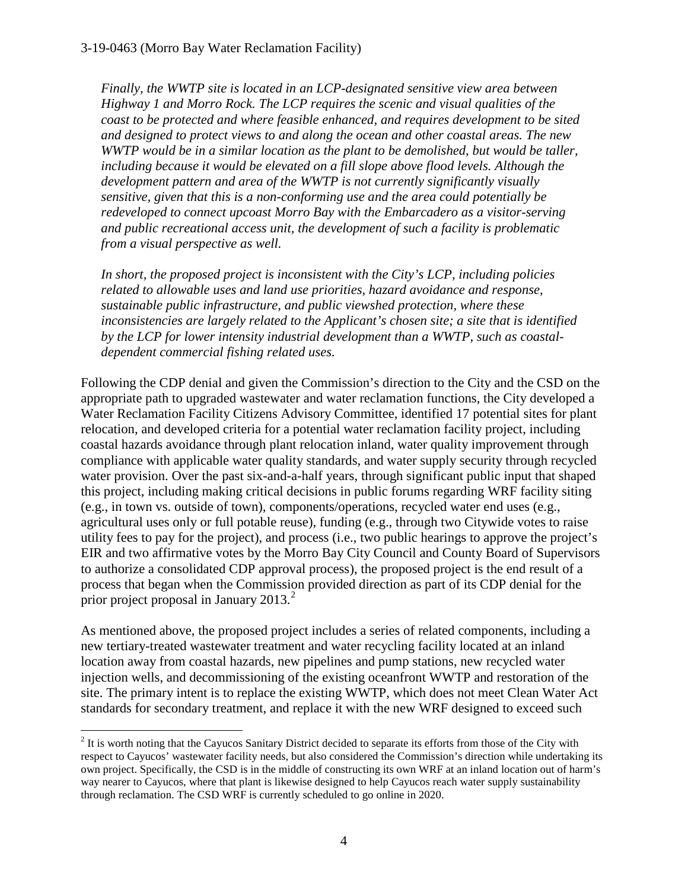*Finally, the WWTP site is located in an LCP-designated sensitive view area between Highway 1 and Morro Rock. The LCP requires the scenic and visual qualities of the coast to be protected and where feasible enhanced, and requires development to be sited and designed to protect views to and along the ocean and other coastal areas. The new WWTP would be in a similar location as the plant to be demolished, but would be taller, including because it would be elevated on a fill slope above flood levels. Although the development pattern and area of the WWTP is not currently significantly visually sensitive, given that this is a non-conforming use and the area could potentially be redeveloped to connect upcoast Morro Bay with the Embarcadero as a visitor-serving and public recreational access unit, the development of such a facility is problematic from a visual perspective as well.*

*In short, the proposed project is inconsistent with the City's LCP, including policies related to allowable uses and land use priorities, hazard avoidance and response, sustainable public infrastructure, and public viewshed protection, where these inconsistencies are largely related to the Applicant's chosen site; a site that is identified by the LCP for lower intensity industrial development than a WWTP, such as coastal-dependent commercial fishing related uses.*

Following the CDP denial and given the Commission's direction to the City and the CSD on the appropriate path to upgraded wastewater and water reclamation functions, the City developed a Water Reclamation Facility Citizens Advisory Committee, identified 17 potential sites for plant relocation, and developed criteria for a potential water reclamation facility project, including coastal hazards avoidance through plant relocation inland, water quality improvement through compliance with applicable water quality standards, and water supply security through recycled water provision. Over the past six-and-a-half years, through significant public input that shaped this project, including making critical decisions in public forums regarding WRF facility siting (e.g., in town vs. outside of town), components/operations, recycled water end uses (e.g., agricultural uses only or full potable reuse), funding (e.g., through two Citywide votes to raise utility fees to pay for the project), and process (i.e., two public hearings to approve the project's EIR and two affirmative votes by the Morro Bay City Council and County Board of Supervisors to authorize a consolidated CDP approval process), the proposed project is the end result of a process that began when the Commission provided direction as part of its CDP denial for the prior project proposal in January 2013.[2]

As mentioned above, the proposed project includes a series of related components, including a new tertiary-treated wastewater treatment and water recycling facility located at an inland location away from coastal hazards, new pipelines and pump stations, new recycled water injection wells, and decommissioning of the existing oceanfront WWTP and restoration of the site. The primary intent is to replace the existing WWTP, which does not meet Clean Water Act standards for secondary treatment, and replace it with the new WRF designed to exceed such

[2] It is worth noting that the Cayucos Sanitary District decided to separate its efforts from those of the City with respect to Cayucos' wastewater facility needs, but also considered the Commission's direction while undertaking its own project. Specifically, the CSD is in the middle of constructing its own WRF at an inland location out of harm's way nearer to Cayucos, where that plant is likewise designed to help Cayucos reach water supply sustainability through reclamation. The CSD WRF is currently scheduled to go online in 2020.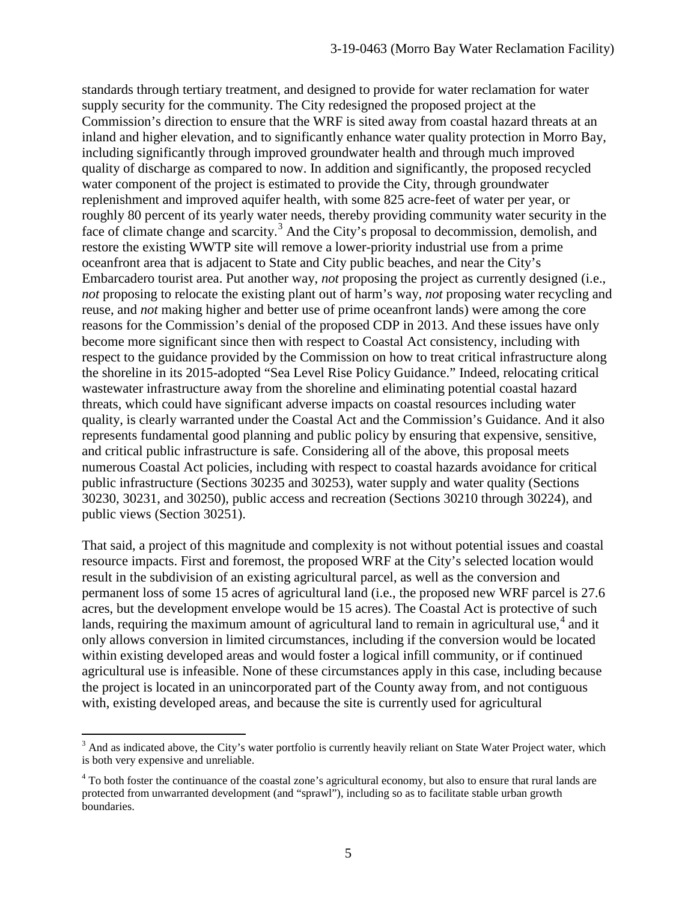standards through tertiary treatment, and designed to provide for water reclamation for water supply security for the community. The City redesigned the proposed project at the Commission's direction to ensure that the WRF is sited away from coastal hazard threats at an inland and higher elevation, and to significantly enhance water quality protection in Morro Bay, including significantly through improved groundwater health and through much improved quality of discharge as compared to now. In addition and significantly, the proposed recycled water component of the project is estimated to provide the City, through groundwater replenishment and improved aquifer health, with some 825 acre-feet of water per year, or roughly 80 percent of its yearly water needs, thereby providing community water security in the face of climate change and scarcity.[3] And the City's proposal to decommission, demolish, and restore the existing WWTP site will remove a lower-priority industrial use from a prime oceanfront area that is adjacent to State and City public beaches, and near the City's Embarcadero tourist area. Put another way, *not* proposing the project as currently designed (i.e., *not* proposing to relocate the existing plant out of harm's way, *not* proposing water recycling and reuse, and *not* making higher and better use of prime oceanfront lands) were among the core reasons for the Commission's denial of the proposed CDP in 2013. And these issues have only become more significant since then with respect to Coastal Act consistency, including with respect to the guidance provided by the Commission on how to treat critical infrastructure along the shoreline in its 2015-adopted "Sea Level Rise Policy Guidance." Indeed, relocating critical wastewater infrastructure away from the shoreline and eliminating potential coastal hazard threats, which could have significant adverse impacts on coastal resources including water quality, is clearly warranted under the Coastal Act and the Commission's Guidance. And it also represents fundamental good planning and public policy by ensuring that expensive, sensitive, and critical public infrastructure is safe. Considering all of the above, this proposal meets numerous Coastal Act policies, including with respect to coastal hazards avoidance for critical public infrastructure (Sections 30235 and 30253), water supply and water quality (Sections 30230, 30231, and 30250), public access and recreation (Sections 30210 through 30224), and public views (Section 30251).

That said, a project of this magnitude and complexity is not without potential issues and coastal resource impacts. First and foremost, the proposed WRF at the City's selected location would result in the subdivision of an existing agricultural parcel, as well as the conversion and permanent loss of some 15 acres of agricultural land (i.e., the proposed new WRF parcel is 27.6 acres, but the development envelope would be 15 acres). The Coastal Act is protective of such lands, requiring the maximum amount of agricultural land to remain in agricultural use,[4] and it only allows conversion in limited circumstances, including if the conversion would be located within existing developed areas and would foster a logical infill community, or if continued agricultural use is infeasible. None of these circumstances apply in this case, including because the project is located in an unincorporated part of the County away from, and not contiguous with, existing developed areas, and because the site is currently used for agricultural

[3] And as indicated above, the City's water portfolio is currently heavily reliant on State Water Project water, which is both very expensive and unreliable.

[4] To both foster the continuance of the coastal zone's agricultural economy, but also to ensure that rural lands are protected from unwarranted development (and "sprawl"), including so as to facilitate stable urban growth boundaries.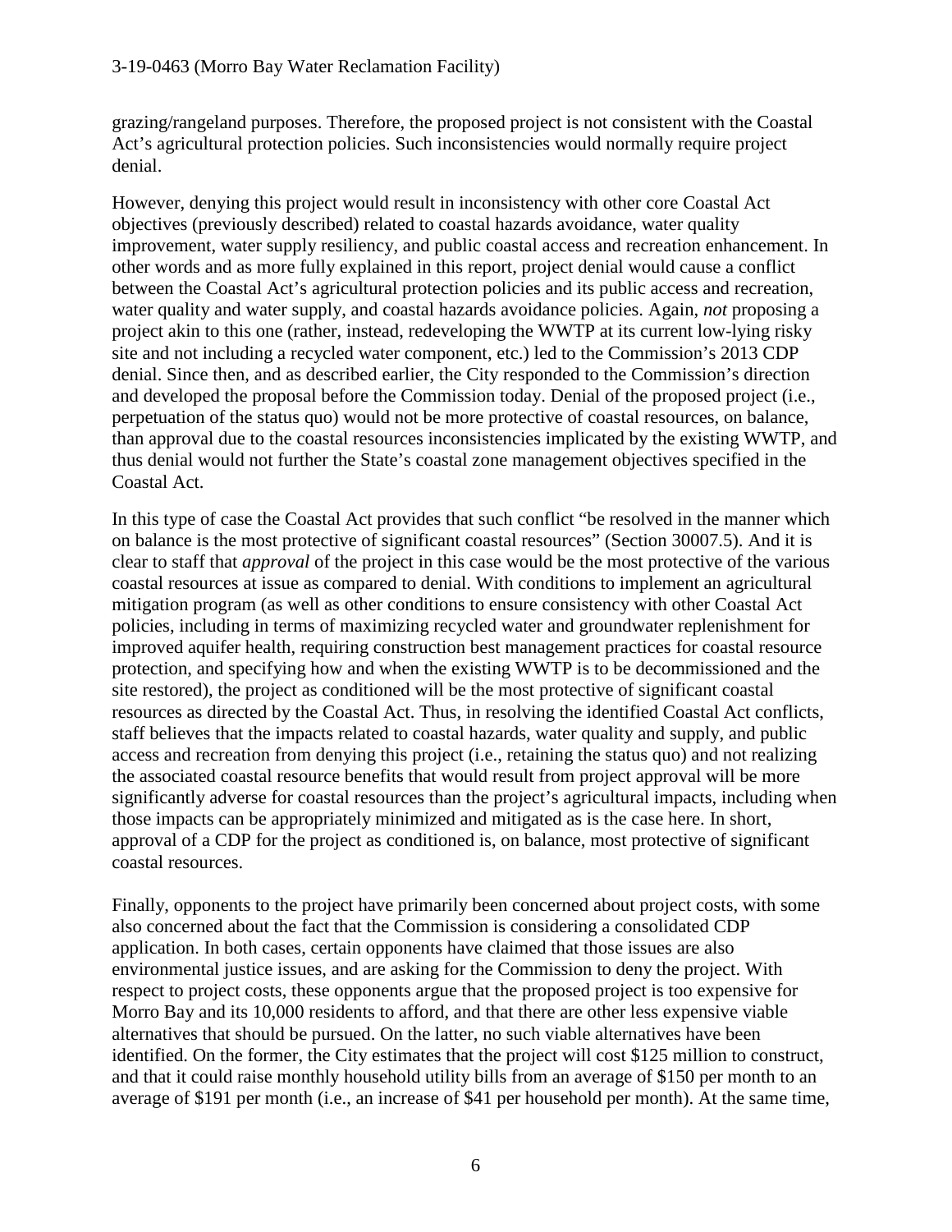grazing/rangeland purposes. Therefore, the proposed project is not consistent with the Coastal Act's agricultural protection policies. Such inconsistencies would normally require project denial.

However, denying this project would result in inconsistency with other core Coastal Act objectives (previously described) related to coastal hazards avoidance, water quality improvement, water supply resiliency, and public coastal access and recreation enhancement. In other words and as more fully explained in this report, project denial would cause a conflict between the Coastal Act's agricultural protection policies and its public access and recreation, water quality and water supply, and coastal hazards avoidance policies. Again, *not* proposing a project akin to this one (rather, instead, redeveloping the WWTP at its current low-lying risky site and not including a recycled water component, etc.) led to the Commission's 2013 CDP denial. Since then, and as described earlier, the City responded to the Commission's direction and developed the proposal before the Commission today. Denial of the proposed project (i.e., perpetuation of the status quo) would not be more protective of coastal resources, on balance, than approval due to the coastal resources inconsistencies implicated by the existing WWTP, and thus denial would not further the State's coastal zone management objectives specified in the Coastal Act.

In this type of case the Coastal Act provides that such conflict "be resolved in the manner which on balance is the most protective of significant coastal resources" (Section 30007.5). And it is clear to staff that *approval* of the project in this case would be the most protective of the various coastal resources at issue as compared to denial. With conditions to implement an agricultural mitigation program (as well as other conditions to ensure consistency with other Coastal Act policies, including in terms of maximizing recycled water and groundwater replenishment for improved aquifer health, requiring construction best management practices for coastal resource protection, and specifying how and when the existing WWTP is to be decommissioned and the site restored), the project as conditioned will be the most protective of significant coastal resources as directed by the Coastal Act. Thus, in resolving the identified Coastal Act conflicts, staff believes that the impacts related to coastal hazards, water quality and supply, and public access and recreation from denying this project (i.e., retaining the status quo) and not realizing the associated coastal resource benefits that would result from project approval will be more significantly adverse for coastal resources than the project's agricultural impacts, including when those impacts can be appropriately minimized and mitigated as is the case here. In short, approval of a CDP for the project as conditioned is, on balance, most protective of significant coastal resources.

Finally, opponents to the project have primarily been concerned about project costs, with some also concerned about the fact that the Commission is considering a consolidated CDP application. In both cases, certain opponents have claimed that those issues are also environmental justice issues, and are asking for the Commission to deny the project. With respect to project costs, these opponents argue that the proposed project is too expensive for Morro Bay and its 10,000 residents to afford, and that there are other less expensive viable alternatives that should be pursued. On the latter, no such viable alternatives have been identified. On the former, the City estimates that the project will cost $125 million to construct, and that it could raise monthly household utility bills from an average of $150 per month to an average of $191 per month (i.e., an increase of $41 per household per month). At the same time,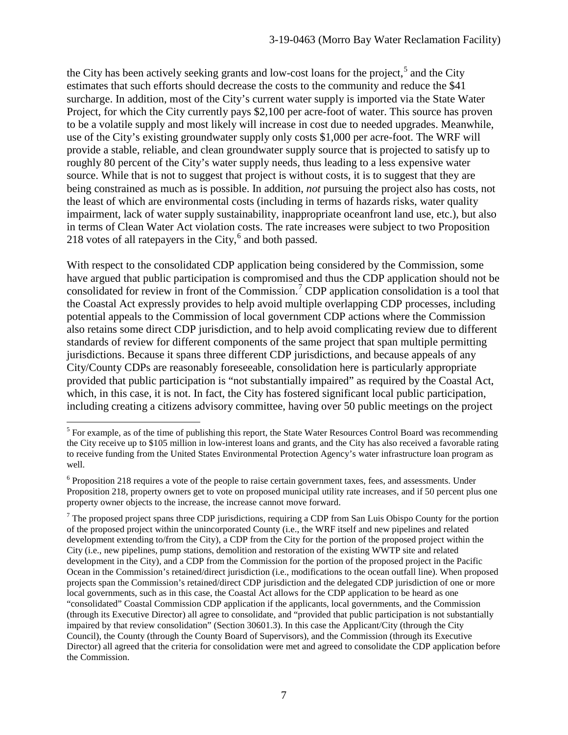the City has been actively seeking grants and low-cost loans for the project,[5] and the City estimates that such efforts should decrease the costs to the community and reduce the $41 surcharge. In addition, most of the City's current water supply is imported via the State Water Project, for which the City currently pays $2,100 per acre-foot of water. This source has proven to be a volatile supply and most likely will increase in cost due to needed upgrades. Meanwhile, use of the City's existing groundwater supply only costs $1,000 per acre-foot. The WRF will provide a stable, reliable, and clean groundwater supply source that is projected to satisfy up to roughly 80 percent of the City's water supply needs, thus leading to a less expensive water source. While that is not to suggest that project is without costs, it is to suggest that they are being constrained as much as is possible. In addition, *not* pursuing the project also has costs, not the least of which are environmental costs (including in terms of hazards risks, water quality impairment, lack of water supply sustainability, inappropriate oceanfront land use, etc.), but also in terms of Clean Water Act violation costs. The rate increases were subject to two Proposition 218 votes of all ratepayers in the City,[6] and both passed.

With respect to the consolidated CDP application being considered by the Commission, some have argued that public participation is compromised and thus the CDP application should not be consolidated for review in front of the Commission.[7] CDP application consolidation is a tool that the Coastal Act expressly provides to help avoid multiple overlapping CDP processes, including potential appeals to the Commission of local government CDP actions where the Commission also retains some direct CDP jurisdiction, and to help avoid complicating review due to different standards of review for different components of the same project that span multiple permitting jurisdictions. Because it spans three different CDP jurisdictions, and because appeals of any City/County CDPs are reasonably foreseeable, consolidation here is particularly appropriate provided that public participation is "not substantially impaired" as required by the Coastal Act, which, in this case, it is not. In fact, the City has fostered significant local public participation, including creating a citizens advisory committee, having over 50 public meetings on the project

---

[5] For example, as of the time of publishing this report, the State Water Resources Control Board was recommending the City receive up to $105 million in low-interest loans and grants, and the City has also received a favorable rating to receive funding from the United States Environmental Protection Agency's water infrastructure loan program as well.

[6] Proposition 218 requires a vote of the people to raise certain government taxes, fees, and assessments. Under Proposition 218, property owners get to vote on proposed municipal utility rate increases, and if 50 percent plus one property owner objects to the increase, the increase cannot move forward.

[7] The proposed project spans three CDP jurisdictions, requiring a CDP from San Luis Obispo County for the portion of the proposed project within the unincorporated County (i.e., the WRF itself and new pipelines and related development extending to/from the City), a CDP from the City for the portion of the proposed project within the City (i.e., new pipelines, pump stations, demolition and restoration of the existing WWTP site and related development in the City), and a CDP from the Commission for the portion of the proposed project in the Pacific Ocean in the Commission's retained/direct jurisdiction (i.e., modifications to the ocean outfall line). When proposed projects span the Commission's retained/direct CDP jurisdiction and the delegated CDP jurisdiction of one or more local governments, such as in this case, the Coastal Act allows for the CDP application to be heard as one "consolidated" Coastal Commission CDP application if the applicants, local governments, and the Commission (through its Executive Director) all agree to consolidate, and "provided that public participation is not substantially impaired by that review consolidation" (Section 30601.3). In this case the Applicant/City (through the City Council), the County (through the County Board of Supervisors), and the Commission (through its Executive Director) all agreed that the criteria for consolidation were met and agreed to consolidate the CDP application before the Commission.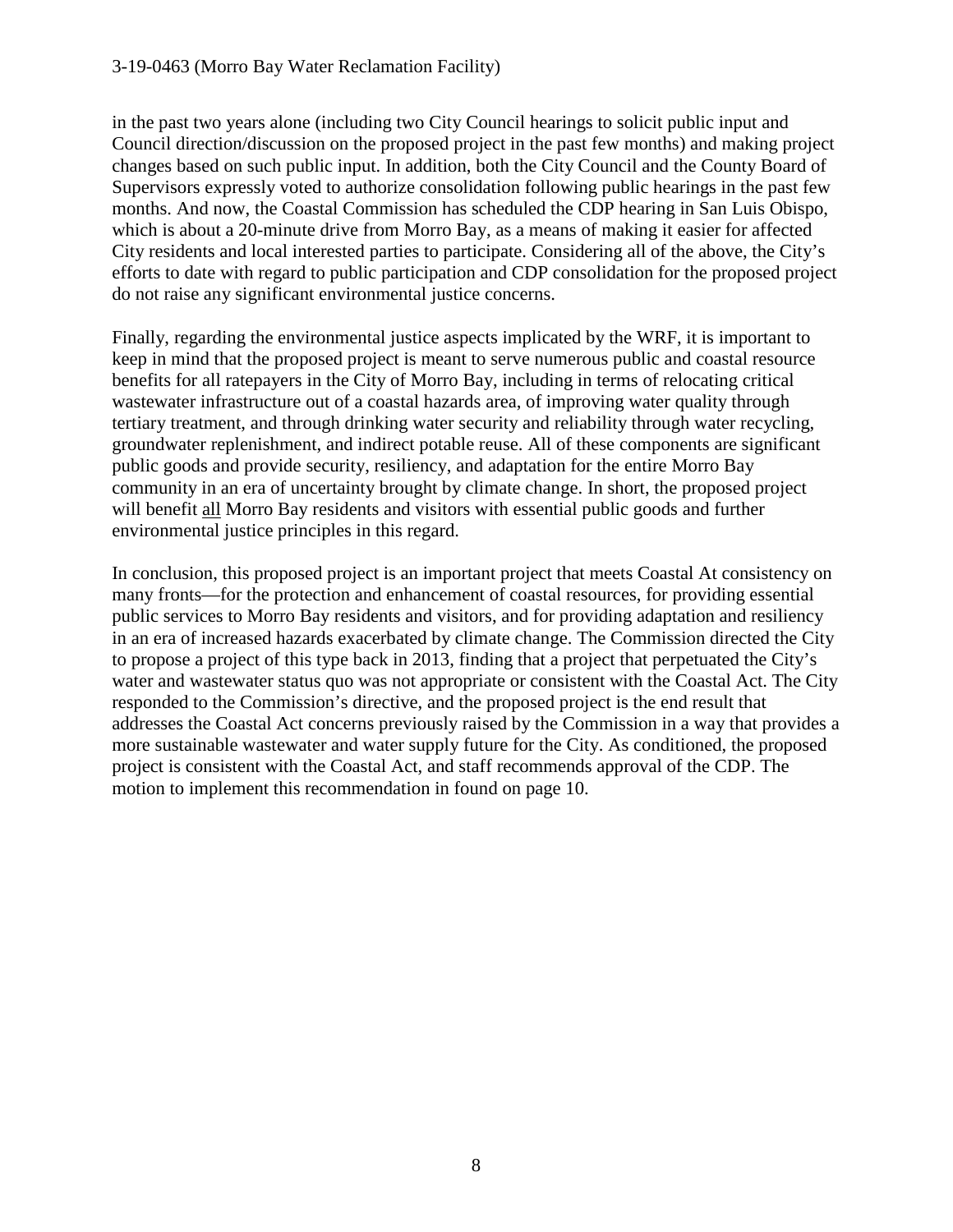in the past two years alone (including two City Council hearings to solicit public input and Council direction/discussion on the proposed project in the past few months) and making project changes based on such public input. In addition, both the City Council and the County Board of Supervisors expressly voted to authorize consolidation following public hearings in the past few months. And now, the Coastal Commission has scheduled the CDP hearing in San Luis Obispo, which is about a 20-minute drive from Morro Bay, as a means of making it easier for affected City residents and local interested parties to participate. Considering all of the above, the City's efforts to date with regard to public participation and CDP consolidation for the proposed project do not raise any significant environmental justice concerns.

Finally, regarding the environmental justice aspects implicated by the WRF, it is important to keep in mind that the proposed project is meant to serve numerous public and coastal resource benefits for all ratepayers in the City of Morro Bay, including in terms of relocating critical wastewater infrastructure out of a coastal hazards area, of improving water quality through tertiary treatment, and through drinking water security and reliability through water recycling, groundwater replenishment, and indirect potable reuse. All of these components are significant public goods and provide security, resiliency, and adaptation for the entire Morro Bay community in an era of uncertainty brought by climate change. In short, the proposed project will benefit <u>all</u> Morro Bay residents and visitors with essential public goods and further environmental justice principles in this regard.

In conclusion, this proposed project is an important project that meets Coastal At consistency on many fronts—for the protection and enhancement of coastal resources, for providing essential public services to Morro Bay residents and visitors, and for providing adaptation and resiliency in an era of increased hazards exacerbated by climate change. The Commission directed the City to propose a project of this type back in 2013, finding that a project that perpetuated the City's water and wastewater status quo was not appropriate or consistent with the Coastal Act. The City responded to the Commission's directive, and the proposed project is the end result that addresses the Coastal Act concerns previously raised by the Commission in a way that provides a more sustainable wastewater and water supply future for the City. As conditioned, the proposed project is consistent with the Coastal Act, and staff recommends approval of the CDP. The motion to implement this recommendation in found on page 10.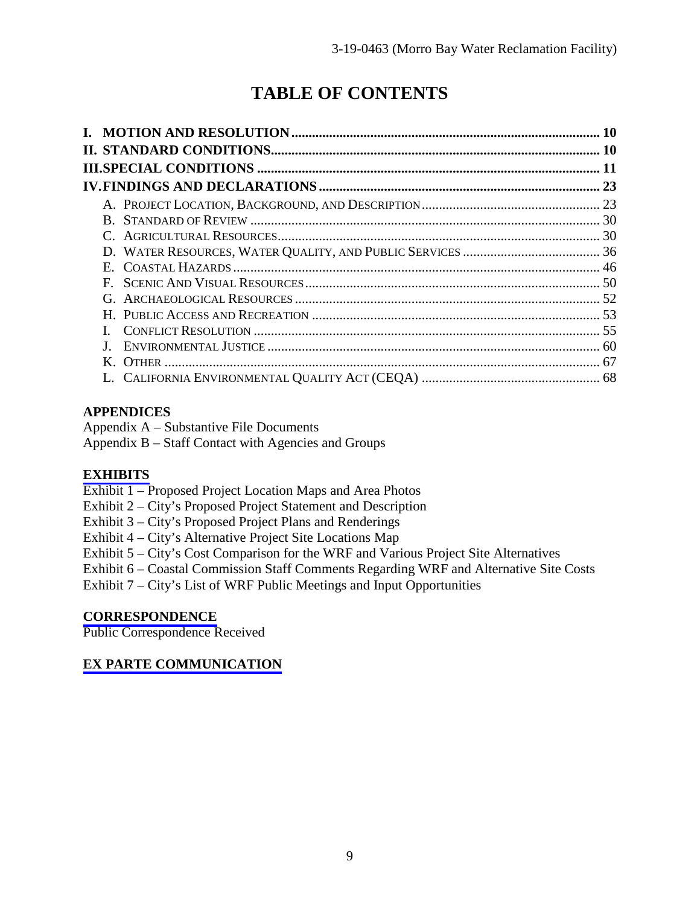# TABLE OF CONTENTS

**I. MOTION AND RESOLUTION** ........................................ 10
**II. STANDARD CONDITIONS** ........................................ 10
**III. SPECIAL CONDITIONS** ........................................ 11
**IV. FINDINGS AND DECLARATIONS** ........................................ 23

- A. Project Location, Background, and Description ........................................ 23
- B. Standard of Review ........................................ 30
- C. Agricultural Resources ........................................ 30
- D. Water Resources, Water Quality, and Public Services ........................................ 36
- E. Coastal Hazards ........................................ 46
- F. Scenic And Visual Resources ........................................ 50
- G. Archaeological Resources ........................................ 52
- H. Public Access and Recreation ........................................ 53
- I. Conflict Resolution ........................................ 55
- J. Environmental Justice ........................................ 60
- K. Other ........................................ 67
- L. California Environmental Quality Act (CEQA) ........................................ 68

## APPENDICES

Appendix A – Substantive File Documents
Appendix B – Staff Contact with Agencies and Groups

## EXHIBITS

Exhibit 1 – Proposed Project Location Maps and Area Photos
Exhibit 2 – City's Proposed Project Statement and Description
Exhibit 3 – City's Proposed Project Plans and Renderings
Exhibit 4 – City's Alternative Project Site Locations Map
Exhibit 5 – City's Cost Comparison for the WRF and Various Project Site Alternatives
Exhibit 6 – Coastal Commission Staff Comments Regarding WRF and Alternative Site Costs
Exhibit 7 – City's List of WRF Public Meetings and Input Opportunities

## CORRESPONDENCE

Public Correspondence Received

## EX PARTE COMMUNICATION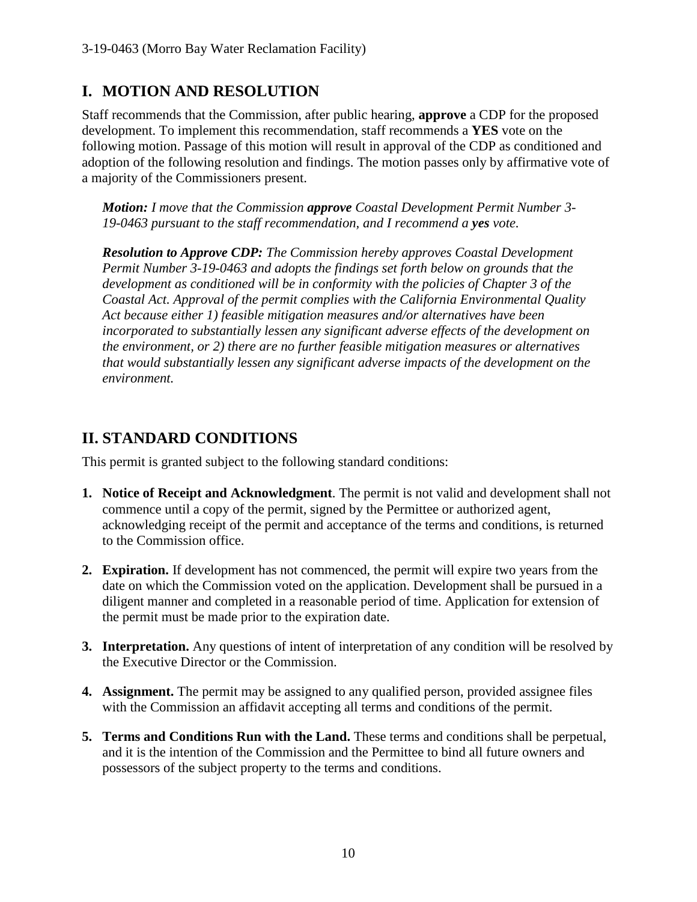## I. MOTION AND RESOLUTION

Staff recommends that the Commission, after public hearing, **approve** a CDP for the proposed development. To implement this recommendation, staff recommends a **YES** vote on the following motion. Passage of this motion will result in approval of the CDP as conditioned and adoption of the following resolution and findings. The motion passes only by affirmative vote of a majority of the Commissioners present.

> ***Motion:*** *I move that the Commission* ***approve*** *Coastal Development Permit Number 3-19-0463 pursuant to the staff recommendation, and I recommend a* ***yes*** *vote.*
>
> ***Resolution to Approve CDP:*** *The Commission hereby approves Coastal Development Permit Number 3-19-0463 and adopts the findings set forth below on grounds that the development as conditioned will be in conformity with the policies of Chapter 3 of the Coastal Act. Approval of the permit complies with the California Environmental Quality Act because either 1) feasible mitigation measures and/or alternatives have been incorporated to substantially lessen any significant adverse effects of the development on the environment, or 2) there are no further feasible mitigation measures or alternatives that would substantially lessen any significant adverse impacts of the development on the environment.*

## II. STANDARD CONDITIONS

This permit is granted subject to the following standard conditions:

1. **Notice of Receipt and Acknowledgment**. The permit is not valid and development shall not commence until a copy of the permit, signed by the Permittee or authorized agent, acknowledging receipt of the permit and acceptance of the terms and conditions, is returned to the Commission office.

2. **Expiration.** If development has not commenced, the permit will expire two years from the date on which the Commission voted on the application. Development shall be pursued in a diligent manner and completed in a reasonable period of time. Application for extension of the permit must be made prior to the expiration date.

3. **Interpretation.** Any questions of intent of interpretation of any condition will be resolved by the Executive Director or the Commission.

4. **Assignment.** The permit may be assigned to any qualified person, provided assignee files with the Commission an affidavit accepting all terms and conditions of the permit.

5. **Terms and Conditions Run with the Land.** These terms and conditions shall be perpetual, and it is the intention of the Commission and the Permittee to bind all future owners and possessors of the subject property to the terms and conditions.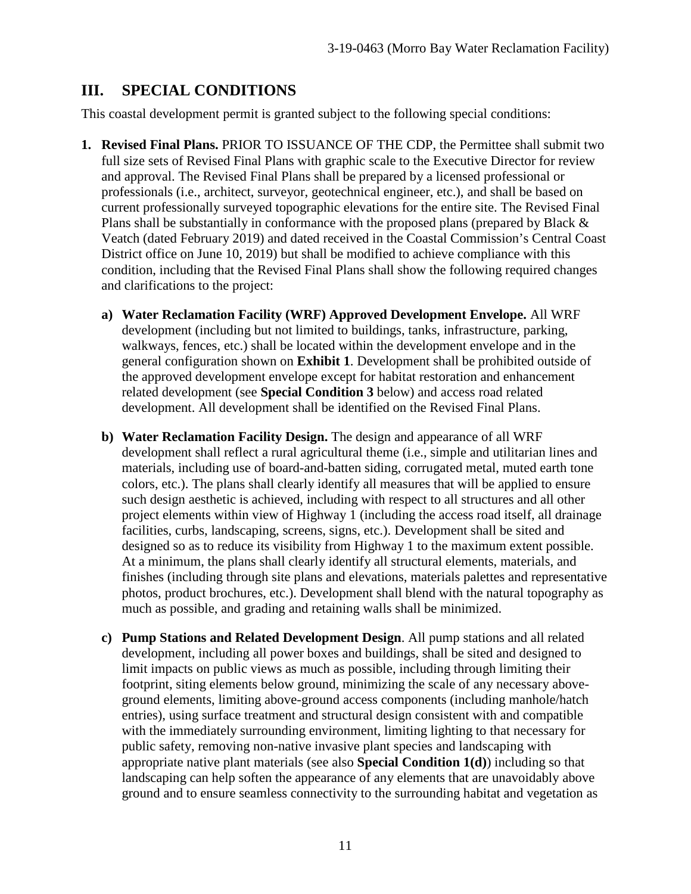## III. SPECIAL CONDITIONS

This coastal development permit is granted subject to the following special conditions:

1. **Revised Final Plans.** PRIOR TO ISSUANCE OF THE CDP, the Permittee shall submit two full size sets of Revised Final Plans with graphic scale to the Executive Director for review and approval. The Revised Final Plans shall be prepared by a licensed professional or professionals (i.e., architect, surveyor, geotechnical engineer, etc.), and shall be based on current professionally surveyed topographic elevations for the entire site. The Revised Final Plans shall be substantially in conformance with the proposed plans (prepared by Black & Veatch (dated February 2019) and dated received in the Coastal Commission's Central Coast District office on June 10, 2019) but shall be modified to achieve compliance with this condition, including that the Revised Final Plans shall show the following required changes and clarifications to the project:

   a) **Water Reclamation Facility (WRF) Approved Development Envelope.** All WRF development (including but not limited to buildings, tanks, infrastructure, parking, walkways, fences, etc.) shall be located within the development envelope and in the general configuration shown on **Exhibit 1**. Development shall be prohibited outside of the approved development envelope except for habitat restoration and enhancement related development (see **Special Condition 3** below) and access road related development. All development shall be identified on the Revised Final Plans.

   b) **Water Reclamation Facility Design.** The design and appearance of all WRF development shall reflect a rural agricultural theme (i.e., simple and utilitarian lines and materials, including use of board-and-batten siding, corrugated metal, muted earth tone colors, etc.). The plans shall clearly identify all measures that will be applied to ensure such design aesthetic is achieved, including with respect to all structures and all other project elements within view of Highway 1 (including the access road itself, all drainage facilities, curbs, landscaping, screens, signs, etc.). Development shall be sited and designed so as to reduce its visibility from Highway 1 to the maximum extent possible. At a minimum, the plans shall clearly identify all structural elements, materials, and finishes (including through site plans and elevations, materials palettes and representative photos, product brochures, etc.). Development shall blend with the natural topography as much as possible, and grading and retaining walls shall be minimized.

   c) **Pump Stations and Related Development Design**. All pump stations and all related development, including all power boxes and buildings, shall be sited and designed to limit impacts on public views as much as possible, including through limiting their footprint, siting elements below ground, minimizing the scale of any necessary above-ground elements, limiting above-ground access components (including manhole/hatch entries), using surface treatment and structural design consistent with and compatible with the immediately surrounding environment, limiting lighting to that necessary for public safety, removing non-native invasive plant species and landscaping with appropriate native plant materials (see also **Special Condition 1(d)**) including so that landscaping can help soften the appearance of any elements that are unavoidably above ground and to ensure seamless connectivity to the surrounding habitat and vegetation as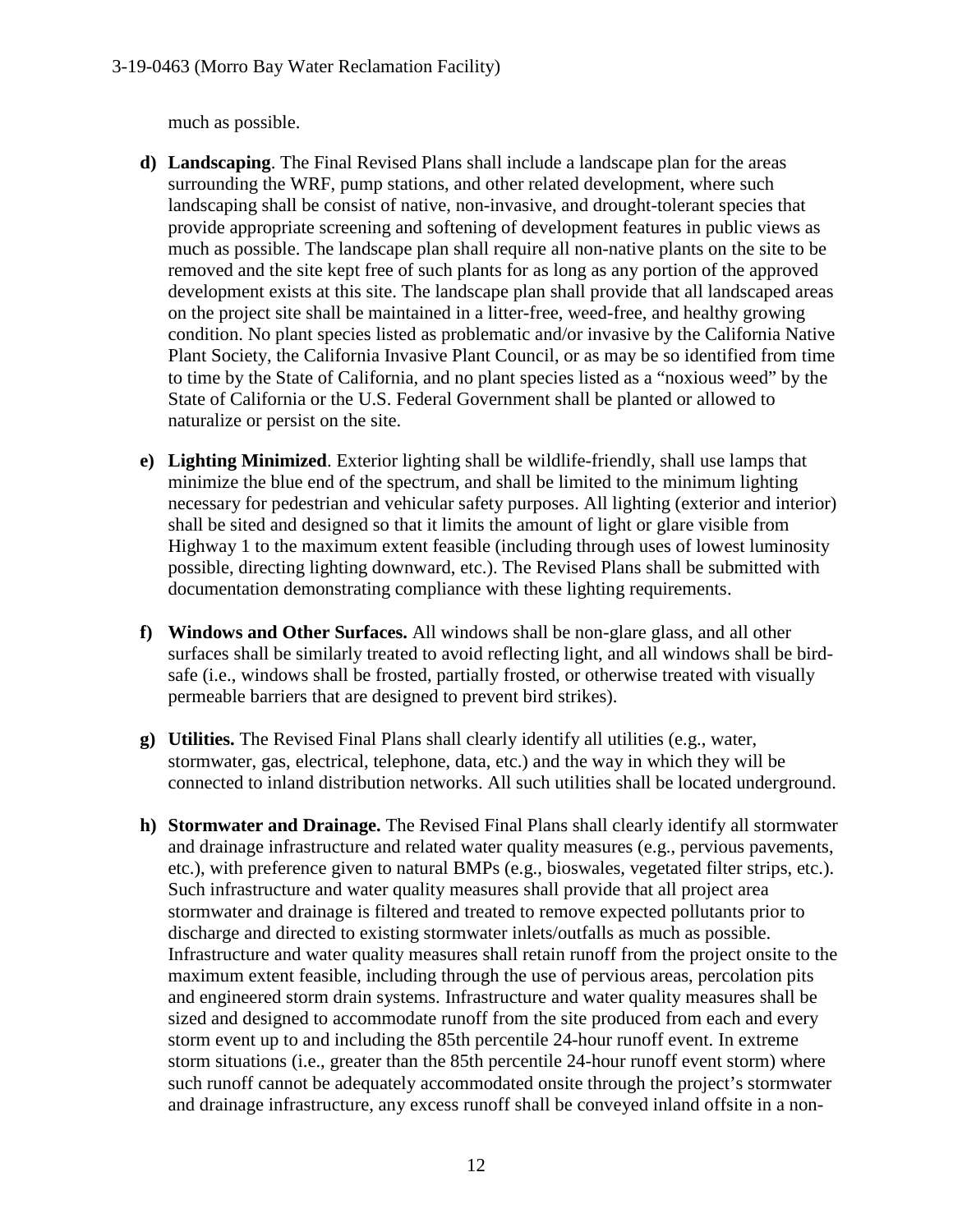much as possible.

- **d) Landscaping**. The Final Revised Plans shall include a landscape plan for the areas surrounding the WRF, pump stations, and other related development, where such landscaping shall be consist of native, non-invasive, and drought-tolerant species that provide appropriate screening and softening of development features in public views as much as possible. The landscape plan shall require all non-native plants on the site to be removed and the site kept free of such plants for as long as any portion of the approved development exists at this site. The landscape plan shall provide that all landscaped areas on the project site shall be maintained in a litter-free, weed-free, and healthy growing condition. No plant species listed as problematic and/or invasive by the California Native Plant Society, the California Invasive Plant Council, or as may be so identified from time to time by the State of California, and no plant species listed as a "noxious weed" by the State of California or the U.S. Federal Government shall be planted or allowed to naturalize or persist on the site.

- **e) Lighting Minimized**. Exterior lighting shall be wildlife-friendly, shall use lamps that minimize the blue end of the spectrum, and shall be limited to the minimum lighting necessary for pedestrian and vehicular safety purposes. All lighting (exterior and interior) shall be sited and designed so that it limits the amount of light or glare visible from Highway 1 to the maximum extent feasible (including through uses of lowest luminosity possible, directing lighting downward, etc.). The Revised Plans shall be submitted with documentation demonstrating compliance with these lighting requirements.

- **f) Windows and Other Surfaces.** All windows shall be non-glare glass, and all other surfaces shall be similarly treated to avoid reflecting light, and all windows shall be bird-safe (i.e., windows shall be frosted, partially frosted, or otherwise treated with visually permeable barriers that are designed to prevent bird strikes).

- **g) Utilities.** The Revised Final Plans shall clearly identify all utilities (e.g., water, stormwater, gas, electrical, telephone, data, etc.) and the way in which they will be connected to inland distribution networks. All such utilities shall be located underground.

- **h) Stormwater and Drainage.** The Revised Final Plans shall clearly identify all stormwater and drainage infrastructure and related water quality measures (e.g., pervious pavements, etc.), with preference given to natural BMPs (e.g., bioswales, vegetated filter strips, etc.). Such infrastructure and water quality measures shall provide that all project area stormwater and drainage is filtered and treated to remove expected pollutants prior to discharge and directed to existing stormwater inlets/outfalls as much as possible. Infrastructure and water quality measures shall retain runoff from the project onsite to the maximum extent feasible, including through the use of pervious areas, percolation pits and engineered storm drain systems. Infrastructure and water quality measures shall be sized and designed to accommodate runoff from the site produced from each and every storm event up to and including the 85th percentile 24-hour runoff event. In extreme storm situations (i.e., greater than the 85th percentile 24-hour runoff event storm) where such runoff cannot be adequately accommodated onsite through the project's stormwater and drainage infrastructure, any excess runoff shall be conveyed inland offsite in a non-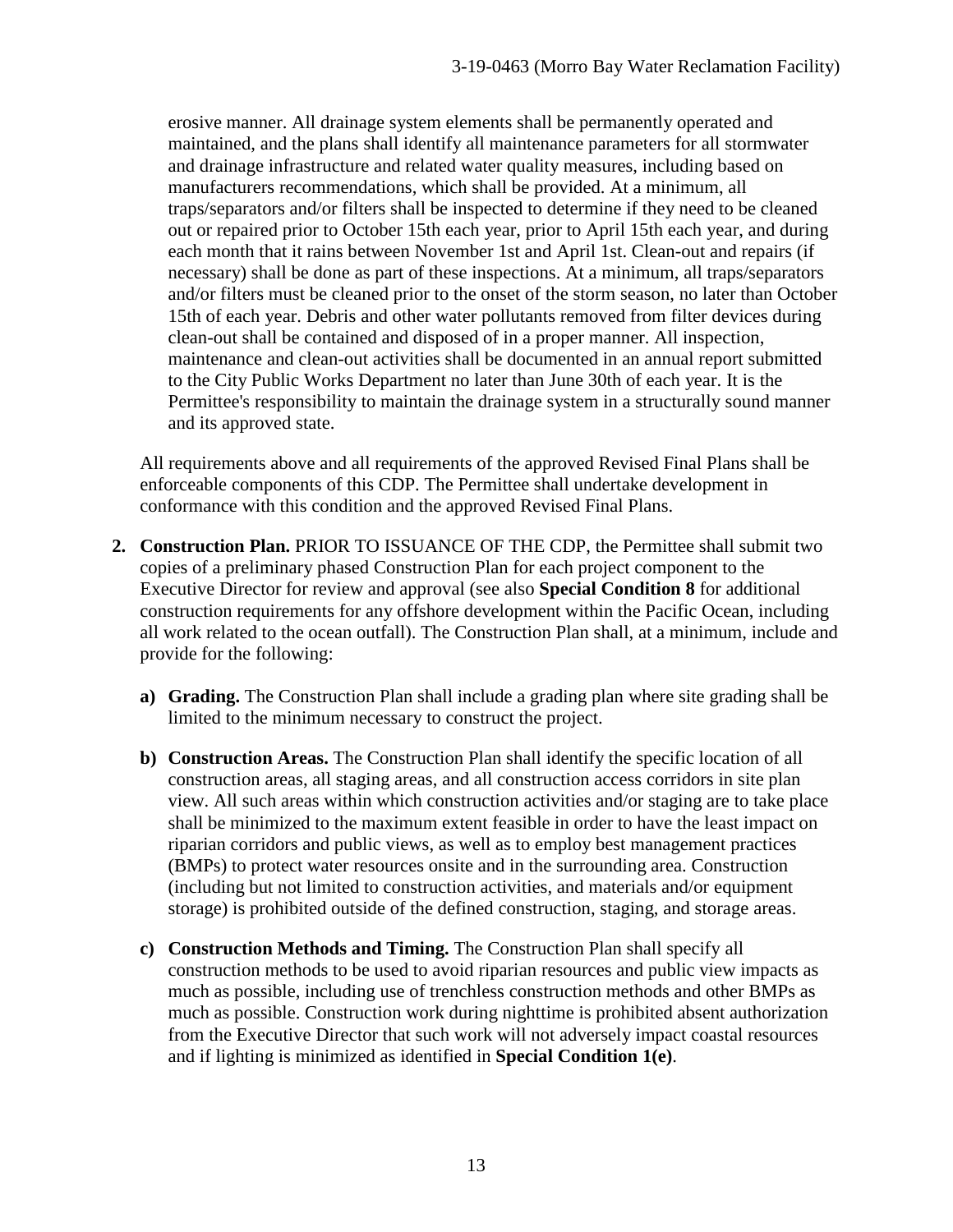erosive manner. All drainage system elements shall be permanently operated and maintained, and the plans shall identify all maintenance parameters for all stormwater and drainage infrastructure and related water quality measures, including based on manufacturers recommendations, which shall be provided. At a minimum, all traps/separators and/or filters shall be inspected to determine if they need to be cleaned out or repaired prior to October 15th each year, prior to April 15th each year, and during each month that it rains between November 1st and April 1st. Clean-out and repairs (if necessary) shall be done as part of these inspections. At a minimum, all traps/separators and/or filters must be cleaned prior to the onset of the storm season, no later than October 15th of each year. Debris and other water pollutants removed from filter devices during clean-out shall be contained and disposed of in a proper manner. All inspection, maintenance and clean-out activities shall be documented in an annual report submitted to the City Public Works Department no later than June 30th of each year. It is the Permittee's responsibility to maintain the drainage system in a structurally sound manner and its approved state.

All requirements above and all requirements of the approved Revised Final Plans shall be enforceable components of this CDP. The Permittee shall undertake development in conformance with this condition and the approved Revised Final Plans.

2. **Construction Plan.** PRIOR TO ISSUANCE OF THE CDP, the Permittee shall submit two copies of a preliminary phased Construction Plan for each project component to the Executive Director for review and approval (see also **Special Condition 8** for additional construction requirements for any offshore development within the Pacific Ocean, including all work related to the ocean outfall). The Construction Plan shall, at a minimum, include and provide for the following:

   a) **Grading.** The Construction Plan shall include a grading plan where site grading shall be limited to the minimum necessary to construct the project.

   b) **Construction Areas.** The Construction Plan shall identify the specific location of all construction areas, all staging areas, and all construction access corridors in site plan view. All such areas within which construction activities and/or staging are to take place shall be minimized to the maximum extent feasible in order to have the least impact on riparian corridors and public views, as well as to employ best management practices (BMPs) to protect water resources onsite and in the surrounding area. Construction (including but not limited to construction activities, and materials and/or equipment storage) is prohibited outside of the defined construction, staging, and storage areas.

   c) **Construction Methods and Timing.** The Construction Plan shall specify all construction methods to be used to avoid riparian resources and public view impacts as much as possible, including use of trenchless construction methods and other BMPs as much as possible. Construction work during nighttime is prohibited absent authorization from the Executive Director that such work will not adversely impact coastal resources and if lighting is minimized as identified in **Special Condition 1(e)**.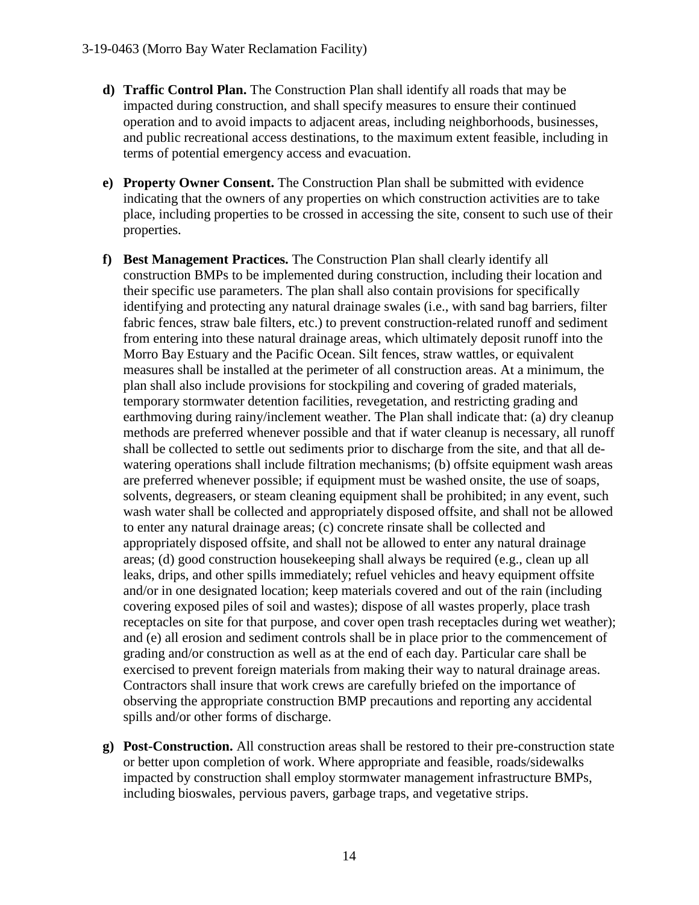- **d) Traffic Control Plan.** The Construction Plan shall identify all roads that may be impacted during construction, and shall specify measures to ensure their continued operation and to avoid impacts to adjacent areas, including neighborhoods, businesses, and public recreational access destinations, to the maximum extent feasible, including in terms of potential emergency access and evacuation.

- **e) Property Owner Consent.** The Construction Plan shall be submitted with evidence indicating that the owners of any properties on which construction activities are to take place, including properties to be crossed in accessing the site, consent to such use of their properties.

- **f) Best Management Practices.** The Construction Plan shall clearly identify all construction BMPs to be implemented during construction, including their location and their specific use parameters. The plan shall also contain provisions for specifically identifying and protecting any natural drainage swales (i.e., with sand bag barriers, filter fabric fences, straw bale filters, etc.) to prevent construction-related runoff and sediment from entering into these natural drainage areas, which ultimately deposit runoff into the Morro Bay Estuary and the Pacific Ocean. Silt fences, straw wattles, or equivalent measures shall be installed at the perimeter of all construction areas. At a minimum, the plan shall also include provisions for stockpiling and covering of graded materials, temporary stormwater detention facilities, revegetation, and restricting grading and earthmoving during rainy/inclement weather. The Plan shall indicate that: (a) dry cleanup methods are preferred whenever possible and that if water cleanup is necessary, all runoff shall be collected to settle out sediments prior to discharge from the site, and that all de-watering operations shall include filtration mechanisms; (b) offsite equipment wash areas are preferred whenever possible; if equipment must be washed onsite, the use of soaps, solvents, degreasers, or steam cleaning equipment shall be prohibited; in any event, such wash water shall be collected and appropriately disposed offsite, and shall not be allowed to enter any natural drainage areas; (c) concrete rinsate shall be collected and appropriately disposed offsite, and shall not be allowed to enter any natural drainage areas; (d) good construction housekeeping shall always be required (e.g., clean up all leaks, drips, and other spills immediately; refuel vehicles and heavy equipment offsite and/or in one designated location; keep materials covered and out of the rain (including covering exposed piles of soil and wastes); dispose of all wastes properly, place trash receptacles on site for that purpose, and cover open trash receptacles during wet weather); and (e) all erosion and sediment controls shall be in place prior to the commencement of grading and/or construction as well as at the end of each day. Particular care shall be exercised to prevent foreign materials from making their way to natural drainage areas. Contractors shall insure that work crews are carefully briefed on the importance of observing the appropriate construction BMP precautions and reporting any accidental spills and/or other forms of discharge.

- **g) Post-Construction.** All construction areas shall be restored to their pre-construction state or better upon completion of work. Where appropriate and feasible, roads/sidewalks impacted by construction shall employ stormwater management infrastructure BMPs, including bioswales, pervious pavers, garbage traps, and vegetative strips.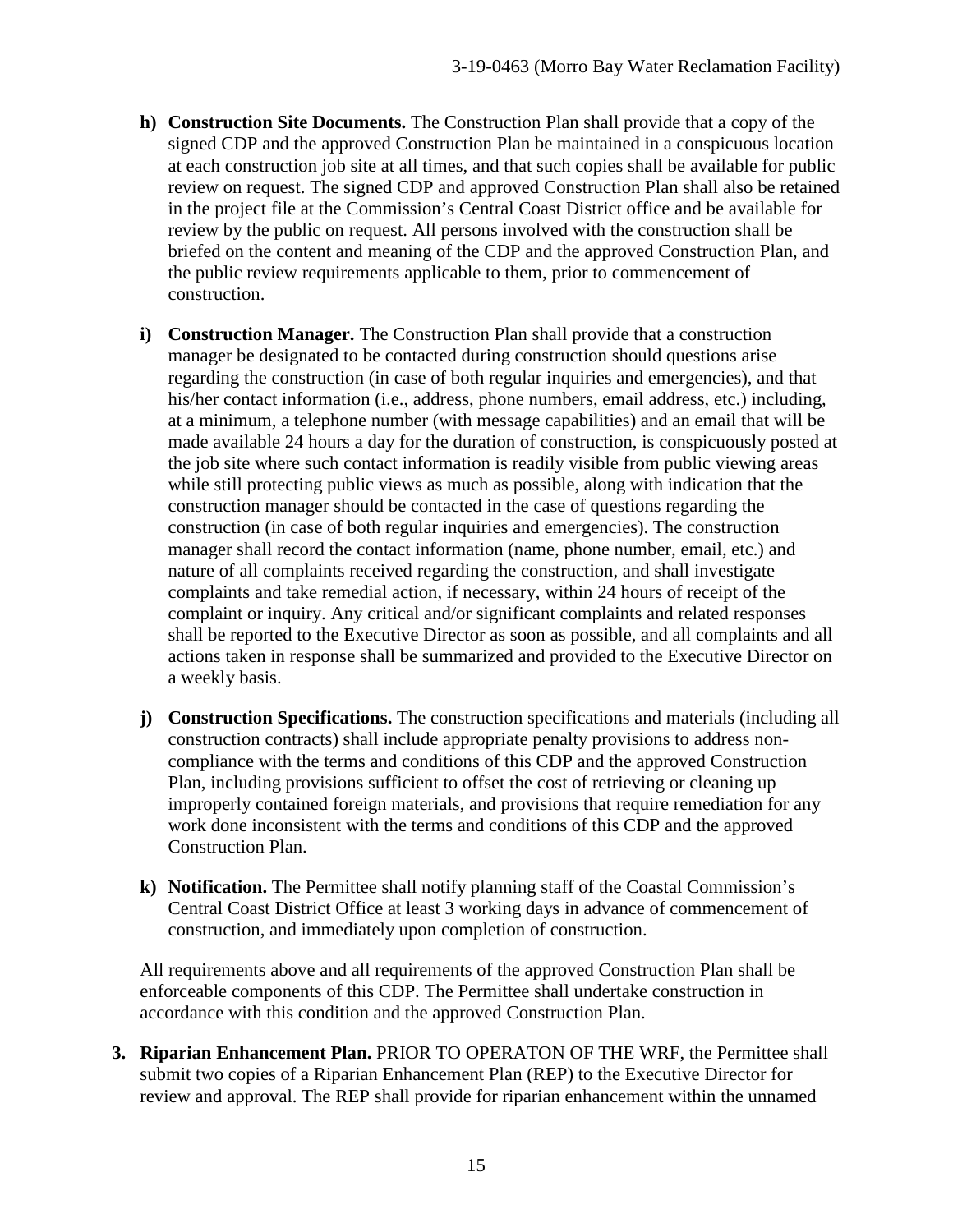- **h) Construction Site Documents.** The Construction Plan shall provide that a copy of the signed CDP and the approved Construction Plan be maintained in a conspicuous location at each construction job site at all times, and that such copies shall be available for public review on request. The signed CDP and approved Construction Plan shall also be retained in the project file at the Commission's Central Coast District office and be available for review by the public on request. All persons involved with the construction shall be briefed on the content and meaning of the CDP and the approved Construction Plan, and the public review requirements applicable to them, prior to commencement of construction.

- **i) Construction Manager.** The Construction Plan shall provide that a construction manager be designated to be contacted during construction should questions arise regarding the construction (in case of both regular inquiries and emergencies), and that his/her contact information (i.e., address, phone numbers, email address, etc.) including, at a minimum, a telephone number (with message capabilities) and an email that will be made available 24 hours a day for the duration of construction, is conspicuously posted at the job site where such contact information is readily visible from public viewing areas while still protecting public views as much as possible, along with indication that the construction manager should be contacted in the case of questions regarding the construction (in case of both regular inquiries and emergencies). The construction manager shall record the contact information (name, phone number, email, etc.) and nature of all complaints received regarding the construction, and shall investigate complaints and take remedial action, if necessary, within 24 hours of receipt of the complaint or inquiry. Any critical and/or significant complaints and related responses shall be reported to the Executive Director as soon as possible, and all complaints and all actions taken in response shall be summarized and provided to the Executive Director on a weekly basis.

- **j) Construction Specifications.** The construction specifications and materials (including all construction contracts) shall include appropriate penalty provisions to address non-compliance with the terms and conditions of this CDP and the approved Construction Plan, including provisions sufficient to offset the cost of retrieving or cleaning up improperly contained foreign materials, and provisions that require remediation for any work done inconsistent with the terms and conditions of this CDP and the approved Construction Plan.

- **k) Notification.** The Permittee shall notify planning staff of the Coastal Commission's Central Coast District Office at least 3 working days in advance of commencement of construction, and immediately upon completion of construction.

All requirements above and all requirements of the approved Construction Plan shall be enforceable components of this CDP. The Permittee shall undertake construction in accordance with this condition and the approved Construction Plan.

3. **Riparian Enhancement Plan.** PRIOR TO OPERATON OF THE WRF, the Permittee shall submit two copies of a Riparian Enhancement Plan (REP) to the Executive Director for review and approval. The REP shall provide for riparian enhancement within the unnamed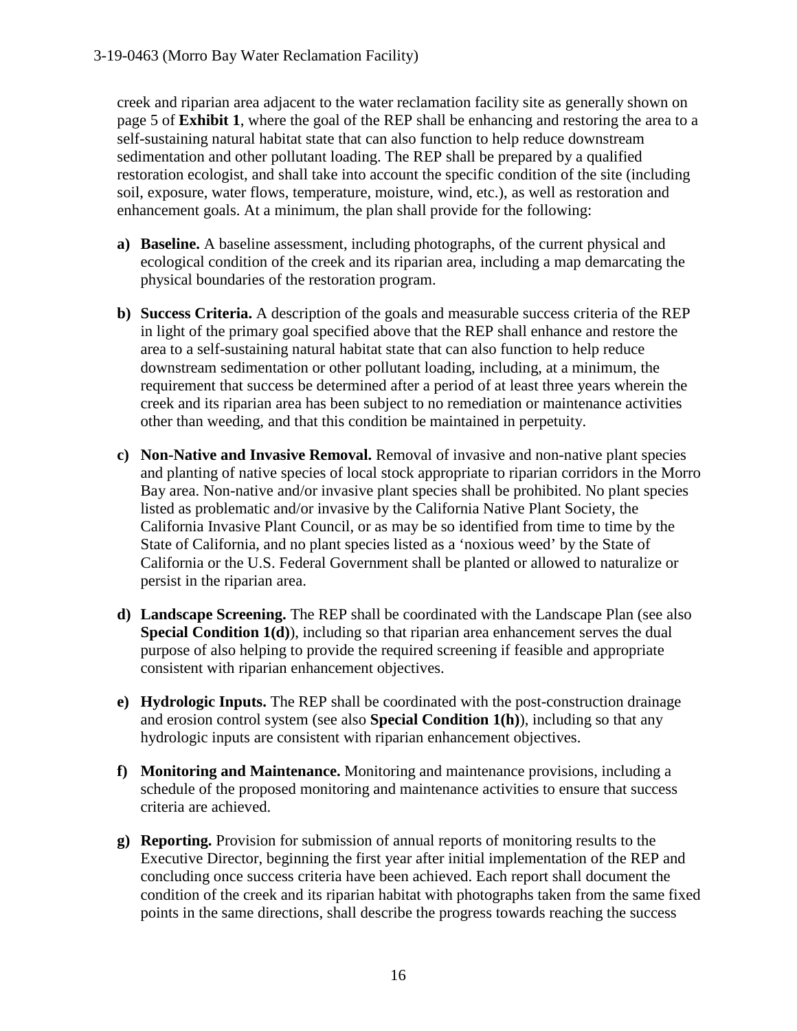creek and riparian area adjacent to the water reclamation facility site as generally shown on page 5 of **Exhibit 1**, where the goal of the REP shall be enhancing and restoring the area to a self-sustaining natural habitat state that can also function to help reduce downstream sedimentation and other pollutant loading. The REP shall be prepared by a qualified restoration ecologist, and shall take into account the specific condition of the site (including soil, exposure, water flows, temperature, moisture, wind, etc.), as well as restoration and enhancement goals. At a minimum, the plan shall provide for the following:

**a) Baseline.** A baseline assessment, including photographs, of the current physical and ecological condition of the creek and its riparian area, including a map demarcating the physical boundaries of the restoration program.

**b) Success Criteria.** A description of the goals and measurable success criteria of the REP in light of the primary goal specified above that the REP shall enhance and restore the area to a self-sustaining natural habitat state that can also function to help reduce downstream sedimentation or other pollutant loading, including, at a minimum, the requirement that success be determined after a period of at least three years wherein the creek and its riparian area has been subject to no remediation or maintenance activities other than weeding, and that this condition be maintained in perpetuity.

**c) Non-Native and Invasive Removal.** Removal of invasive and non-native plant species and planting of native species of local stock appropriate to riparian corridors in the Morro Bay area. Non-native and/or invasive plant species shall be prohibited. No plant species listed as problematic and/or invasive by the California Native Plant Society, the California Invasive Plant Council, or as may be so identified from time to time by the State of California, and no plant species listed as a 'noxious weed' by the State of California or the U.S. Federal Government shall be planted or allowed to naturalize or persist in the riparian area.

**d) Landscape Screening.** The REP shall be coordinated with the Landscape Plan (see also **Special Condition 1(d)**), including so that riparian area enhancement serves the dual purpose of also helping to provide the required screening if feasible and appropriate consistent with riparian enhancement objectives.

**e) Hydrologic Inputs.** The REP shall be coordinated with the post-construction drainage and erosion control system (see also **Special Condition 1(h)**), including so that any hydrologic inputs are consistent with riparian enhancement objectives.

**f) Monitoring and Maintenance.** Monitoring and maintenance provisions, including a schedule of the proposed monitoring and maintenance activities to ensure that success criteria are achieved.

**g) Reporting.** Provision for submission of annual reports of monitoring results to the Executive Director, beginning the first year after initial implementation of the REP and concluding once success criteria have been achieved. Each report shall document the condition of the creek and its riparian habitat with photographs taken from the same fixed points in the same directions, shall describe the progress towards reaching the success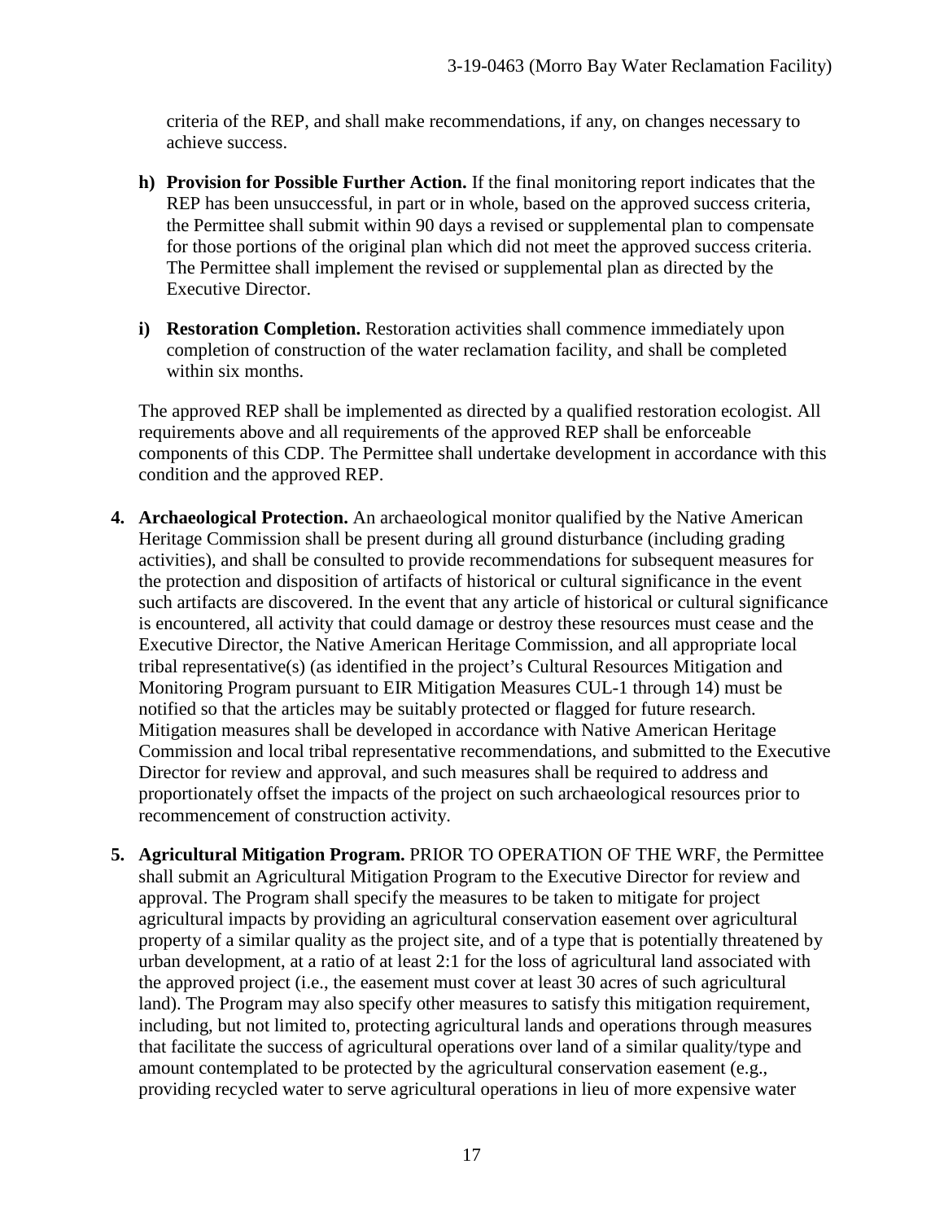criteria of the REP, and shall make recommendations, if any, on changes necessary to achieve success.

**h) Provision for Possible Further Action.** If the final monitoring report indicates that the REP has been unsuccessful, in part or in whole, based on the approved success criteria, the Permittee shall submit within 90 days a revised or supplemental plan to compensate for those portions of the original plan which did not meet the approved success criteria. The Permittee shall implement the revised or supplemental plan as directed by the Executive Director.

**i) Restoration Completion.** Restoration activities shall commence immediately upon completion of construction of the water reclamation facility, and shall be completed within six months.

The approved REP shall be implemented as directed by a qualified restoration ecologist. All requirements above and all requirements of the approved REP shall be enforceable components of this CDP. The Permittee shall undertake development in accordance with this condition and the approved REP.

4. **Archaeological Protection.** An archaeological monitor qualified by the Native American Heritage Commission shall be present during all ground disturbance (including grading activities), and shall be consulted to provide recommendations for subsequent measures for the protection and disposition of artifacts of historical or cultural significance in the event such artifacts are discovered. In the event that any article of historical or cultural significance is encountered, all activity that could damage or destroy these resources must cease and the Executive Director, the Native American Heritage Commission, and all appropriate local tribal representative(s) (as identified in the project's Cultural Resources Mitigation and Monitoring Program pursuant to EIR Mitigation Measures CUL-1 through 14) must be notified so that the articles may be suitably protected or flagged for future research. Mitigation measures shall be developed in accordance with Native American Heritage Commission and local tribal representative recommendations, and submitted to the Executive Director for review and approval, and such measures shall be required to address and proportionately offset the impacts of the project on such archaeological resources prior to recommencement of construction activity.

5. **Agricultural Mitigation Program.** PRIOR TO OPERATION OF THE WRF, the Permittee shall submit an Agricultural Mitigation Program to the Executive Director for review and approval. The Program shall specify the measures to be taken to mitigate for project agricultural impacts by providing an agricultural conservation easement over agricultural property of a similar quality as the project site, and of a type that is potentially threatened by urban development, at a ratio of at least 2:1 for the loss of agricultural land associated with the approved project (i.e., the easement must cover at least 30 acres of such agricultural land). The Program may also specify other measures to satisfy this mitigation requirement, including, but not limited to, protecting agricultural lands and operations through measures that facilitate the success of agricultural operations over land of a similar quality/type and amount contemplated to be protected by the agricultural conservation easement (e.g., providing recycled water to serve agricultural operations in lieu of more expensive water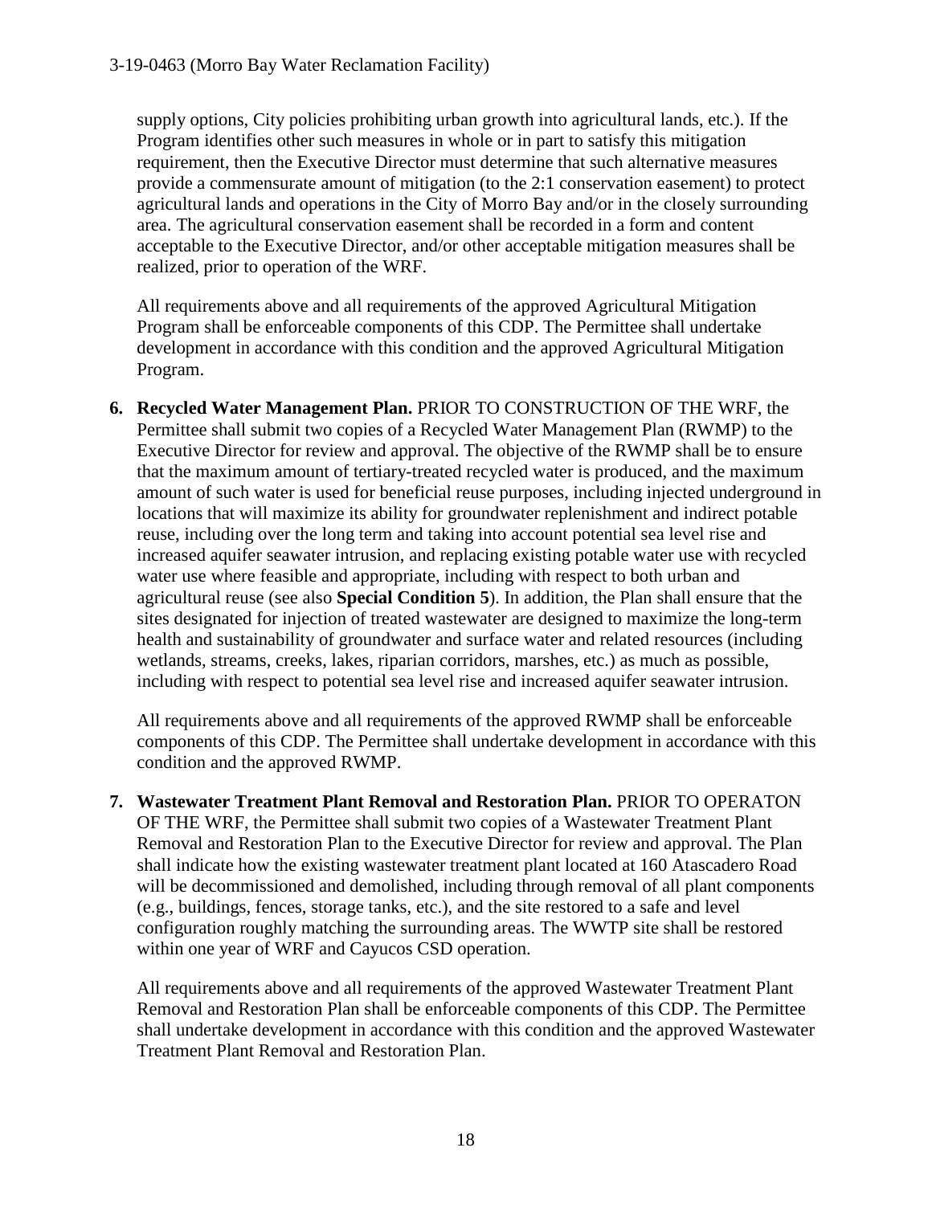supply options, City policies prohibiting urban growth into agricultural lands, etc.). If the Program identifies other such measures in whole or in part to satisfy this mitigation requirement, then the Executive Director must determine that such alternative measures provide a commensurate amount of mitigation (to the 2:1 conservation easement) to protect agricultural lands and operations in the City of Morro Bay and/or in the closely surrounding area. The agricultural conservation easement shall be recorded in a form and content acceptable to the Executive Director, and/or other acceptable mitigation measures shall be realized, prior to operation of the WRF.

All requirements above and all requirements of the approved Agricultural Mitigation Program shall be enforceable components of this CDP. The Permittee shall undertake development in accordance with this condition and the approved Agricultural Mitigation Program.

6. **Recycled Water Management Plan.** PRIOR TO CONSTRUCTION OF THE WRF, the Permittee shall submit two copies of a Recycled Water Management Plan (RWMP) to the Executive Director for review and approval. The objective of the RWMP shall be to ensure that the maximum amount of tertiary-treated recycled water is produced, and the maximum amount of such water is used for beneficial reuse purposes, including injected underground in locations that will maximize its ability for groundwater replenishment and indirect potable reuse, including over the long term and taking into account potential sea level rise and increased aquifer seawater intrusion, and replacing existing potable water use with recycled water use where feasible and appropriate, including with respect to both urban and agricultural reuse (see also **Special Condition 5**). In addition, the Plan shall ensure that the sites designated for injection of treated wastewater are designed to maximize the long-term health and sustainability of groundwater and surface water and related resources (including wetlands, streams, creeks, lakes, riparian corridors, marshes, etc.) as much as possible, including with respect to potential sea level rise and increased aquifer seawater intrusion.

   All requirements above and all requirements of the approved RWMP shall be enforceable components of this CDP. The Permittee shall undertake development in accordance with this condition and the approved RWMP.

7. **Wastewater Treatment Plant Removal and Restoration Plan.** PRIOR TO OPERATON OF THE WRF, the Permittee shall submit two copies of a Wastewater Treatment Plant Removal and Restoration Plan to the Executive Director for review and approval. The Plan shall indicate how the existing wastewater treatment plant located at 160 Atascadero Road will be decommissioned and demolished, including through removal of all plant components (e.g., buildings, fences, storage tanks, etc.), and the site restored to a safe and level configuration roughly matching the surrounding areas. The WWTP site shall be restored within one year of WRF and Cayucos CSD operation.

   All requirements above and all requirements of the approved Wastewater Treatment Plant Removal and Restoration Plan shall be enforceable components of this CDP. The Permittee shall undertake development in accordance with this condition and the approved Wastewater Treatment Plant Removal and Restoration Plan.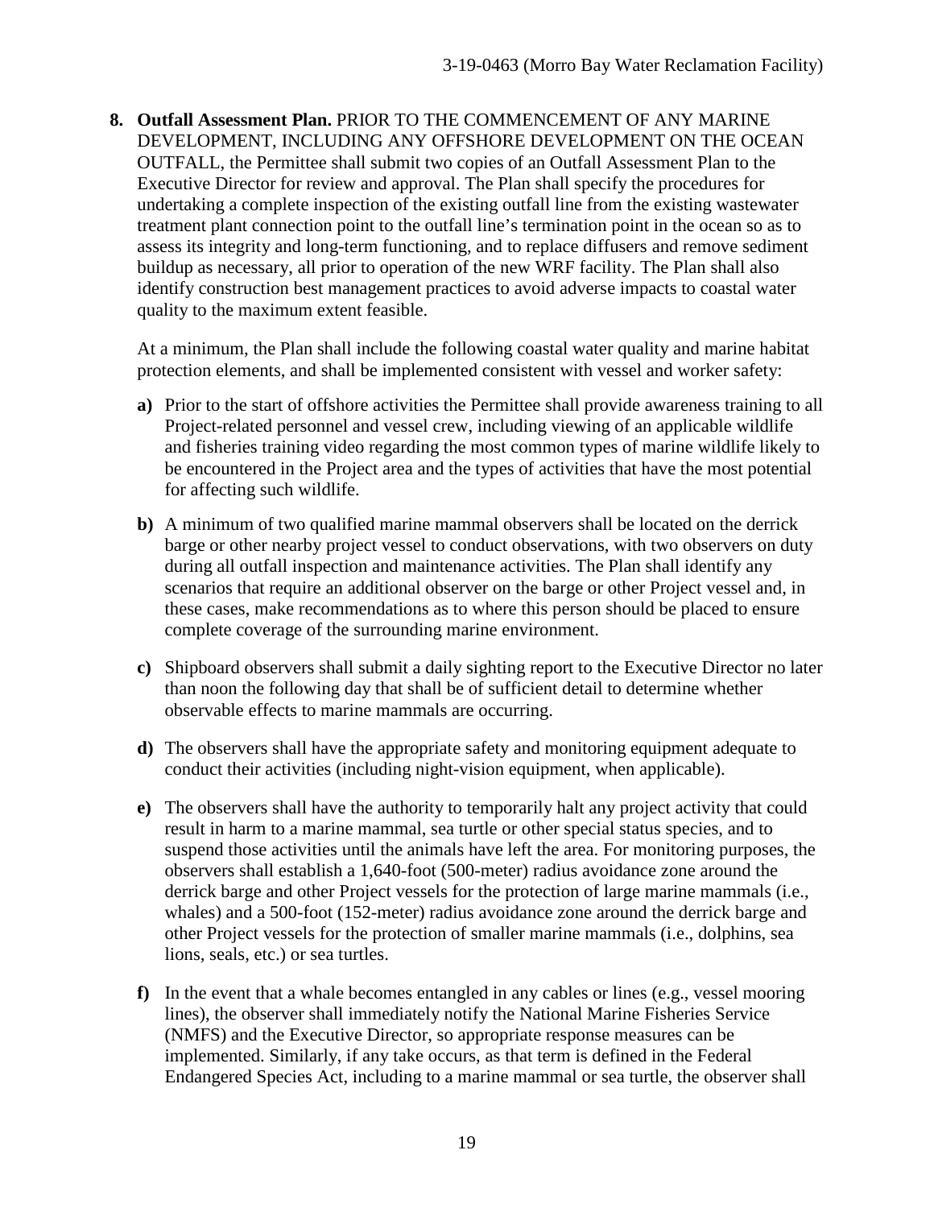**8. Outfall Assessment Plan.** PRIOR TO THE COMMENCEMENT OF ANY MARINE DEVELOPMENT, INCLUDING ANY OFFSHORE DEVELOPMENT ON THE OCEAN OUTFALL, the Permittee shall submit two copies of an Outfall Assessment Plan to the Executive Director for review and approval. The Plan shall specify the procedures for undertaking a complete inspection of the existing outfall line from the existing wastewater treatment plant connection point to the outfall line's termination point in the ocean so as to assess its integrity and long-term functioning, and to replace diffusers and remove sediment buildup as necessary, all prior to operation of the new WRF facility. The Plan shall also identify construction best management practices to avoid adverse impacts to coastal water quality to the maximum extent feasible.

At a minimum, the Plan shall include the following coastal water quality and marine habitat protection elements, and shall be implemented consistent with vessel and worker safety:

**a)** Prior to the start of offshore activities the Permittee shall provide awareness training to all Project-related personnel and vessel crew, including viewing of an applicable wildlife and fisheries training video regarding the most common types of marine wildlife likely to be encountered in the Project area and the types of activities that have the most potential for affecting such wildlife.

**b)** A minimum of two qualified marine mammal observers shall be located on the derrick barge or other nearby project vessel to conduct observations, with two observers on duty during all outfall inspection and maintenance activities. The Plan shall identify any scenarios that require an additional observer on the barge or other Project vessel and, in these cases, make recommendations as to where this person should be placed to ensure complete coverage of the surrounding marine environment.

**c)** Shipboard observers shall submit a daily sighting report to the Executive Director no later than noon the following day that shall be of sufficient detail to determine whether observable effects to marine mammals are occurring.

**d)** The observers shall have the appropriate safety and monitoring equipment adequate to conduct their activities (including night-vision equipment, when applicable).

**e)** The observers shall have the authority to temporarily halt any project activity that could result in harm to a marine mammal, sea turtle or other special status species, and to suspend those activities until the animals have left the area. For monitoring purposes, the observers shall establish a 1,640-foot (500-meter) radius avoidance zone around the derrick barge and other Project vessels for the protection of large marine mammals (i.e., whales) and a 500-foot (152-meter) radius avoidance zone around the derrick barge and other Project vessels for the protection of smaller marine mammals (i.e., dolphins, sea lions, seals, etc.) or sea turtles.

**f)** In the event that a whale becomes entangled in any cables or lines (e.g., vessel mooring lines), the observer shall immediately notify the National Marine Fisheries Service (NMFS) and the Executive Director, so appropriate response measures can be implemented. Similarly, if any take occurs, as that term is defined in the Federal Endangered Species Act, including to a marine mammal or sea turtle, the observer shall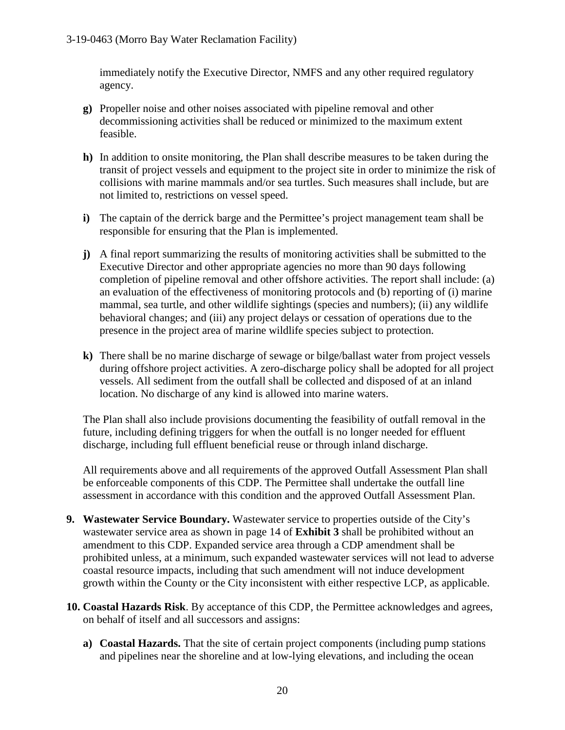immediately notify the Executive Director, NMFS and any other required regulatory agency.

- **g)** Propeller noise and other noises associated with pipeline removal and other decommissioning activities shall be reduced or minimized to the maximum extent feasible.
- **h)** In addition to onsite monitoring, the Plan shall describe measures to be taken during the transit of project vessels and equipment to the project site in order to minimize the risk of collisions with marine mammals and/or sea turtles. Such measures shall include, but are not limited to, restrictions on vessel speed.
- **i)** The captain of the derrick barge and the Permittee's project management team shall be responsible for ensuring that the Plan is implemented.
- **j)** A final report summarizing the results of monitoring activities shall be submitted to the Executive Director and other appropriate agencies no more than 90 days following completion of pipeline removal and other offshore activities. The report shall include: (a) an evaluation of the effectiveness of monitoring protocols and (b) reporting of (i) marine mammal, sea turtle, and other wildlife sightings (species and numbers); (ii) any wildlife behavioral changes; and (iii) any project delays or cessation of operations due to the presence in the project area of marine wildlife species subject to protection.
- **k)** There shall be no marine discharge of sewage or bilge/ballast water from project vessels during offshore project activities. A zero-discharge policy shall be adopted for all project vessels. All sediment from the outfall shall be collected and disposed of at an inland location. No discharge of any kind is allowed into marine waters.

The Plan shall also include provisions documenting the feasibility of outfall removal in the future, including defining triggers for when the outfall is no longer needed for effluent discharge, including full effluent beneficial reuse or through inland discharge.

All requirements above and all requirements of the approved Outfall Assessment Plan shall be enforceable components of this CDP. The Permittee shall undertake the outfall line assessment in accordance with this condition and the approved Outfall Assessment Plan.

**9. Wastewater Service Boundary.** Wastewater service to properties outside of the City's wastewater service area as shown in page 14 of **Exhibit 3** shall be prohibited without an amendment to this CDP. Expanded service area through a CDP amendment shall be prohibited unless, at a minimum, such expanded wastewater services will not lead to adverse coastal resource impacts, including that such amendment will not induce development growth within the County or the City inconsistent with either respective LCP, as applicable.

**10. Coastal Hazards Risk**. By acceptance of this CDP, the Permittee acknowledges and agrees, on behalf of itself and all successors and assigns:

- **a) Coastal Hazards.** That the site of certain project components (including pump stations and pipelines near the shoreline and at low-lying elevations, and including the ocean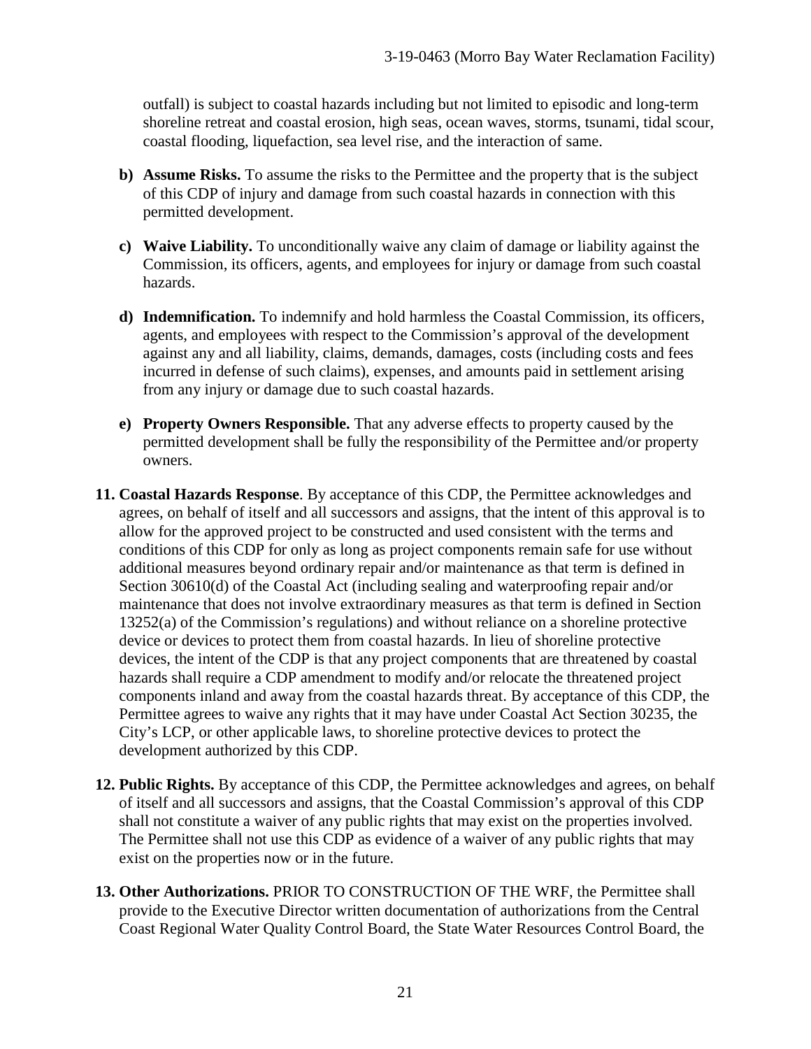outfall) is subject to coastal hazards including but not limited to episodic and long-term shoreline retreat and coastal erosion, high seas, ocean waves, storms, tsunami, tidal scour, coastal flooding, liquefaction, sea level rise, and the interaction of same.

**b) Assume Risks.** To assume the risks to the Permittee and the property that is the subject of this CDP of injury and damage from such coastal hazards in connection with this permitted development.

**c) Waive Liability.** To unconditionally waive any claim of damage or liability against the Commission, its officers, agents, and employees for injury or damage from such coastal hazards.

**d) Indemnification.** To indemnify and hold harmless the Coastal Commission, its officers, agents, and employees with respect to the Commission's approval of the development against any and all liability, claims, demands, damages, costs (including costs and fees incurred in defense of such claims), expenses, and amounts paid in settlement arising from any injury or damage due to such coastal hazards.

**e) Property Owners Responsible.** That any adverse effects to property caused by the permitted development shall be fully the responsibility of the Permittee and/or property owners.

**11. Coastal Hazards Response**. By acceptance of this CDP, the Permittee acknowledges and agrees, on behalf of itself and all successors and assigns, that the intent of this approval is to allow for the approved project to be constructed and used consistent with the terms and conditions of this CDP for only as long as project components remain safe for use without additional measures beyond ordinary repair and/or maintenance as that term is defined in Section 30610(d) of the Coastal Act (including sealing and waterproofing repair and/or maintenance that does not involve extraordinary measures as that term is defined in Section 13252(a) of the Commission's regulations) and without reliance on a shoreline protective device or devices to protect them from coastal hazards. In lieu of shoreline protective devices, the intent of the CDP is that any project components that are threatened by coastal hazards shall require a CDP amendment to modify and/or relocate the threatened project components inland and away from the coastal hazards threat. By acceptance of this CDP, the Permittee agrees to waive any rights that it may have under Coastal Act Section 30235, the City's LCP, or other applicable laws, to shoreline protective devices to protect the development authorized by this CDP.

**12. Public Rights.** By acceptance of this CDP, the Permittee acknowledges and agrees, on behalf of itself and all successors and assigns, that the Coastal Commission's approval of this CDP shall not constitute a waiver of any public rights that may exist on the properties involved. The Permittee shall not use this CDP as evidence of a waiver of any public rights that may exist on the properties now or in the future.

**13. Other Authorizations.** PRIOR TO CONSTRUCTION OF THE WRF, the Permittee shall provide to the Executive Director written documentation of authorizations from the Central Coast Regional Water Quality Control Board, the State Water Resources Control Board, the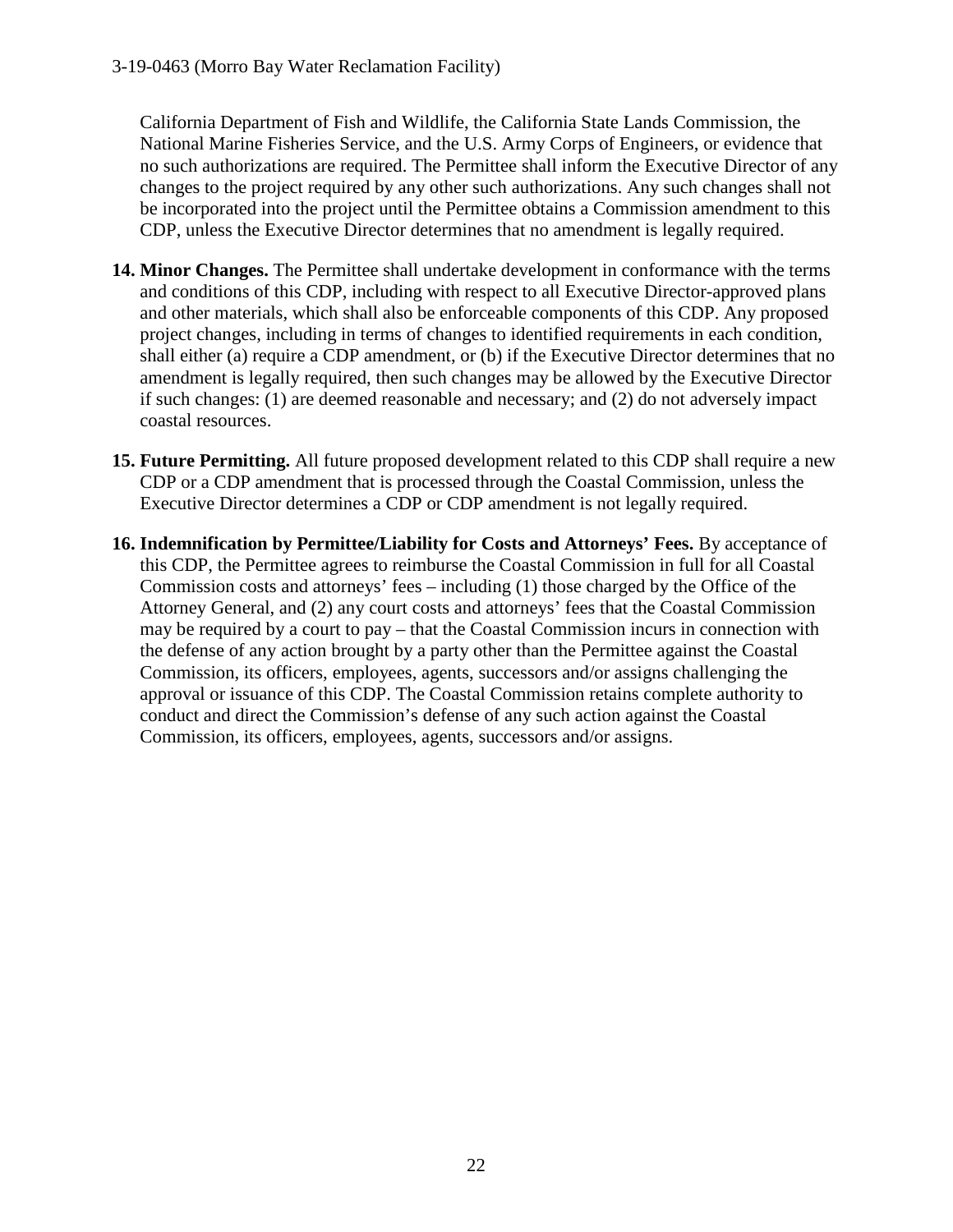California Department of Fish and Wildlife, the California State Lands Commission, the National Marine Fisheries Service, and the U.S. Army Corps of Engineers, or evidence that no such authorizations are required. The Permittee shall inform the Executive Director of any changes to the project required by any other such authorizations. Any such changes shall not be incorporated into the project until the Permittee obtains a Commission amendment to this CDP, unless the Executive Director determines that no amendment is legally required.

14. **Minor Changes.** The Permittee shall undertake development in conformance with the terms and conditions of this CDP, including with respect to all Executive Director-approved plans and other materials, which shall also be enforceable components of this CDP. Any proposed project changes, including in terms of changes to identified requirements in each condition, shall either (a) require a CDP amendment, or (b) if the Executive Director determines that no amendment is legally required, then such changes may be allowed by the Executive Director if such changes: (1) are deemed reasonable and necessary; and (2) do not adversely impact coastal resources.

15. **Future Permitting.** All future proposed development related to this CDP shall require a new CDP or a CDP amendment that is processed through the Coastal Commission, unless the Executive Director determines a CDP or CDP amendment is not legally required.

16. **Indemnification by Permittee/Liability for Costs and Attorneys' Fees.** By acceptance of this CDP, the Permittee agrees to reimburse the Coastal Commission in full for all Coastal Commission costs and attorneys' fees – including (1) those charged by the Office of the Attorney General, and (2) any court costs and attorneys' fees that the Coastal Commission may be required by a court to pay – that the Coastal Commission incurs in connection with the defense of any action brought by a party other than the Permittee against the Coastal Commission, its officers, employees, agents, successors and/or assigns challenging the approval or issuance of this CDP. The Coastal Commission retains complete authority to conduct and direct the Commission's defense of any such action against the Coastal Commission, its officers, employees, agents, successors and/or assigns.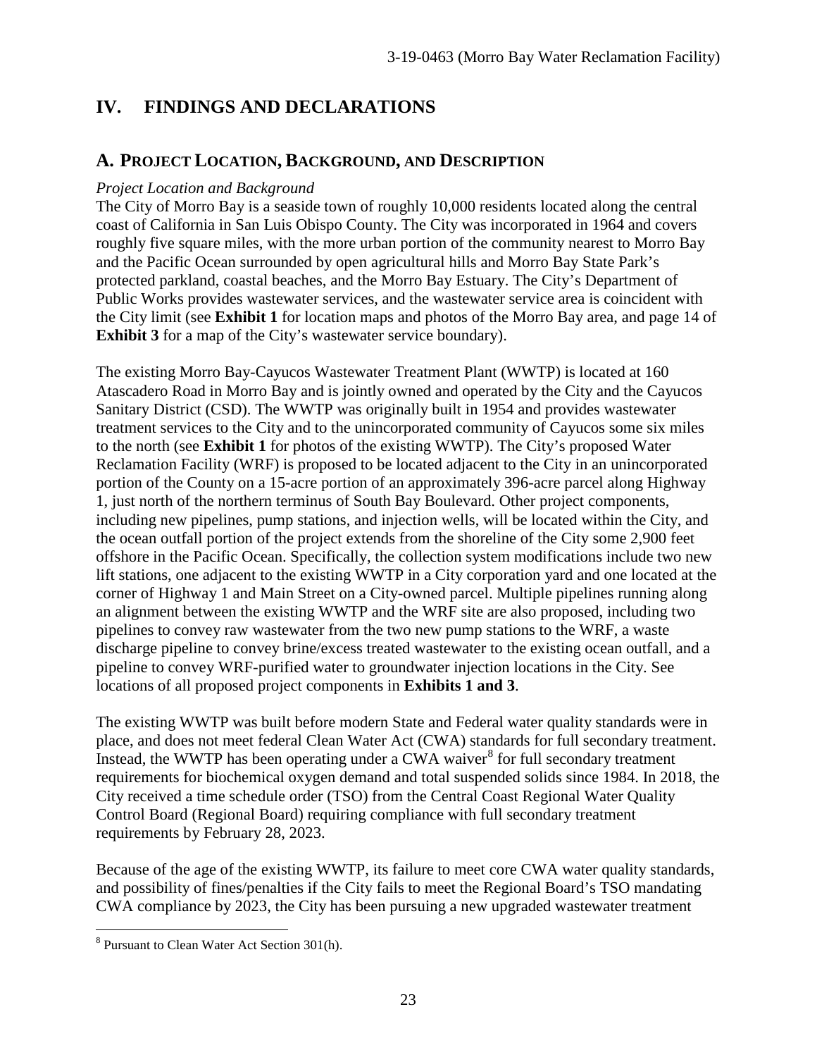# IV. FINDINGS AND DECLARATIONS

## A. Project Location, Background, and Description

*Project Location and Background*

The City of Morro Bay is a seaside town of roughly 10,000 residents located along the central coast of California in San Luis Obispo County. The City was incorporated in 1964 and covers roughly five square miles, with the more urban portion of the community nearest to Morro Bay and the Pacific Ocean surrounded by open agricultural hills and Morro Bay State Park's protected parkland, coastal beaches, and the Morro Bay Estuary. The City's Department of Public Works provides wastewater services, and the wastewater service area is coincident with the City limit (see **Exhibit 1** for location maps and photos of the Morro Bay area, and page 14 of **Exhibit 3** for a map of the City's wastewater service boundary).

The existing Morro Bay-Cayucos Wastewater Treatment Plant (WWTP) is located at 160 Atascadero Road in Morro Bay and is jointly owned and operated by the City and the Cayucos Sanitary District (CSD). The WWTP was originally built in 1954 and provides wastewater treatment services to the City and to the unincorporated community of Cayucos some six miles to the north (see **Exhibit 1** for photos of the existing WWTP). The City's proposed Water Reclamation Facility (WRF) is proposed to be located adjacent to the City in an unincorporated portion of the County on a 15-acre portion of an approximately 396-acre parcel along Highway 1, just north of the northern terminus of South Bay Boulevard. Other project components, including new pipelines, pump stations, and injection wells, will be located within the City, and the ocean outfall portion of the project extends from the shoreline of the City some 2,900 feet offshore in the Pacific Ocean. Specifically, the collection system modifications include two new lift stations, one adjacent to the existing WWTP in a City corporation yard and one located at the corner of Highway 1 and Main Street on a City-owned parcel. Multiple pipelines running along an alignment between the existing WWTP and the WRF site are also proposed, including two pipelines to convey raw wastewater from the two new pump stations to the WRF, a waste discharge pipeline to convey brine/excess treated wastewater to the existing ocean outfall, and a pipeline to convey WRF-purified water to groundwater injection locations in the City. See locations of all proposed project components in **Exhibits 1 and 3**.

The existing WWTP was built before modern State and Federal water quality standards were in place, and does not meet federal Clean Water Act (CWA) standards for full secondary treatment. Instead, the WWTP has been operating under a CWA waiver[8] for full secondary treatment requirements for biochemical oxygen demand and total suspended solids since 1984. In 2018, the City received a time schedule order (TSO) from the Central Coast Regional Water Quality Control Board (Regional Board) requiring compliance with full secondary treatment requirements by February 28, 2023.

Because of the age of the existing WWTP, its failure to meet core CWA water quality standards, and possibility of fines/penalties if the City fails to meet the Regional Board's TSO mandating CWA compliance by 2023, the City has been pursuing a new upgraded wastewater treatment

[8] Pursuant to Clean Water Act Section 301(h).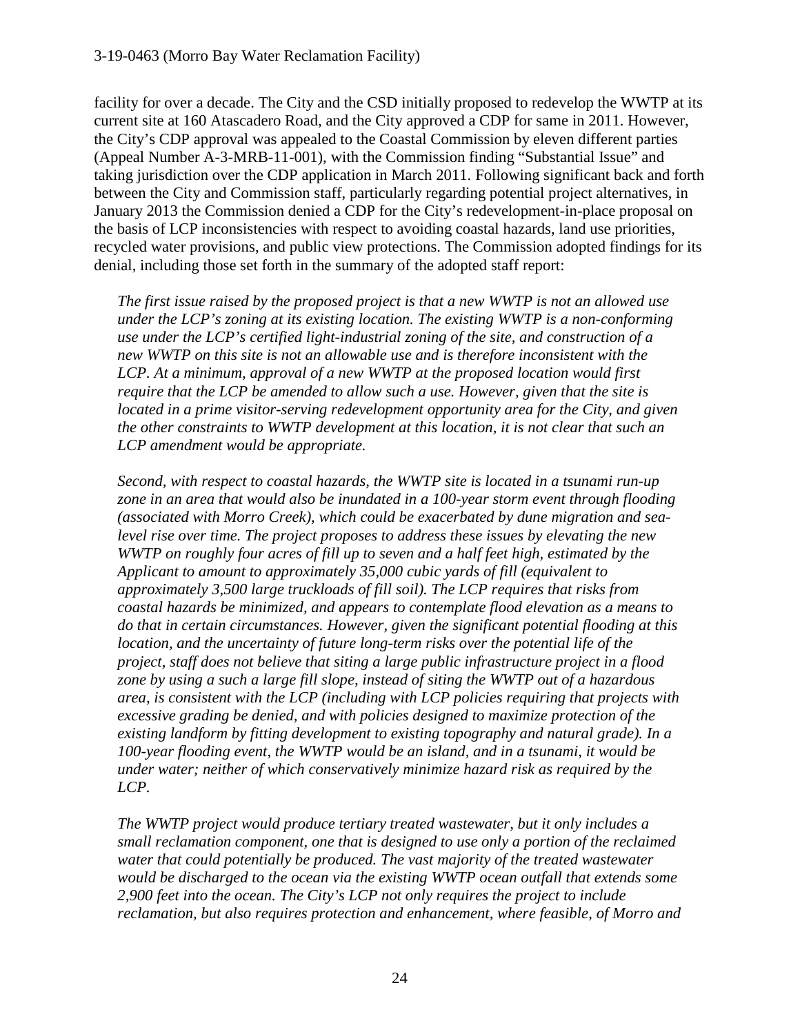facility for over a decade. The City and the CSD initially proposed to redevelop the WWTP at its current site at 160 Atascadero Road, and the City approved a CDP for same in 2011. However, the City's CDP approval was appealed to the Coastal Commission by eleven different parties (Appeal Number A-3-MRB-11-001), with the Commission finding "Substantial Issue" and taking jurisdiction over the CDP application in March 2011. Following significant back and forth between the City and Commission staff, particularly regarding potential project alternatives, in January 2013 the Commission denied a CDP for the City's redevelopment-in-place proposal on the basis of LCP inconsistencies with respect to avoiding coastal hazards, land use priorities, recycled water provisions, and public view protections. The Commission adopted findings for its denial, including those set forth in the summary of the adopted staff report:

> *The first issue raised by the proposed project is that a new WWTP is not an allowed use under the LCP's zoning at its existing location. The existing WWTP is a non-conforming use under the LCP's certified light-industrial zoning of the site, and construction of a new WWTP on this site is not an allowable use and is therefore inconsistent with the LCP. At a minimum, approval of a new WWTP at the proposed location would first require that the LCP be amended to allow such a use. However, given that the site is located in a prime visitor-serving redevelopment opportunity area for the City, and given the other constraints to WWTP development at this location, it is not clear that such an LCP amendment would be appropriate.*
>
> *Second, with respect to coastal hazards, the WWTP site is located in a tsunami run-up zone in an area that would also be inundated in a 100-year storm event through flooding (associated with Morro Creek), which could be exacerbated by dune migration and sea-level rise over time. The project proposes to address these issues by elevating the new WWTP on roughly four acres of fill up to seven and a half feet high, estimated by the Applicant to amount to approximately 35,000 cubic yards of fill (equivalent to approximately 3,500 large truckloads of fill soil). The LCP requires that risks from coastal hazards be minimized, and appears to contemplate flood elevation as a means to do that in certain circumstances. However, given the significant potential flooding at this location, and the uncertainty of future long-term risks over the potential life of the project, staff does not believe that siting a large public infrastructure project in a flood zone by using a such a large fill slope, instead of siting the WWTP out of a hazardous area, is consistent with the LCP (including with LCP policies requiring that projects with excessive grading be denied, and with policies designed to maximize protection of the existing landform by fitting development to existing topography and natural grade). In a 100-year flooding event, the WWTP would be an island, and in a tsunami, it would be under water; neither of which conservatively minimize hazard risk as required by the LCP.*
>
> *The WWTP project would produce tertiary treated wastewater, but it only includes a small reclamation component, one that is designed to use only a portion of the reclaimed water that could potentially be produced. The vast majority of the treated wastewater would be discharged to the ocean via the existing WWTP ocean outfall that extends some 2,900 feet into the ocean. The City's LCP not only requires the project to include reclamation, but also requires protection and enhancement, where feasible, of Morro and*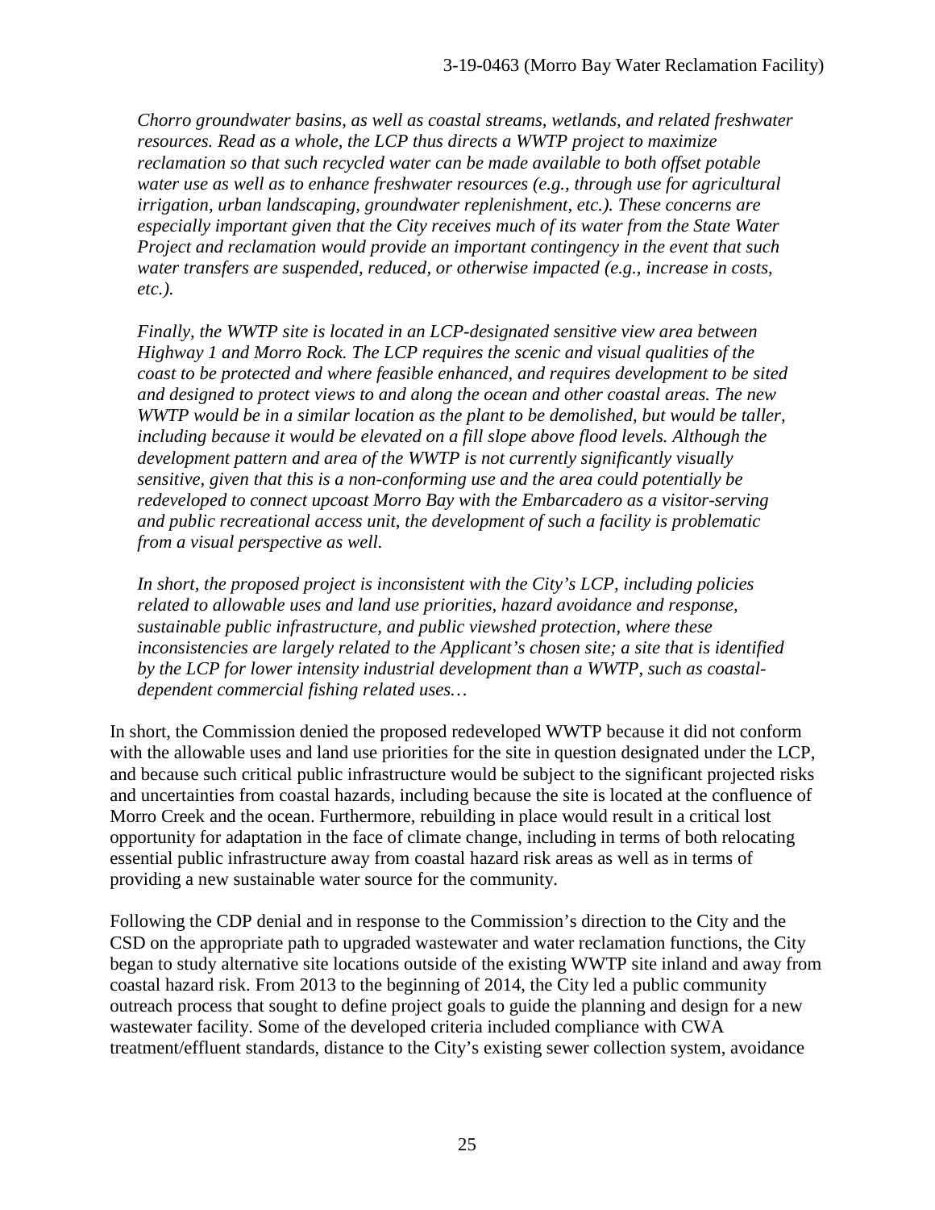*Chorro groundwater basins, as well as coastal streams, wetlands, and related freshwater resources. Read as a whole, the LCP thus directs a WWTP project to maximize reclamation so that such recycled water can be made available to both offset potable water use as well as to enhance freshwater resources (e.g., through use for agricultural irrigation, urban landscaping, groundwater replenishment, etc.). These concerns are especially important given that the City receives much of its water from the State Water Project and reclamation would provide an important contingency in the event that such water transfers are suspended, reduced, or otherwise impacted (e.g., increase in costs, etc.).*

*Finally, the WWTP site is located in an LCP-designated sensitive view area between Highway 1 and Morro Rock. The LCP requires the scenic and visual qualities of the coast to be protected and where feasible enhanced, and requires development to be sited and designed to protect views to and along the ocean and other coastal areas. The new WWTP would be in a similar location as the plant to be demolished, but would be taller, including because it would be elevated on a fill slope above flood levels. Although the development pattern and area of the WWTP is not currently significantly visually sensitive, given that this is a non-conforming use and the area could potentially be redeveloped to connect upcoast Morro Bay with the Embarcadero as a visitor-serving and public recreational access unit, the development of such a facility is problematic from a visual perspective as well.*

*In short, the proposed project is inconsistent with the City's LCP, including policies related to allowable uses and land use priorities, hazard avoidance and response, sustainable public infrastructure, and public viewshed protection, where these inconsistencies are largely related to the Applicant's chosen site; a site that is identified by the LCP for lower intensity industrial development than a WWTP, such as coastal-dependent commercial fishing related uses…*

In short, the Commission denied the proposed redeveloped WWTP because it did not conform with the allowable uses and land use priorities for the site in question designated under the LCP, and because such critical public infrastructure would be subject to the significant projected risks and uncertainties from coastal hazards, including because the site is located at the confluence of Morro Creek and the ocean. Furthermore, rebuilding in place would result in a critical lost opportunity for adaptation in the face of climate change, including in terms of both relocating essential public infrastructure away from coastal hazard risk areas as well as in terms of providing a new sustainable water source for the community.

Following the CDP denial and in response to the Commission's direction to the City and the CSD on the appropriate path to upgraded wastewater and water reclamation functions, the City began to study alternative site locations outside of the existing WWTP site inland and away from coastal hazard risk. From 2013 to the beginning of 2014, the City led a public community outreach process that sought to define project goals to guide the planning and design for a new wastewater facility. Some of the developed criteria included compliance with CWA treatment/effluent standards, distance to the City's existing sewer collection system, avoidance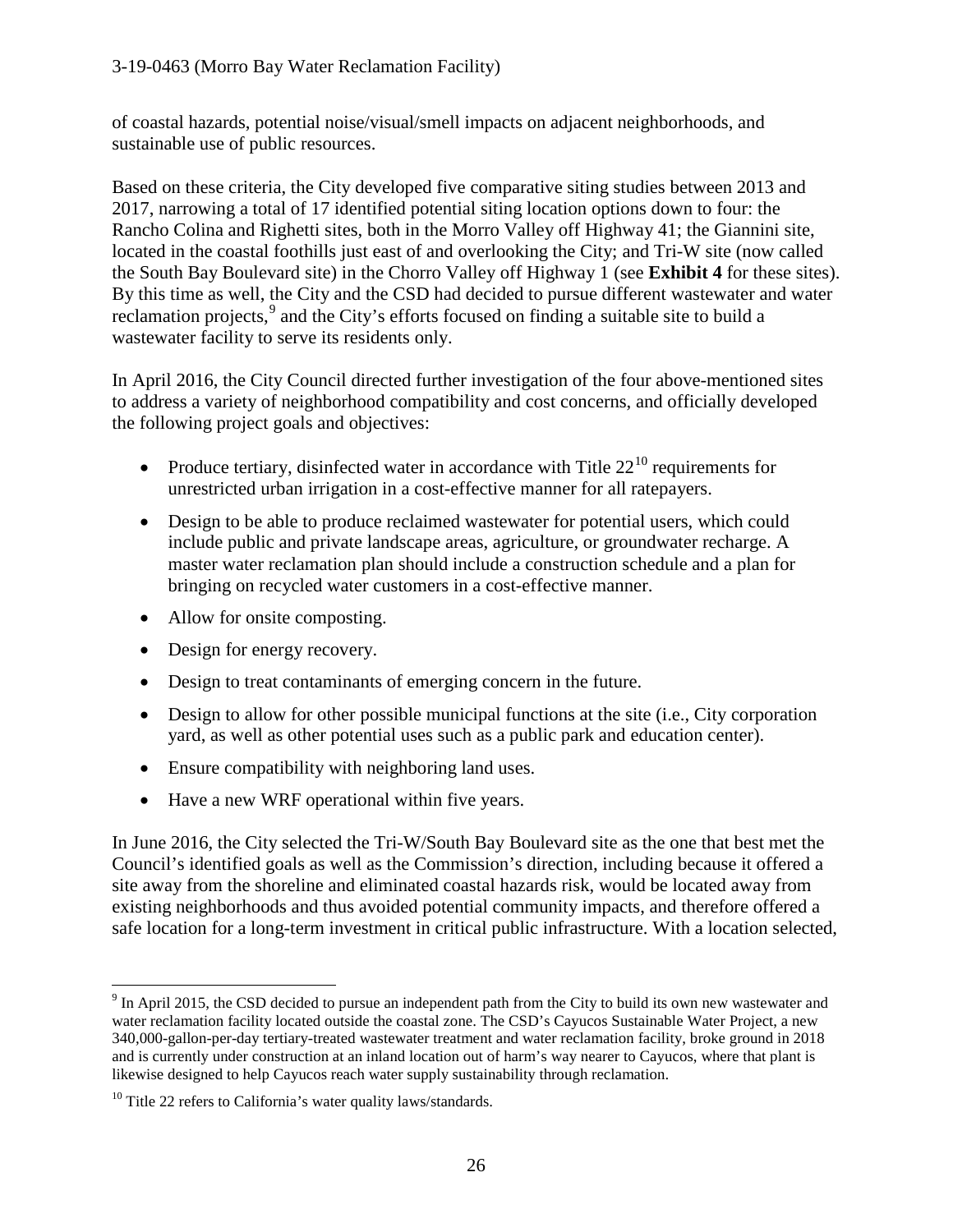of coastal hazards, potential noise/visual/smell impacts on adjacent neighborhoods, and sustainable use of public resources.

Based on these criteria, the City developed five comparative siting studies between 2013 and 2017, narrowing a total of 17 identified potential siting location options down to four: the Rancho Colina and Righetti sites, both in the Morro Valley off Highway 41; the Giannini site, located in the coastal foothills just east of and overlooking the City; and Tri-W site (now called the South Bay Boulevard site) in the Chorro Valley off Highway 1 (see **Exhibit 4** for these sites). By this time as well, the City and the CSD had decided to pursue different wastewater and water reclamation projects,[9] and the City's efforts focused on finding a suitable site to build a wastewater facility to serve its residents only.

In April 2016, the City Council directed further investigation of the four above-mentioned sites to address a variety of neighborhood compatibility and cost concerns, and officially developed the following project goals and objectives:

- Produce tertiary, disinfected water in accordance with Title 22[10] requirements for unrestricted urban irrigation in a cost-effective manner for all ratepayers.
- Design to be able to produce reclaimed wastewater for potential users, which could include public and private landscape areas, agriculture, or groundwater recharge. A master water reclamation plan should include a construction schedule and a plan for bringing on recycled water customers in a cost-effective manner.
- Allow for onsite composting.
- Design for energy recovery.
- Design to treat contaminants of emerging concern in the future.
- Design to allow for other possible municipal functions at the site (i.e., City corporation yard, as well as other potential uses such as a public park and education center).
- Ensure compatibility with neighboring land uses.
- Have a new WRF operational within five years.

In June 2016, the City selected the Tri-W/South Bay Boulevard site as the one that best met the Council's identified goals as well as the Commission's direction, including because it offered a site away from the shoreline and eliminated coastal hazards risk, would be located away from existing neighborhoods and thus avoided potential community impacts, and therefore offered a safe location for a long-term investment in critical public infrastructure. With a location selected,

---

[9] In April 2015, the CSD decided to pursue an independent path from the City to build its own new wastewater and water reclamation facility located outside the coastal zone. The CSD's Cayucos Sustainable Water Project, a new 340,000-gallon-per-day tertiary-treated wastewater treatment and water reclamation facility, broke ground in 2018 and is currently under construction at an inland location out of harm's way nearer to Cayucos, where that plant is likewise designed to help Cayucos reach water supply sustainability through reclamation.

[10] Title 22 refers to California's water quality laws/standards.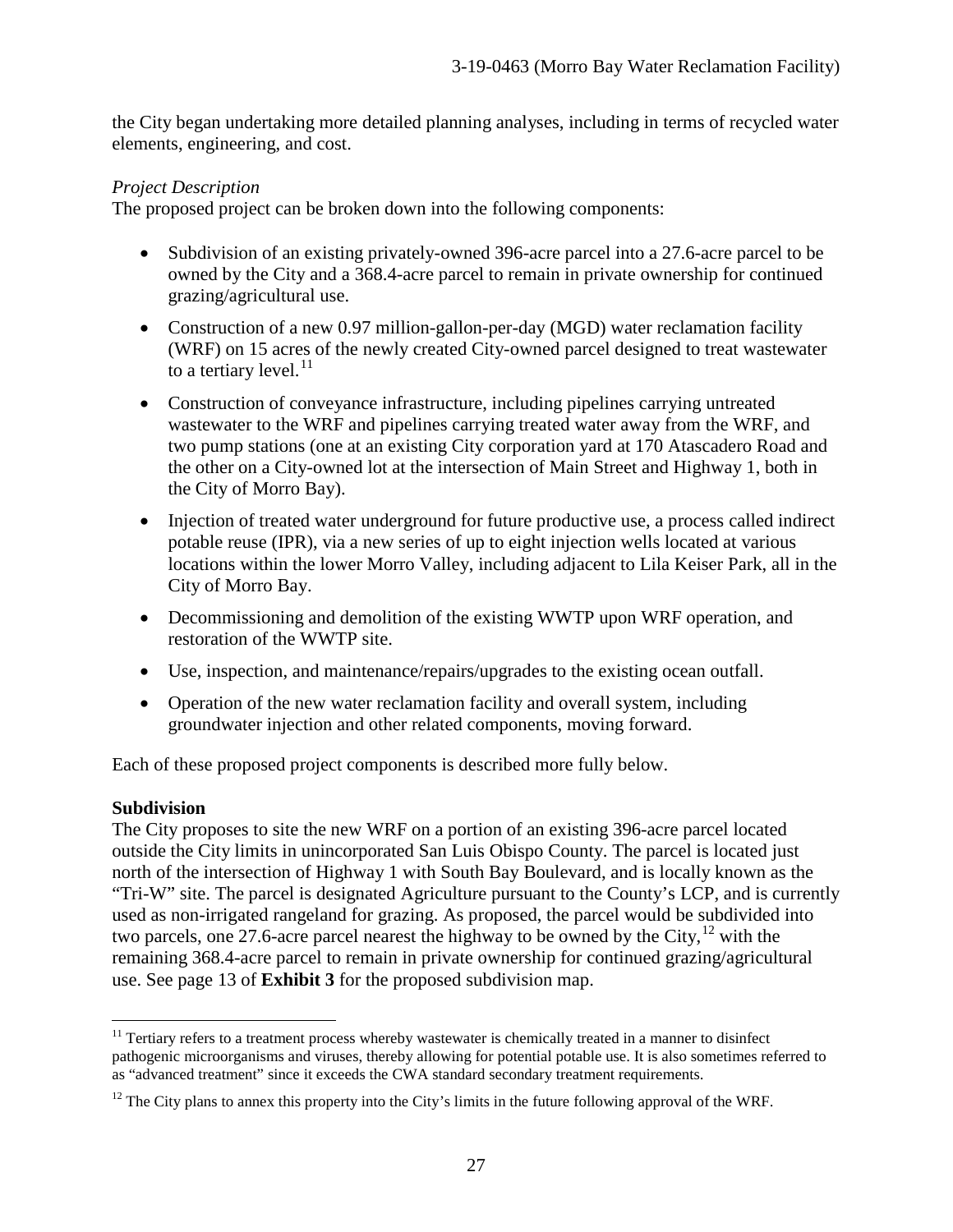the City began undertaking more detailed planning analyses, including in terms of recycled water elements, engineering, and cost.

*Project Description*

The proposed project can be broken down into the following components:

- Subdivision of an existing privately-owned 396-acre parcel into a 27.6-acre parcel to be owned by the City and a 368.4-acre parcel to remain in private ownership for continued grazing/agricultural use.
- Construction of a new 0.97 million-gallon-per-day (MGD) water reclamation facility (WRF) on 15 acres of the newly created City-owned parcel designed to treat wastewater to a tertiary level.[11]
- Construction of conveyance infrastructure, including pipelines carrying untreated wastewater to the WRF and pipelines carrying treated water away from the WRF, and two pump stations (one at an existing City corporation yard at 170 Atascadero Road and the other on a City-owned lot at the intersection of Main Street and Highway 1, both in the City of Morro Bay).
- Injection of treated water underground for future productive use, a process called indirect potable reuse (IPR), via a new series of up to eight injection wells located at various locations within the lower Morro Valley, including adjacent to Lila Keiser Park, all in the City of Morro Bay.
- Decommissioning and demolition of the existing WWTP upon WRF operation, and restoration of the WWTP site.
- Use, inspection, and maintenance/repairs/upgrades to the existing ocean outfall.
- Operation of the new water reclamation facility and overall system, including groundwater injection and other related components, moving forward.

Each of these proposed project components is described more fully below.

**Subdivision**

The City proposes to site the new WRF on a portion of an existing 396-acre parcel located outside the City limits in unincorporated San Luis Obispo County. The parcel is located just north of the intersection of Highway 1 with South Bay Boulevard, and is locally known as the "Tri-W" site. The parcel is designated Agriculture pursuant to the County's LCP, and is currently used as non-irrigated rangeland for grazing. As proposed, the parcel would be subdivided into two parcels, one 27.6-acre parcel nearest the highway to be owned by the City,[12] with the remaining 368.4-acre parcel to remain in private ownership for continued grazing/agricultural use. See page 13 of **Exhibit 3** for the proposed subdivision map.

---

[11] Tertiary refers to a treatment process whereby wastewater is chemically treated in a manner to disinfect pathogenic microorganisms and viruses, thereby allowing for potential potable use. It is also sometimes referred to as "advanced treatment" since it exceeds the CWA standard secondary treatment requirements.

[12] The City plans to annex this property into the City's limits in the future following approval of the WRF.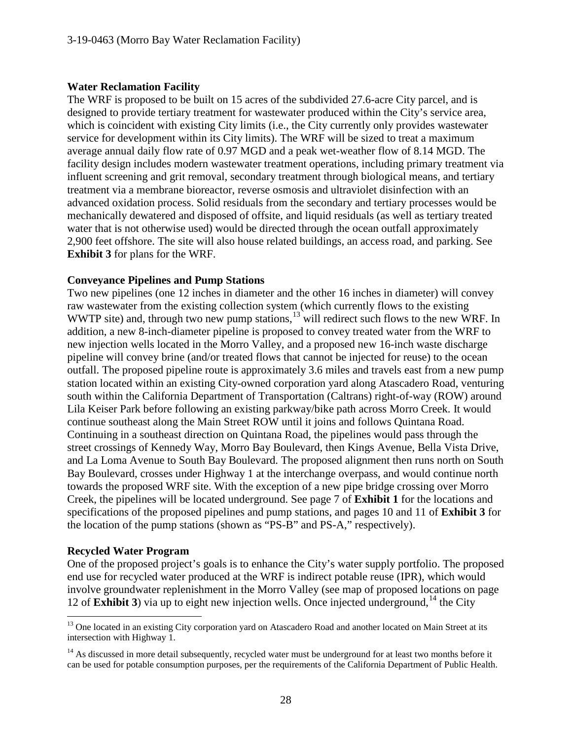**Water Reclamation Facility**

The WRF is proposed to be built on 15 acres of the subdivided 27.6-acre City parcel, and is designed to provide tertiary treatment for wastewater produced within the City's service area, which is coincident with existing City limits (i.e., the City currently only provides wastewater service for development within its City limits). The WRF will be sized to treat a maximum average annual daily flow rate of 0.97 MGD and a peak wet-weather flow of 8.14 MGD. The facility design includes modern wastewater treatment operations, including primary treatment via influent screening and grit removal, secondary treatment through biological means, and tertiary treatment via a membrane bioreactor, reverse osmosis and ultraviolet disinfection with an advanced oxidation process. Solid residuals from the secondary and tertiary processes would be mechanically dewatered and disposed of offsite, and liquid residuals (as well as tertiary treated water that is not otherwise used) would be directed through the ocean outfall approximately 2,900 feet offshore. The site will also house related buildings, an access road, and parking. See **Exhibit 3** for plans for the WRF.

**Conveyance Pipelines and Pump Stations**

Two new pipelines (one 12 inches in diameter and the other 16 inches in diameter) will convey raw wastewater from the existing collection system (which currently flows to the existing WWTP site) and, through two new pump stations,[13] will redirect such flows to the new WRF. In addition, a new 8-inch-diameter pipeline is proposed to convey treated water from the WRF to new injection wells located in the Morro Valley, and a proposed new 16-inch waste discharge pipeline will convey brine (and/or treated flows that cannot be injected for reuse) to the ocean outfall. The proposed pipeline route is approximately 3.6 miles and travels east from a new pump station located within an existing City-owned corporation yard along Atascadero Road, venturing south within the California Department of Transportation (Caltrans) right-of-way (ROW) around Lila Keiser Park before following an existing parkway/bike path across Morro Creek. It would continue southeast along the Main Street ROW until it joins and follows Quintana Road. Continuing in a southeast direction on Quintana Road, the pipelines would pass through the street crossings of Kennedy Way, Morro Bay Boulevard, then Kings Avenue, Bella Vista Drive, and La Loma Avenue to South Bay Boulevard. The proposed alignment then runs north on South Bay Boulevard, crosses under Highway 1 at the interchange overpass, and would continue north towards the proposed WRF site. With the exception of a new pipe bridge crossing over Morro Creek, the pipelines will be located underground. See page 7 of **Exhibit 1** for the locations and specifications of the proposed pipelines and pump stations, and pages 10 and 11 of **Exhibit 3** for the location of the pump stations (shown as "PS-B" and PS-A," respectively).

**Recycled Water Program**

One of the proposed project's goals is to enhance the City's water supply portfolio. The proposed end use for recycled water produced at the WRF is indirect potable reuse (IPR), which would involve groundwater replenishment in the Morro Valley (see map of proposed locations on page 12 of **Exhibit 3**) via up to eight new injection wells. Once injected underground,[14] the City

[13] One located in an existing City corporation yard on Atascadero Road and another located on Main Street at its intersection with Highway 1.

[14] As discussed in more detail subsequently, recycled water must be underground for at least two months before it can be used for potable consumption purposes, per the requirements of the California Department of Public Health.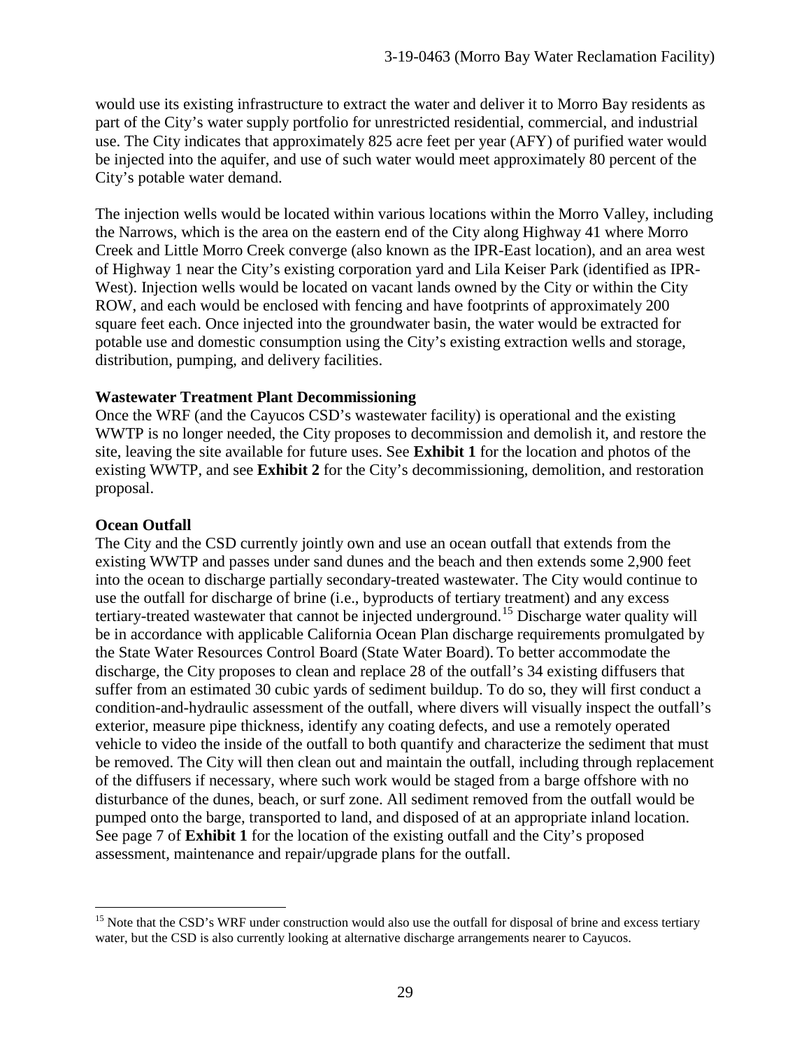would use its existing infrastructure to extract the water and deliver it to Morro Bay residents as part of the City's water supply portfolio for unrestricted residential, commercial, and industrial use. The City indicates that approximately 825 acre feet per year (AFY) of purified water would be injected into the aquifer, and use of such water would meet approximately 80 percent of the City's potable water demand.

The injection wells would be located within various locations within the Morro Valley, including the Narrows, which is the area on the eastern end of the City along Highway 41 where Morro Creek and Little Morro Creek converge (also known as the IPR-East location), and an area west of Highway 1 near the City's existing corporation yard and Lila Keiser Park (identified as IPR-West). Injection wells would be located on vacant lands owned by the City or within the City ROW, and each would be enclosed with fencing and have footprints of approximately 200 square feet each. Once injected into the groundwater basin, the water would be extracted for potable use and domestic consumption using the City's existing extraction wells and storage, distribution, pumping, and delivery facilities.

**Wastewater Treatment Plant Decommissioning**

Once the WRF (and the Cayucos CSD's wastewater facility) is operational and the existing WWTP is no longer needed, the City proposes to decommission and demolish it, and restore the site, leaving the site available for future uses. See **Exhibit 1** for the location and photos of the existing WWTP, and see **Exhibit 2** for the City's decommissioning, demolition, and restoration proposal.

**Ocean Outfall**

The City and the CSD currently jointly own and use an ocean outfall that extends from the existing WWTP and passes under sand dunes and the beach and then extends some 2,900 feet into the ocean to discharge partially secondary-treated wastewater. The City would continue to use the outfall for discharge of brine (i.e., byproducts of tertiary treatment) and any excess tertiary-treated wastewater that cannot be injected underground.[15] Discharge water quality will be in accordance with applicable California Ocean Plan discharge requirements promulgated by the State Water Resources Control Board (State Water Board). To better accommodate the discharge, the City proposes to clean and replace 28 of the outfall's 34 existing diffusers that suffer from an estimated 30 cubic yards of sediment buildup. To do so, they will first conduct a condition-and-hydraulic assessment of the outfall, where divers will visually inspect the outfall's exterior, measure pipe thickness, identify any coating defects, and use a remotely operated vehicle to video the inside of the outfall to both quantify and characterize the sediment that must be removed. The City will then clean out and maintain the outfall, including through replacement of the diffusers if necessary, where such work would be staged from a barge offshore with no disturbance of the dunes, beach, or surf zone. All sediment removed from the outfall would be pumped onto the barge, transported to land, and disposed of at an appropriate inland location. See page 7 of **Exhibit 1** for the location of the existing outfall and the City's proposed assessment, maintenance and repair/upgrade plans for the outfall.

---

[15] Note that the CSD's WRF under construction would also use the outfall for disposal of brine and excess tertiary water, but the CSD is also currently looking at alternative discharge arrangements nearer to Cayucos.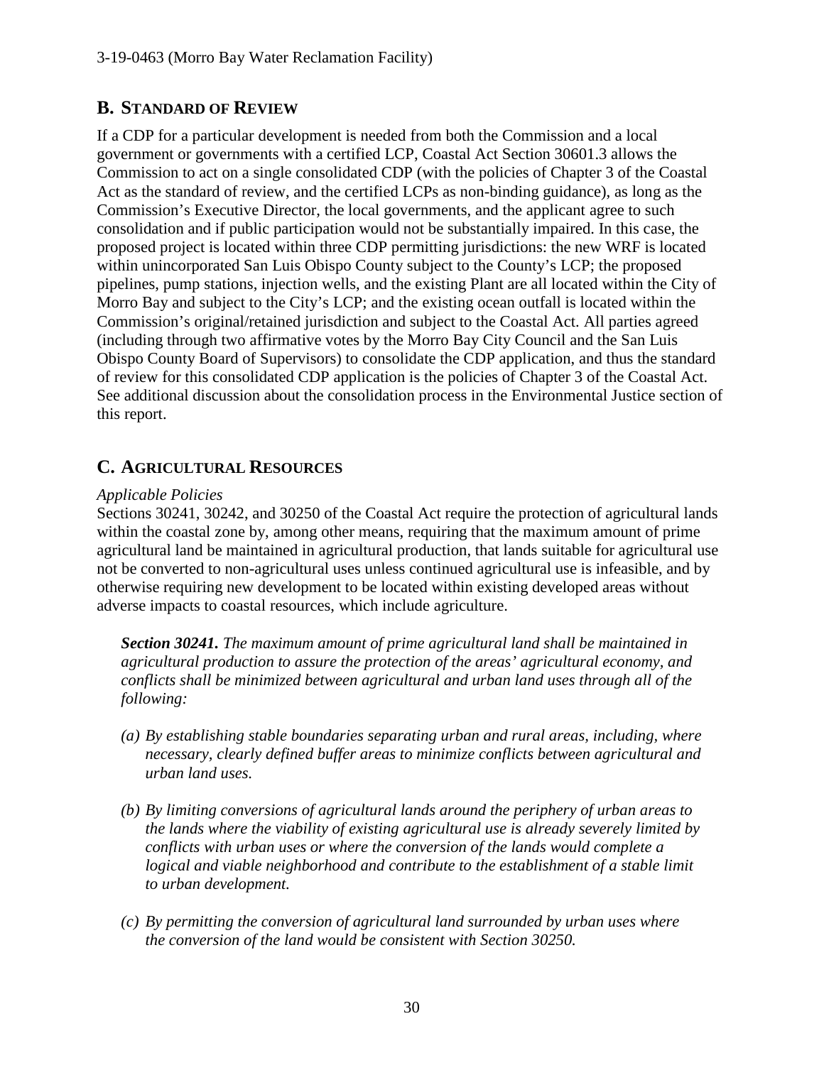## B. STANDARD OF REVIEW

If a CDP for a particular development is needed from both the Commission and a local government or governments with a certified LCP, Coastal Act Section 30601.3 allows the Commission to act on a single consolidated CDP (with the policies of Chapter 3 of the Coastal Act as the standard of review, and the certified LCPs as non-binding guidance), as long as the Commission's Executive Director, the local governments, and the applicant agree to such consolidation and if public participation would not be substantially impaired. In this case, the proposed project is located within three CDP permitting jurisdictions: the new WRF is located within unincorporated San Luis Obispo County subject to the County's LCP; the proposed pipelines, pump stations, injection wells, and the existing Plant are all located within the City of Morro Bay and subject to the City's LCP; and the existing ocean outfall is located within the Commission's original/retained jurisdiction and subject to the Coastal Act. All parties agreed (including through two affirmative votes by the Morro Bay City Council and the San Luis Obispo County Board of Supervisors) to consolidate the CDP application, and thus the standard of review for this consolidated CDP application is the policies of Chapter 3 of the Coastal Act. See additional discussion about the consolidation process in the Environmental Justice section of this report.

## C. AGRICULTURAL RESOURCES

*Applicable Policies*

Sections 30241, 30242, and 30250 of the Coastal Act require the protection of agricultural lands within the coastal zone by, among other means, requiring that the maximum amount of prime agricultural land be maintained in agricultural production, that lands suitable for agricultural use not be converted to non-agricultural uses unless continued agricultural use is infeasible, and by otherwise requiring new development to be located within existing developed areas without adverse impacts to coastal resources, which include agriculture.

> ***Section 30241.*** *The maximum amount of prime agricultural land shall be maintained in agricultural production to assure the protection of the areas' agricultural economy, and conflicts shall be minimized between agricultural and urban land uses through all of the following:*
>
> *(a) By establishing stable boundaries separating urban and rural areas, including, where necessary, clearly defined buffer areas to minimize conflicts between agricultural and urban land uses.*
>
> *(b) By limiting conversions of agricultural lands around the periphery of urban areas to the lands where the viability of existing agricultural use is already severely limited by conflicts with urban uses or where the conversion of the lands would complete a logical and viable neighborhood and contribute to the establishment of a stable limit to urban development.*
>
> *(c) By permitting the conversion of agricultural land surrounded by urban uses where the conversion of the land would be consistent with Section 30250.*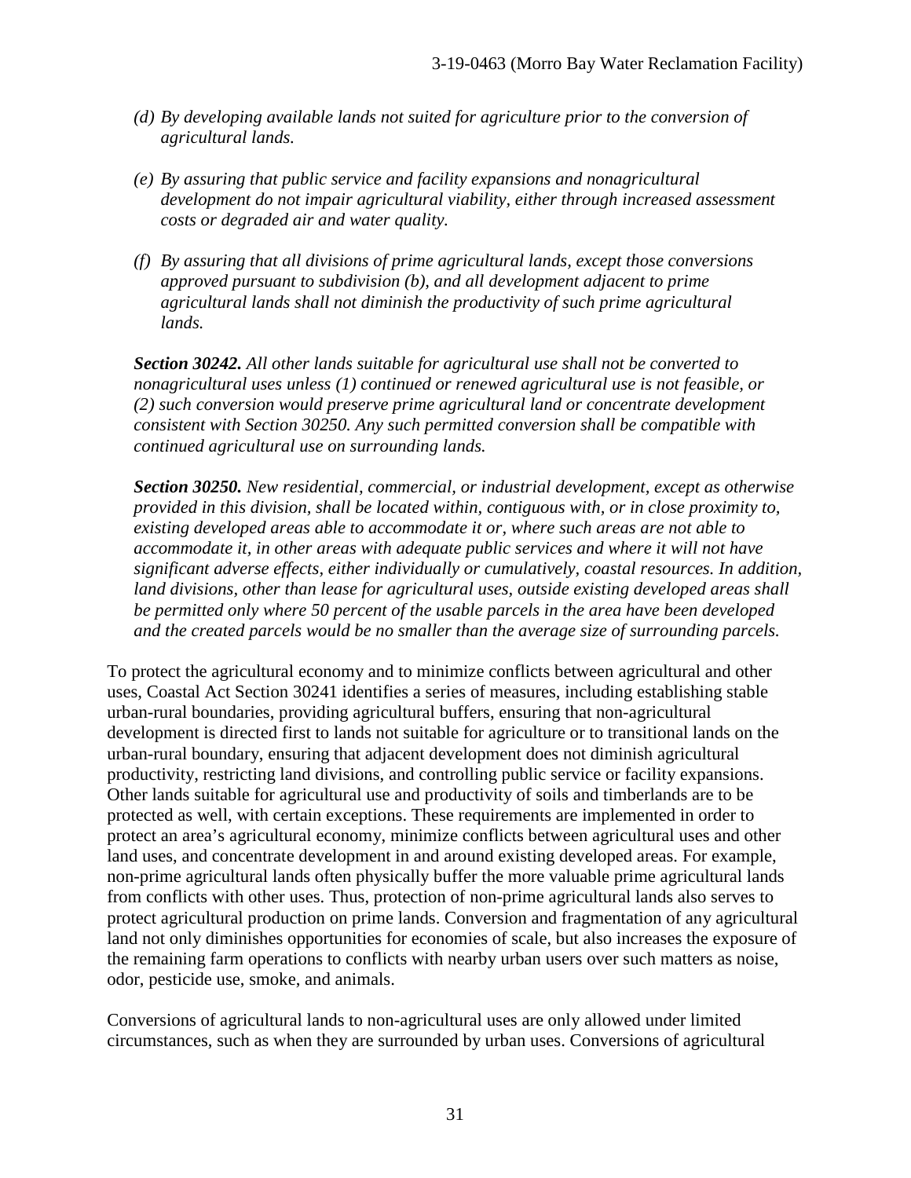*(d) By developing available lands not suited for agriculture prior to the conversion of agricultural lands.*

*(e) By assuring that public service and facility expansions and nonagricultural development do not impair agricultural viability, either through increased assessment costs or degraded air and water quality.*

*(f) By assuring that all divisions of prime agricultural lands, except those conversions approved pursuant to subdivision (b), and all development adjacent to prime agricultural lands shall not diminish the productivity of such prime agricultural lands.*

***Section 30242.*** *All other lands suitable for agricultural use shall not be converted to nonagricultural uses unless (1) continued or renewed agricultural use is not feasible, or (2) such conversion would preserve prime agricultural land or concentrate development consistent with Section 30250. Any such permitted conversion shall be compatible with continued agricultural use on surrounding lands.*

***Section 30250.*** *New residential, commercial, or industrial development, except as otherwise provided in this division, shall be located within, contiguous with, or in close proximity to, existing developed areas able to accommodate it or, where such areas are not able to accommodate it, in other areas with adequate public services and where it will not have significant adverse effects, either individually or cumulatively, coastal resources. In addition, land divisions, other than lease for agricultural uses, outside existing developed areas shall be permitted only where 50 percent of the usable parcels in the area have been developed and the created parcels would be no smaller than the average size of surrounding parcels.*

To protect the agricultural economy and to minimize conflicts between agricultural and other uses, Coastal Act Section 30241 identifies a series of measures, including establishing stable urban-rural boundaries, providing agricultural buffers, ensuring that non-agricultural development is directed first to lands not suitable for agriculture or to transitional lands on the urban-rural boundary, ensuring that adjacent development does not diminish agricultural productivity, restricting land divisions, and controlling public service or facility expansions. Other lands suitable for agricultural use and productivity of soils and timberlands are to be protected as well, with certain exceptions. These requirements are implemented in order to protect an area's agricultural economy, minimize conflicts between agricultural uses and other land uses, and concentrate development in and around existing developed areas. For example, non-prime agricultural lands often physically buffer the more valuable prime agricultural lands from conflicts with other uses. Thus, protection of non-prime agricultural lands also serves to protect agricultural production on prime lands. Conversion and fragmentation of any agricultural land not only diminishes opportunities for economies of scale, but also increases the exposure of the remaining farm operations to conflicts with nearby urban users over such matters as noise, odor, pesticide use, smoke, and animals.

Conversions of agricultural lands to non-agricultural uses are only allowed under limited circumstances, such as when they are surrounded by urban uses. Conversions of agricultural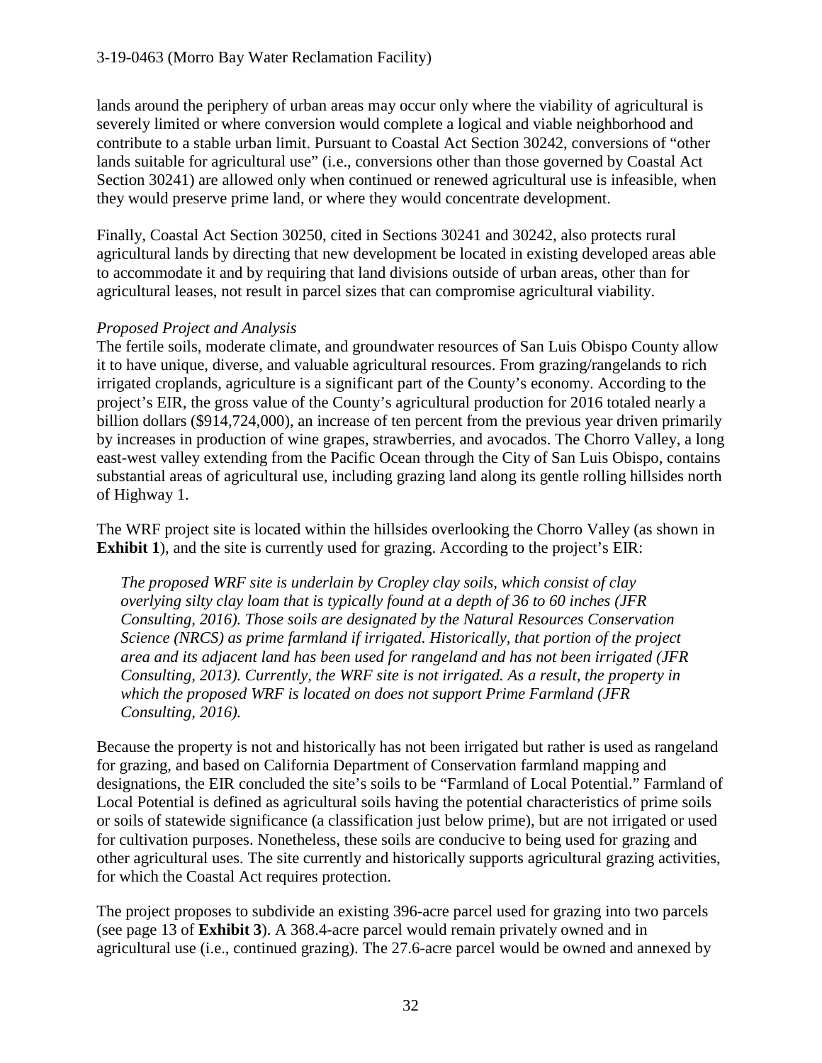lands around the periphery of urban areas may occur only where the viability of agricultural is severely limited or where conversion would complete a logical and viable neighborhood and contribute to a stable urban limit. Pursuant to Coastal Act Section 30242, conversions of "other lands suitable for agricultural use" (i.e., conversions other than those governed by Coastal Act Section 30241) are allowed only when continued or renewed agricultural use is infeasible, when they would preserve prime land, or where they would concentrate development.

Finally, Coastal Act Section 30250, cited in Sections 30241 and 30242, also protects rural agricultural lands by directing that new development be located in existing developed areas able to accommodate it and by requiring that land divisions outside of urban areas, other than for agricultural leases, not result in parcel sizes that can compromise agricultural viability.

*Proposed Project and Analysis*

The fertile soils, moderate climate, and groundwater resources of San Luis Obispo County allow it to have unique, diverse, and valuable agricultural resources. From grazing/rangelands to rich irrigated croplands, agriculture is a significant part of the County's economy. According to the project's EIR, the gross value of the County's agricultural production for 2016 totaled nearly a billion dollars ($914,724,000), an increase of ten percent from the previous year driven primarily by increases in production of wine grapes, strawberries, and avocados. The Chorro Valley, a long east-west valley extending from the Pacific Ocean through the City of San Luis Obispo, contains substantial areas of agricultural use, including grazing land along its gentle rolling hillsides north of Highway 1.

The WRF project site is located within the hillsides overlooking the Chorro Valley (as shown in **Exhibit 1**), and the site is currently used for grazing. According to the project's EIR:

> *The proposed WRF site is underlain by Cropley clay soils, which consist of clay overlying silty clay loam that is typically found at a depth of 36 to 60 inches (JFR Consulting, 2016). Those soils are designated by the Natural Resources Conservation Science (NRCS) as prime farmland if irrigated. Historically, that portion of the project area and its adjacent land has been used for rangeland and has not been irrigated (JFR Consulting, 2013). Currently, the WRF site is not irrigated. As a result, the property in which the proposed WRF is located on does not support Prime Farmland (JFR Consulting, 2016).*

Because the property is not and historically has not been irrigated but rather is used as rangeland for grazing, and based on California Department of Conservation farmland mapping and designations, the EIR concluded the site's soils to be "Farmland of Local Potential." Farmland of Local Potential is defined as agricultural soils having the potential characteristics of prime soils or soils of statewide significance (a classification just below prime), but are not irrigated or used for cultivation purposes. Nonetheless, these soils are conducive to being used for grazing and other agricultural uses. The site currently and historically supports agricultural grazing activities, for which the Coastal Act requires protection.

The project proposes to subdivide an existing 396-acre parcel used for grazing into two parcels (see page 13 of **Exhibit 3**). A 368.4-acre parcel would remain privately owned and in agricultural use (i.e., continued grazing). The 27.6-acre parcel would be owned and annexed by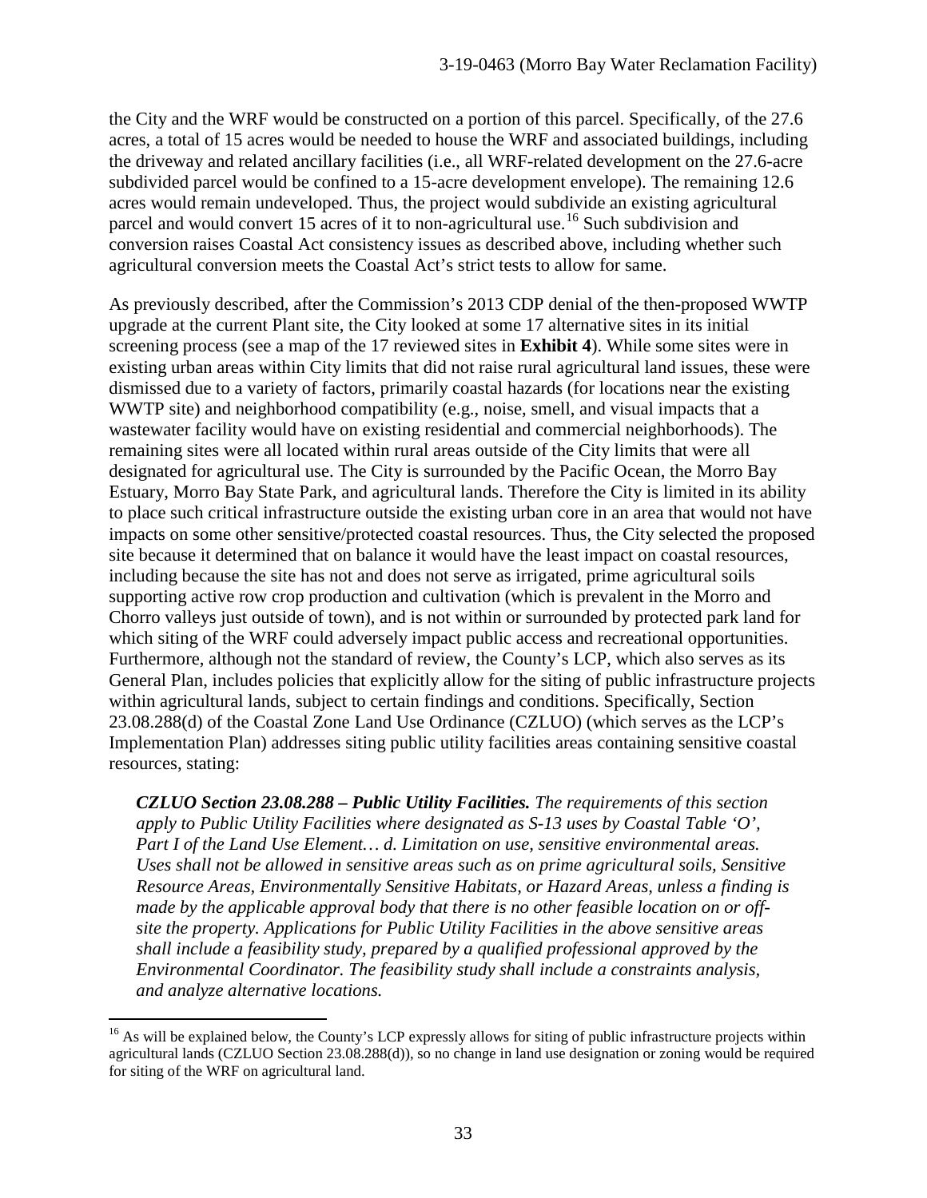the City and the WRF would be constructed on a portion of this parcel. Specifically, of the 27.6 acres, a total of 15 acres would be needed to house the WRF and associated buildings, including the driveway and related ancillary facilities (i.e., all WRF-related development on the 27.6-acre subdivided parcel would be confined to a 15-acre development envelope). The remaining 12.6 acres would remain undeveloped. Thus, the project would subdivide an existing agricultural parcel and would convert 15 acres of it to non-agricultural use.[16] Such subdivision and conversion raises Coastal Act consistency issues as described above, including whether such agricultural conversion meets the Coastal Act's strict tests to allow for same.

As previously described, after the Commission's 2013 CDP denial of the then-proposed WWTP upgrade at the current Plant site, the City looked at some 17 alternative sites in its initial screening process (see a map of the 17 reviewed sites in **Exhibit 4**). While some sites were in existing urban areas within City limits that did not raise rural agricultural land issues, these were dismissed due to a variety of factors, primarily coastal hazards (for locations near the existing WWTP site) and neighborhood compatibility (e.g., noise, smell, and visual impacts that a wastewater facility would have on existing residential and commercial neighborhoods). The remaining sites were all located within rural areas outside of the City limits that were all designated for agricultural use. The City is surrounded by the Pacific Ocean, the Morro Bay Estuary, Morro Bay State Park, and agricultural lands. Therefore the City is limited in its ability to place such critical infrastructure outside the existing urban core in an area that would not have impacts on some other sensitive/protected coastal resources. Thus, the City selected the proposed site because it determined that on balance it would have the least impact on coastal resources, including because the site has not and does not serve as irrigated, prime agricultural soils supporting active row crop production and cultivation (which is prevalent in the Morro and Chorro valleys just outside of town), and is not within or surrounded by protected park land for which siting of the WRF could adversely impact public access and recreational opportunities. Furthermore, although not the standard of review, the County's LCP, which also serves as its General Plan, includes policies that explicitly allow for the siting of public infrastructure projects within agricultural lands, subject to certain findings and conditions. Specifically, Section 23.08.288(d) of the Coastal Zone Land Use Ordinance (CZLUO) (which serves as the LCP's Implementation Plan) addresses siting public utility facilities areas containing sensitive coastal resources, stating:

> ***CZLUO Section 23.08.288 – Public Utility Facilities.*** *The requirements of this section apply to Public Utility Facilities where designated as S-13 uses by Coastal Table 'O', Part I of the Land Use Element… d. Limitation on use, sensitive environmental areas. Uses shall not be allowed in sensitive areas such as on prime agricultural soils, Sensitive Resource Areas, Environmentally Sensitive Habitats, or Hazard Areas, unless a finding is made by the applicable approval body that there is no other feasible location on or off-site the property. Applications for Public Utility Facilities in the above sensitive areas shall include a feasibility study, prepared by a qualified professional approved by the Environmental Coordinator. The feasibility study shall include a constraints analysis, and analyze alternative locations.*

---

[16] As will be explained below, the County's LCP expressly allows for siting of public infrastructure projects within agricultural lands (CZLUO Section 23.08.288(d)), so no change in land use designation or zoning would be required for siting of the WRF on agricultural land.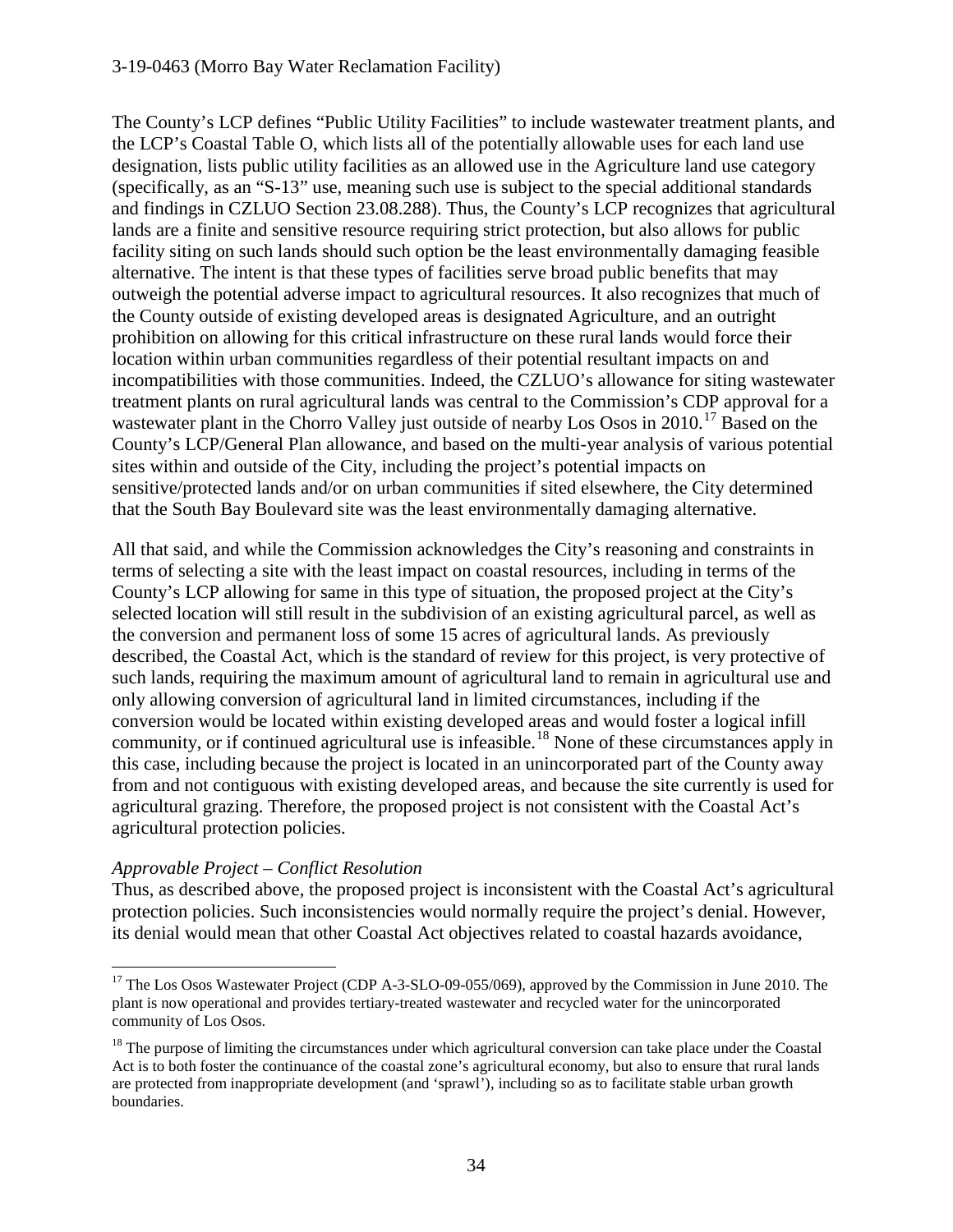The County's LCP defines "Public Utility Facilities" to include wastewater treatment plants, and the LCP's Coastal Table O, which lists all of the potentially allowable uses for each land use designation, lists public utility facilities as an allowed use in the Agriculture land use category (specifically, as an "S-13" use, meaning such use is subject to the special additional standards and findings in CZLUO Section 23.08.288). Thus, the County's LCP recognizes that agricultural lands are a finite and sensitive resource requiring strict protection, but also allows for public facility siting on such lands should such option be the least environmentally damaging feasible alternative. The intent is that these types of facilities serve broad public benefits that may outweigh the potential adverse impact to agricultural resources. It also recognizes that much of the County outside of existing developed areas is designated Agriculture, and an outright prohibition on allowing for this critical infrastructure on these rural lands would force their location within urban communities regardless of their potential resultant impacts on and incompatibilities with those communities. Indeed, the CZLUO's allowance for siting wastewater treatment plants on rural agricultural lands was central to the Commission's CDP approval for a wastewater plant in the Chorro Valley just outside of nearby Los Osos in 2010.[17] Based on the County's LCP/General Plan allowance, and based on the multi-year analysis of various potential sites within and outside of the City, including the project's potential impacts on sensitive/protected lands and/or on urban communities if sited elsewhere, the City determined that the South Bay Boulevard site was the least environmentally damaging alternative.

All that said, and while the Commission acknowledges the City's reasoning and constraints in terms of selecting a site with the least impact on coastal resources, including in terms of the County's LCP allowing for same in this type of situation, the proposed project at the City's selected location will still result in the subdivision of an existing agricultural parcel, as well as the conversion and permanent loss of some 15 acres of agricultural lands. As previously described, the Coastal Act, which is the standard of review for this project, is very protective of such lands, requiring the maximum amount of agricultural land to remain in agricultural use and only allowing conversion of agricultural land in limited circumstances, including if the conversion would be located within existing developed areas and would foster a logical infill community, or if continued agricultural use is infeasible.[18] None of these circumstances apply in this case, including because the project is located in an unincorporated part of the County away from and not contiguous with existing developed areas, and because the site currently is used for agricultural grazing. Therefore, the proposed project is not consistent with the Coastal Act's agricultural protection policies.

*Approvable Project – Conflict Resolution*

Thus, as described above, the proposed project is inconsistent with the Coastal Act's agricultural protection policies. Such inconsistencies would normally require the project's denial. However, its denial would mean that other Coastal Act objectives related to coastal hazards avoidance,

---

[17] The Los Osos Wastewater Project (CDP A-3-SLO-09-055/069), approved by the Commission in June 2010. The plant is now operational and provides tertiary-treated wastewater and recycled water for the unincorporated community of Los Osos.

[18] The purpose of limiting the circumstances under which agricultural conversion can take place under the Coastal Act is to both foster the continuance of the coastal zone's agricultural economy, but also to ensure that rural lands are protected from inappropriate development (and 'sprawl'), including so as to facilitate stable urban growth boundaries.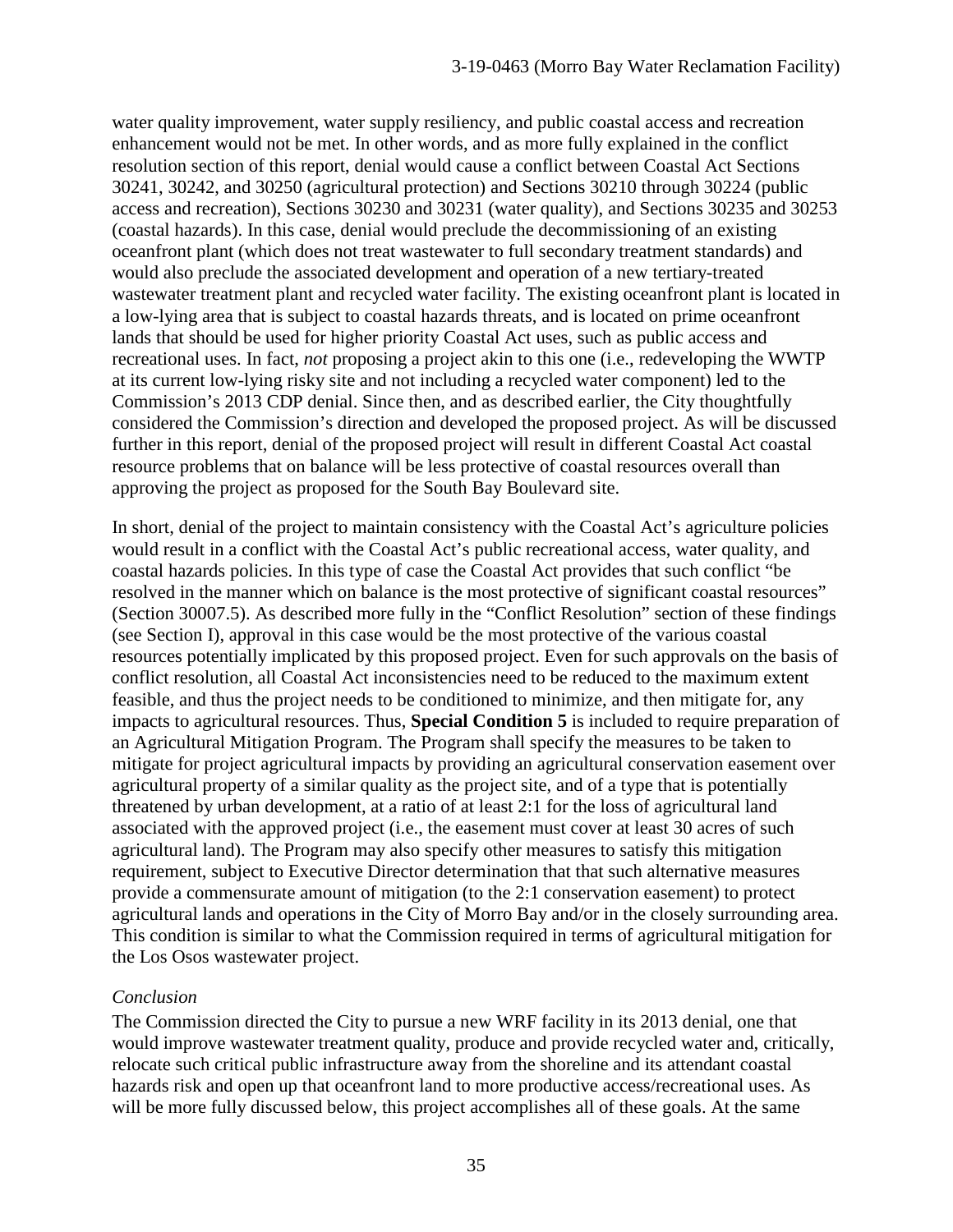water quality improvement, water supply resiliency, and public coastal access and recreation enhancement would not be met. In other words, and as more fully explained in the conflict resolution section of this report, denial would cause a conflict between Coastal Act Sections 30241, 30242, and 30250 (agricultural protection) and Sections 30210 through 30224 (public access and recreation), Sections 30230 and 30231 (water quality), and Sections 30235 and 30253 (coastal hazards). In this case, denial would preclude the decommissioning of an existing oceanfront plant (which does not treat wastewater to full secondary treatment standards) and would also preclude the associated development and operation of a new tertiary-treated wastewater treatment plant and recycled water facility. The existing oceanfront plant is located in a low-lying area that is subject to coastal hazards threats, and is located on prime oceanfront lands that should be used for higher priority Coastal Act uses, such as public access and recreational uses. In fact, *not* proposing a project akin to this one (i.e., redeveloping the WWTP at its current low-lying risky site and not including a recycled water component) led to the Commission's 2013 CDP denial. Since then, and as described earlier, the City thoughtfully considered the Commission's direction and developed the proposed project. As will be discussed further in this report, denial of the proposed project will result in different Coastal Act coastal resource problems that on balance will be less protective of coastal resources overall than approving the project as proposed for the South Bay Boulevard site.

In short, denial of the project to maintain consistency with the Coastal Act's agriculture policies would result in a conflict with the Coastal Act's public recreational access, water quality, and coastal hazards policies. In this type of case the Coastal Act provides that such conflict "be resolved in the manner which on balance is the most protective of significant coastal resources" (Section 30007.5). As described more fully in the "Conflict Resolution" section of these findings (see Section I), approval in this case would be the most protective of the various coastal resources potentially implicated by this proposed project. Even for such approvals on the basis of conflict resolution, all Coastal Act inconsistencies need to be reduced to the maximum extent feasible, and thus the project needs to be conditioned to minimize, and then mitigate for, any impacts to agricultural resources. Thus, **Special Condition 5** is included to require preparation of an Agricultural Mitigation Program. The Program shall specify the measures to be taken to mitigate for project agricultural impacts by providing an agricultural conservation easement over agricultural property of a similar quality as the project site, and of a type that is potentially threatened by urban development, at a ratio of at least 2:1 for the loss of agricultural land associated with the approved project (i.e., the easement must cover at least 30 acres of such agricultural land). The Program may also specify other measures to satisfy this mitigation requirement, subject to Executive Director determination that that such alternative measures provide a commensurate amount of mitigation (to the 2:1 conservation easement) to protect agricultural lands and operations in the City of Morro Bay and/or in the closely surrounding area. This condition is similar to what the Commission required in terms of agricultural mitigation for the Los Osos wastewater project.

*Conclusion*

The Commission directed the City to pursue a new WRF facility in its 2013 denial, one that would improve wastewater treatment quality, produce and provide recycled water and, critically, relocate such critical public infrastructure away from the shoreline and its attendant coastal hazards risk and open up that oceanfront land to more productive access/recreational uses. As will be more fully discussed below, this project accomplishes all of these goals. At the same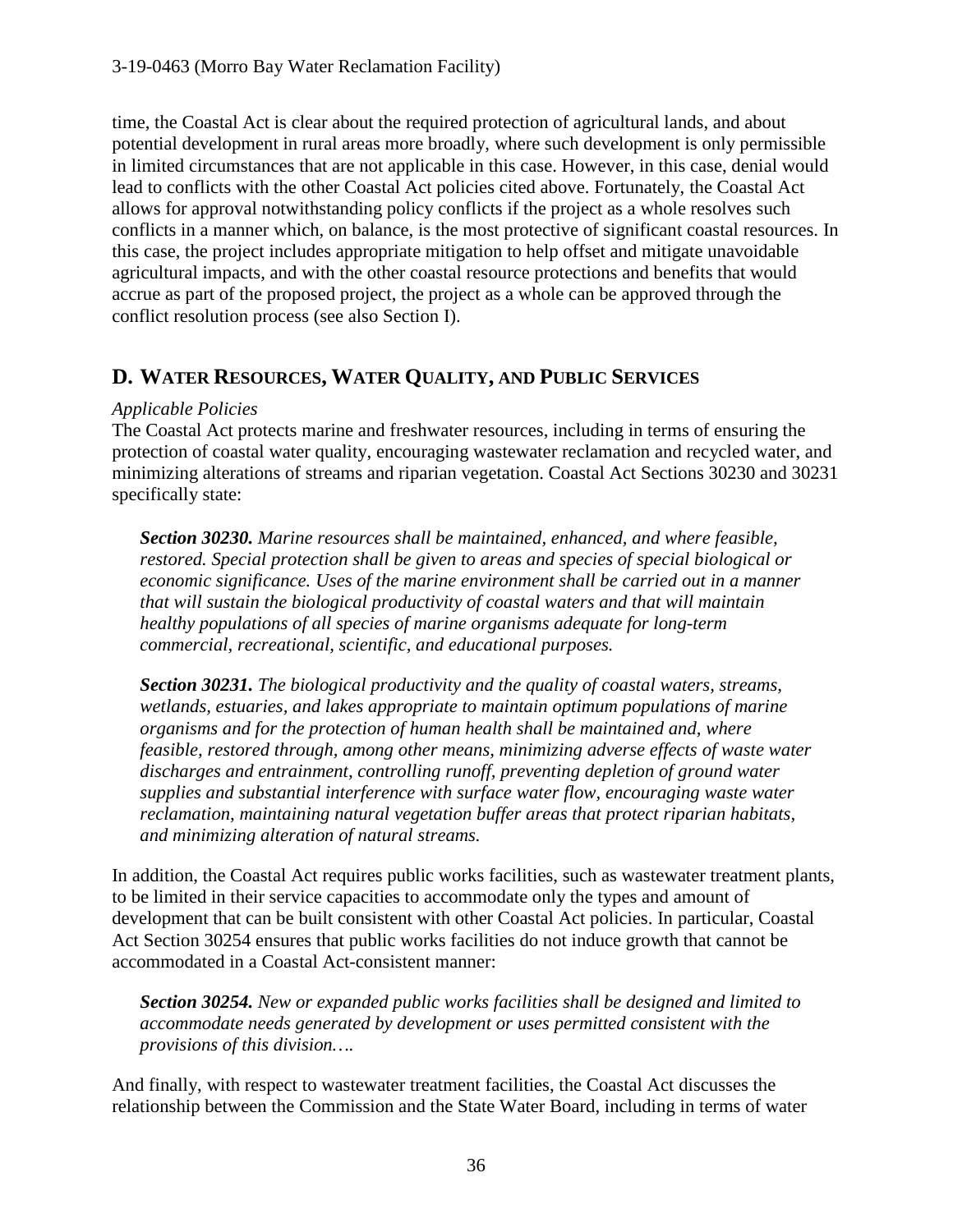time, the Coastal Act is clear about the required protection of agricultural lands, and about potential development in rural areas more broadly, where such development is only permissible in limited circumstances that are not applicable in this case. However, in this case, denial would lead to conflicts with the other Coastal Act policies cited above. Fortunately, the Coastal Act allows for approval notwithstanding policy conflicts if the project as a whole resolves such conflicts in a manner which, on balance, is the most protective of significant coastal resources. In this case, the project includes appropriate mitigation to help offset and mitigate unavoidable agricultural impacts, and with the other coastal resource protections and benefits that would accrue as part of the proposed project, the project as a whole can be approved through the conflict resolution process (see also Section I).

## D. WATER RESOURCES, WATER QUALITY, AND PUBLIC SERVICES

*Applicable Policies*

The Coastal Act protects marine and freshwater resources, including in terms of ensuring the protection of coastal water quality, encouraging wastewater reclamation and recycled water, and minimizing alterations of streams and riparian vegetation. Coastal Act Sections 30230 and 30231 specifically state:

> ***Section 30230.*** *Marine resources shall be maintained, enhanced, and where feasible, restored. Special protection shall be given to areas and species of special biological or economic significance. Uses of the marine environment shall be carried out in a manner that will sustain the biological productivity of coastal waters and that will maintain healthy populations of all species of marine organisms adequate for long-term commercial, recreational, scientific, and educational purposes.*
>
> ***Section 30231.*** *The biological productivity and the quality of coastal waters, streams, wetlands, estuaries, and lakes appropriate to maintain optimum populations of marine organisms and for the protection of human health shall be maintained and, where feasible, restored through, among other means, minimizing adverse effects of waste water discharges and entrainment, controlling runoff, preventing depletion of ground water supplies and substantial interference with surface water flow, encouraging waste water reclamation, maintaining natural vegetation buffer areas that protect riparian habitats, and minimizing alteration of natural streams.*

In addition, the Coastal Act requires public works facilities, such as wastewater treatment plants, to be limited in their service capacities to accommodate only the types and amount of development that can be built consistent with other Coastal Act policies. In particular, Coastal Act Section 30254 ensures that public works facilities do not induce growth that cannot be accommodated in a Coastal Act-consistent manner:

> ***Section 30254.*** *New or expanded public works facilities shall be designed and limited to accommodate needs generated by development or uses permitted consistent with the provisions of this division….*

And finally, with respect to wastewater treatment facilities, the Coastal Act discusses the relationship between the Commission and the State Water Board, including in terms of water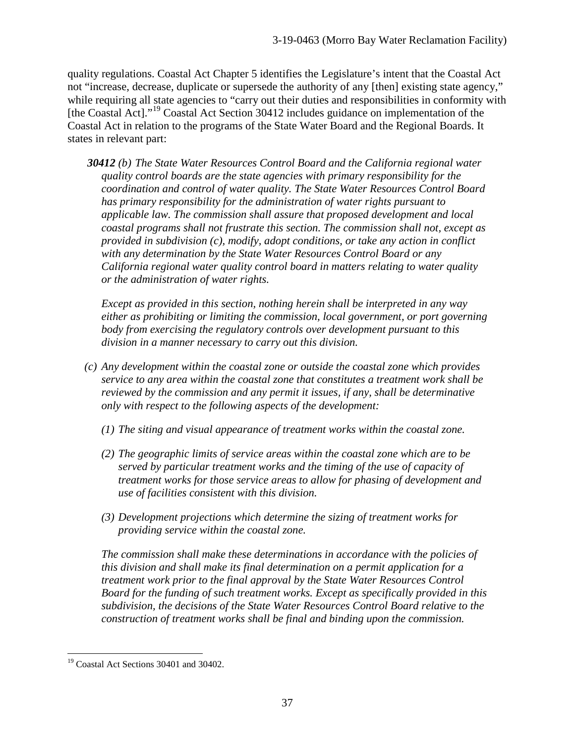quality regulations. Coastal Act Chapter 5 identifies the Legislature's intent that the Coastal Act not "increase, decrease, duplicate or supersede the authority of any [then] existing state agency," while requiring all state agencies to "carry out their duties and responsibilities in conformity with [the Coastal Act]."[19] Coastal Act Section 30412 includes guidance on implementation of the Coastal Act in relation to the programs of the State Water Board and the Regional Boards. It states in relevant part:

> ***30412*** *(b) The State Water Resources Control Board and the California regional water quality control boards are the state agencies with primary responsibility for the coordination and control of water quality. The State Water Resources Control Board has primary responsibility for the administration of water rights pursuant to applicable law. The commission shall assure that proposed development and local coastal programs shall not frustrate this section. The commission shall not, except as provided in subdivision (c), modify, adopt conditions, or take any action in conflict with any determination by the State Water Resources Control Board or any California regional water quality control board in matters relating to water quality or the administration of water rights.*
>
> *Except as provided in this section, nothing herein shall be interpreted in any way either as prohibiting or limiting the commission, local government, or port governing body from exercising the regulatory controls over development pursuant to this division in a manner necessary to carry out this division.*
>
> *(c) Any development within the coastal zone or outside the coastal zone which provides service to any area within the coastal zone that constitutes a treatment work shall be reviewed by the commission and any permit it issues, if any, shall be determinative only with respect to the following aspects of the development:*
>
> *(1) The siting and visual appearance of treatment works within the coastal zone.*
>
> *(2) The geographic limits of service areas within the coastal zone which are to be served by particular treatment works and the timing of the use of capacity of treatment works for those service areas to allow for phasing of development and use of facilities consistent with this division.*
>
> *(3) Development projections which determine the sizing of treatment works for providing service within the coastal zone.*
>
> *The commission shall make these determinations in accordance with the policies of this division and shall make its final determination on a permit application for a treatment work prior to the final approval by the State Water Resources Control Board for the funding of such treatment works. Except as specifically provided in this subdivision, the decisions of the State Water Resources Control Board relative to the construction of treatment works shall be final and binding upon the commission.*

[19] Coastal Act Sections 30401 and 30402.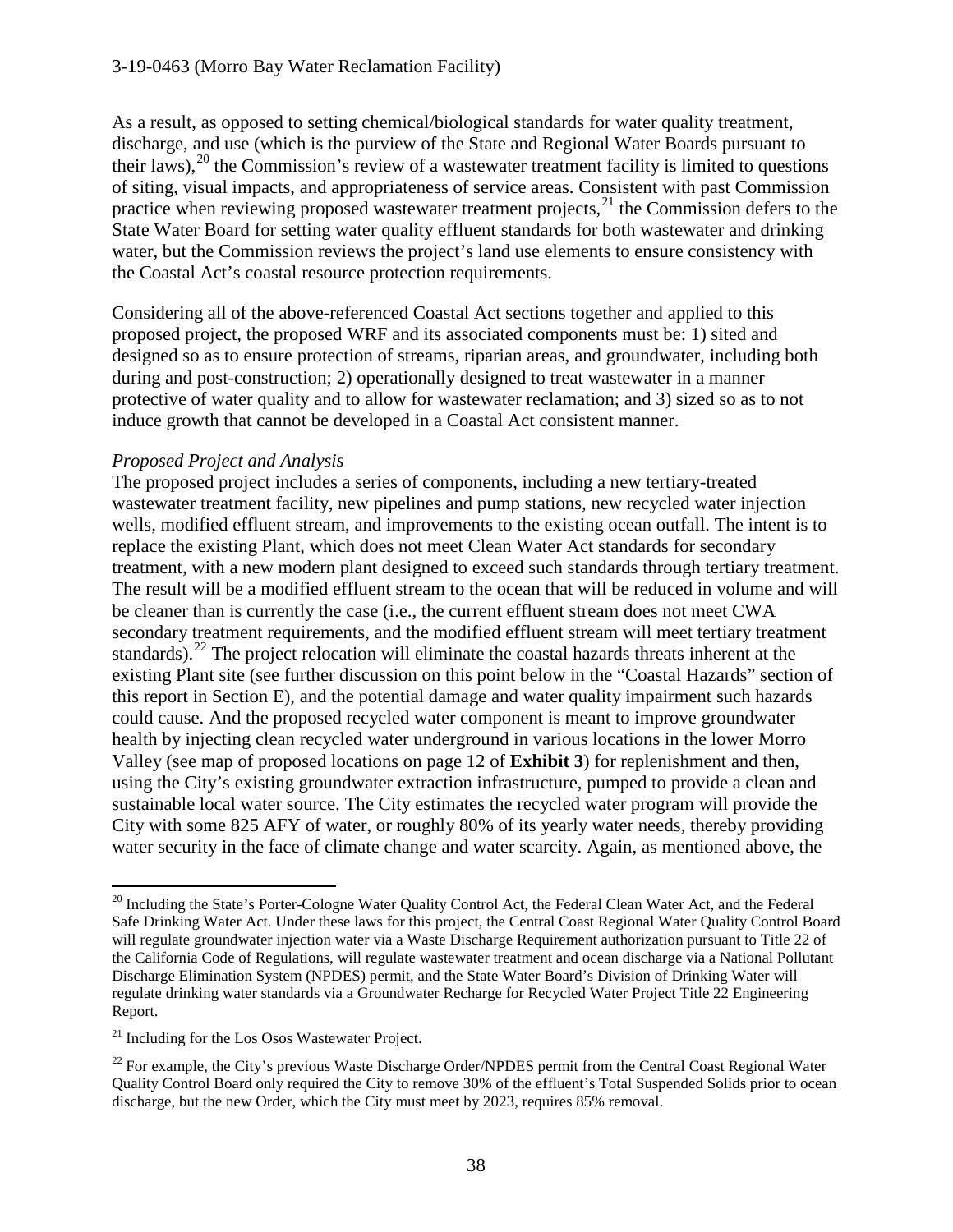As a result, as opposed to setting chemical/biological standards for water quality treatment, discharge, and use (which is the purview of the State and Regional Water Boards pursuant to their laws),[20] the Commission's review of a wastewater treatment facility is limited to questions of siting, visual impacts, and appropriateness of service areas. Consistent with past Commission practice when reviewing proposed wastewater treatment projects,[21] the Commission defers to the State Water Board for setting water quality effluent standards for both wastewater and drinking water, but the Commission reviews the project's land use elements to ensure consistency with the Coastal Act's coastal resource protection requirements.

Considering all of the above-referenced Coastal Act sections together and applied to this proposed project, the proposed WRF and its associated components must be: 1) sited and designed so as to ensure protection of streams, riparian areas, and groundwater, including both during and post-construction; 2) operationally designed to treat wastewater in a manner protective of water quality and to allow for wastewater reclamation; and 3) sized so as to not induce growth that cannot be developed in a Coastal Act consistent manner.

*Proposed Project and Analysis*

The proposed project includes a series of components, including a new tertiary-treated wastewater treatment facility, new pipelines and pump stations, new recycled water injection wells, modified effluent stream, and improvements to the existing ocean outfall. The intent is to replace the existing Plant, which does not meet Clean Water Act standards for secondary treatment, with a new modern plant designed to exceed such standards through tertiary treatment. The result will be a modified effluent stream to the ocean that will be reduced in volume and will be cleaner than is currently the case (i.e., the current effluent stream does not meet CWA secondary treatment requirements, and the modified effluent stream will meet tertiary treatment standards).[22] The project relocation will eliminate the coastal hazards threats inherent at the existing Plant site (see further discussion on this point below in the "Coastal Hazards" section of this report in Section E), and the potential damage and water quality impairment such hazards could cause. And the proposed recycled water component is meant to improve groundwater health by injecting clean recycled water underground in various locations in the lower Morro Valley (see map of proposed locations on page 12 of **Exhibit 3**) for replenishment and then, using the City's existing groundwater extraction infrastructure, pumped to provide a clean and sustainable local water source. The City estimates the recycled water program will provide the City with some 825 AFY of water, or roughly 80% of its yearly water needs, thereby providing water security in the face of climate change and water scarcity. Again, as mentioned above, the

---

[20] Including the State's Porter-Cologne Water Quality Control Act, the Federal Clean Water Act, and the Federal Safe Drinking Water Act. Under these laws for this project, the Central Coast Regional Water Quality Control Board will regulate groundwater injection water via a Waste Discharge Requirement authorization pursuant to Title 22 of the California Code of Regulations, will regulate wastewater treatment and ocean discharge via a National Pollutant Discharge Elimination System (NPDES) permit, and the State Water Board's Division of Drinking Water will regulate drinking water standards via a Groundwater Recharge for Recycled Water Project Title 22 Engineering Report.

[21] Including for the Los Osos Wastewater Project.

[22] For example, the City's previous Waste Discharge Order/NPDES permit from the Central Coast Regional Water Quality Control Board only required the City to remove 30% of the effluent's Total Suspended Solids prior to ocean discharge, but the new Order, which the City must meet by 2023, requires 85% removal.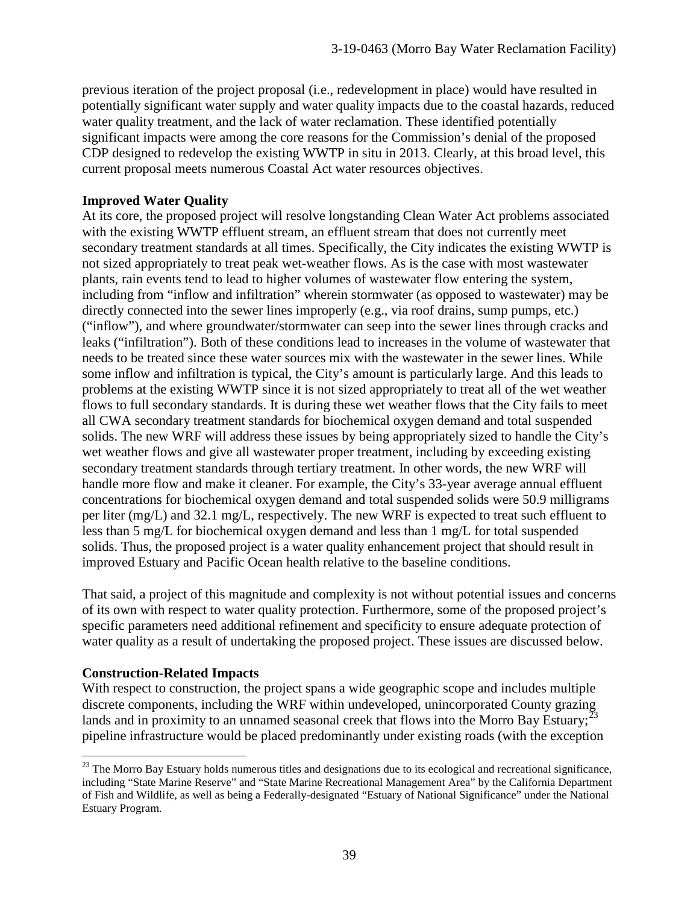previous iteration of the project proposal (i.e., redevelopment in place) would have resulted in potentially significant water supply and water quality impacts due to the coastal hazards, reduced water quality treatment, and the lack of water reclamation. These identified potentially significant impacts were among the core reasons for the Commission's denial of the proposed CDP designed to redevelop the existing WWTP in situ in 2013. Clearly, at this broad level, this current proposal meets numerous Coastal Act water resources objectives.

**Improved Water Quality**

At its core, the proposed project will resolve longstanding Clean Water Act problems associated with the existing WWTP effluent stream, an effluent stream that does not currently meet secondary treatment standards at all times. Specifically, the City indicates the existing WWTP is not sized appropriately to treat peak wet-weather flows. As is the case with most wastewater plants, rain events tend to lead to higher volumes of wastewater flow entering the system, including from "inflow and infiltration" wherein stormwater (as opposed to wastewater) may be directly connected into the sewer lines improperly (e.g., via roof drains, sump pumps, etc.) ("inflow"), and where groundwater/stormwater can seep into the sewer lines through cracks and leaks ("infiltration"). Both of these conditions lead to increases in the volume of wastewater that needs to be treated since these water sources mix with the wastewater in the sewer lines. While some inflow and infiltration is typical, the City's amount is particularly large. And this leads to problems at the existing WWTP since it is not sized appropriately to treat all of the wet weather flows to full secondary standards. It is during these wet weather flows that the City fails to meet all CWA secondary treatment standards for biochemical oxygen demand and total suspended solids. The new WRF will address these issues by being appropriately sized to handle the City's wet weather flows and give all wastewater proper treatment, including by exceeding existing secondary treatment standards through tertiary treatment. In other words, the new WRF will handle more flow and make it cleaner. For example, the City's 33-year average annual effluent concentrations for biochemical oxygen demand and total suspended solids were 50.9 milligrams per liter (mg/L) and 32.1 mg/L, respectively. The new WRF is expected to treat such effluent to less than 5 mg/L for biochemical oxygen demand and less than 1 mg/L for total suspended solids. Thus, the proposed project is a water quality enhancement project that should result in improved Estuary and Pacific Ocean health relative to the baseline conditions.

That said, a project of this magnitude and complexity is not without potential issues and concerns of its own with respect to water quality protection. Furthermore, some of the proposed project's specific parameters need additional refinement and specificity to ensure adequate protection of water quality as a result of undertaking the proposed project. These issues are discussed below.

**Construction-Related Impacts**

With respect to construction, the project spans a wide geographic scope and includes multiple discrete components, including the WRF within undeveloped, unincorporated County grazing lands and in proximity to an unnamed seasonal creek that flows into the Morro Bay Estuary;[23] pipeline infrastructure would be placed predominantly under existing roads (with the exception

[23] The Morro Bay Estuary holds numerous titles and designations due to its ecological and recreational significance, including "State Marine Reserve" and "State Marine Recreational Management Area" by the California Department of Fish and Wildlife, as well as being a Federally-designated "Estuary of National Significance" under the National Estuary Program.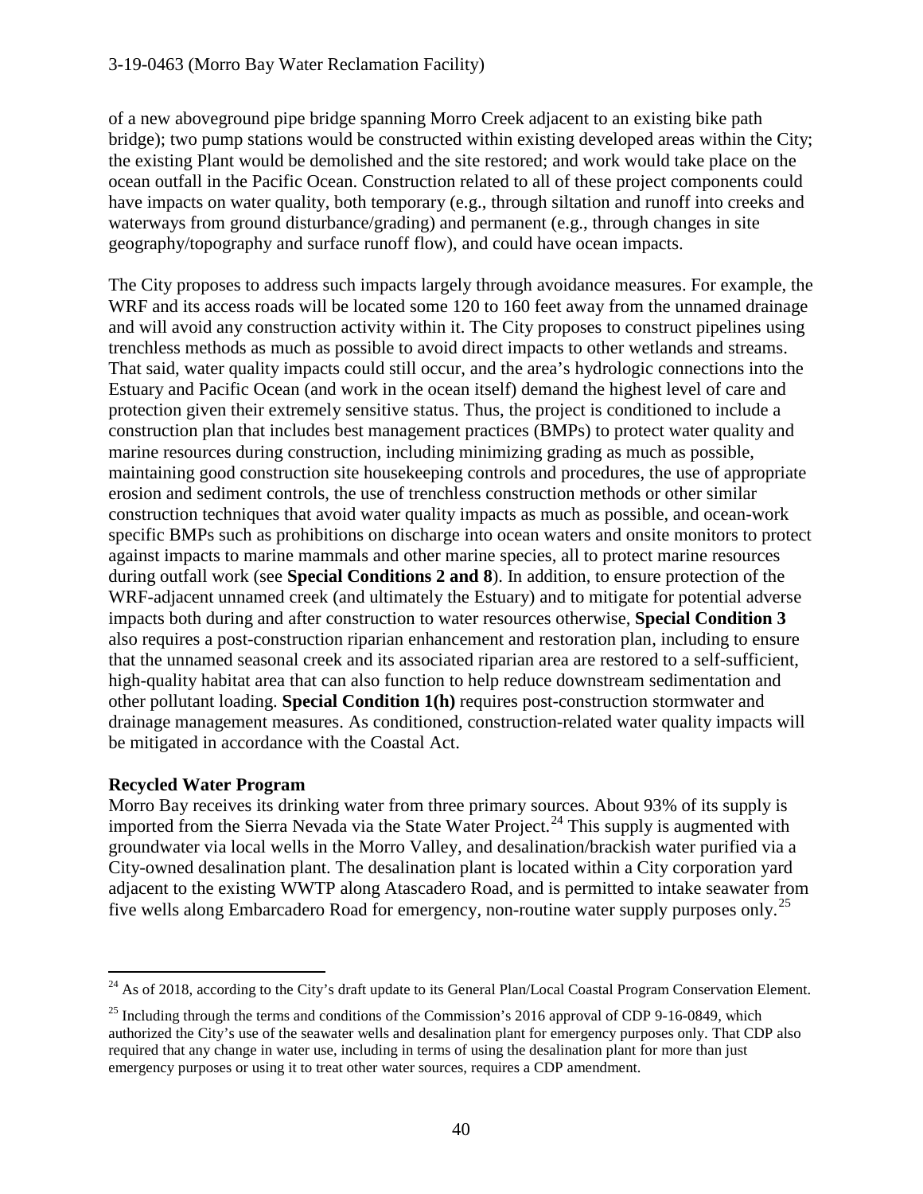of a new aboveground pipe bridge spanning Morro Creek adjacent to an existing bike path bridge); two pump stations would be constructed within existing developed areas within the City; the existing Plant would be demolished and the site restored; and work would take place on the ocean outfall in the Pacific Ocean. Construction related to all of these project components could have impacts on water quality, both temporary (e.g., through siltation and runoff into creeks and waterways from ground disturbance/grading) and permanent (e.g., through changes in site geography/topography and surface runoff flow), and could have ocean impacts.

The City proposes to address such impacts largely through avoidance measures. For example, the WRF and its access roads will be located some 120 to 160 feet away from the unnamed drainage and will avoid any construction activity within it. The City proposes to construct pipelines using trenchless methods as much as possible to avoid direct impacts to other wetlands and streams. That said, water quality impacts could still occur, and the area's hydrologic connections into the Estuary and Pacific Ocean (and work in the ocean itself) demand the highest level of care and protection given their extremely sensitive status. Thus, the project is conditioned to include a construction plan that includes best management practices (BMPs) to protect water quality and marine resources during construction, including minimizing grading as much as possible, maintaining good construction site housekeeping controls and procedures, the use of appropriate erosion and sediment controls, the use of trenchless construction methods or other similar construction techniques that avoid water quality impacts as much as possible, and ocean-work specific BMPs such as prohibitions on discharge into ocean waters and onsite monitors to protect against impacts to marine mammals and other marine species, all to protect marine resources during outfall work (see **Special Conditions 2 and 8**). In addition, to ensure protection of the WRF-adjacent unnamed creek (and ultimately the Estuary) and to mitigate for potential adverse impacts both during and after construction to water resources otherwise, **Special Condition 3** also requires a post-construction riparian enhancement and restoration plan, including to ensure that the unnamed seasonal creek and its associated riparian area are restored to a self-sufficient, high-quality habitat area that can also function to help reduce downstream sedimentation and other pollutant loading. **Special Condition 1(h)** requires post-construction stormwater and drainage management measures. As conditioned, construction-related water quality impacts will be mitigated in accordance with the Coastal Act.

**Recycled Water Program**

Morro Bay receives its drinking water from three primary sources. About 93% of its supply is imported from the Sierra Nevada via the State Water Project.[24] This supply is augmented with groundwater via local wells in the Morro Valley, and desalination/brackish water purified via a City-owned desalination plant. The desalination plant is located within a City corporation yard adjacent to the existing WWTP along Atascadero Road, and is permitted to intake seawater from five wells along Embarcadero Road for emergency, non-routine water supply purposes only.[25]

[24] As of 2018, according to the City's draft update to its General Plan/Local Coastal Program Conservation Element.

[25] Including through the terms and conditions of the Commission's 2016 approval of CDP 9-16-0849, which authorized the City's use of the seawater wells and desalination plant for emergency purposes only. That CDP also required that any change in water use, including in terms of using the desalination plant for more than just emergency purposes or using it to treat other water sources, requires a CDP amendment.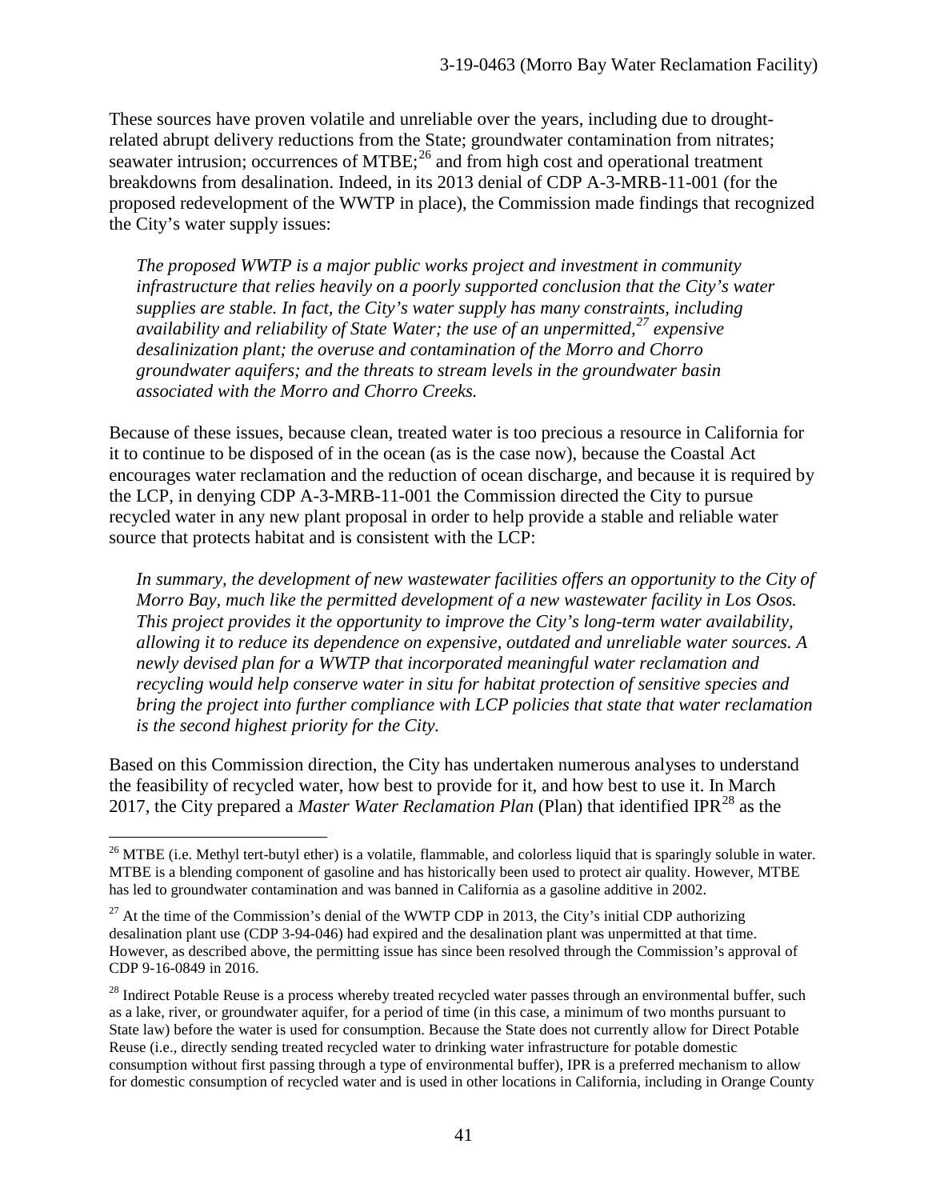These sources have proven volatile and unreliable over the years, including due to drought-related abrupt delivery reductions from the State; groundwater contamination from nitrates; seawater intrusion; occurrences of MTBE;[26] and from high cost and operational treatment breakdowns from desalination. Indeed, in its 2013 denial of CDP A-3-MRB-11-001 (for the proposed redevelopment of the WWTP in place), the Commission made findings that recognized the City's water supply issues:

> *The proposed WWTP is a major public works project and investment in community infrastructure that relies heavily on a poorly supported conclusion that the City's water supplies are stable. In fact, the City's water supply has many constraints, including availability and reliability of State Water; the use of an unpermitted,[27] expensive desalinization plant; the overuse and contamination of the Morro and Chorro groundwater aquifers; and the threats to stream levels in the groundwater basin associated with the Morro and Chorro Creeks.*

Because of these issues, because clean, treated water is too precious a resource in California for it to continue to be disposed of in the ocean (as is the case now), because the Coastal Act encourages water reclamation and the reduction of ocean discharge, and because it is required by the LCP, in denying CDP A-3-MRB-11-001 the Commission directed the City to pursue recycled water in any new plant proposal in order to help provide a stable and reliable water source that protects habitat and is consistent with the LCP:

> *In summary, the development of new wastewater facilities offers an opportunity to the City of Morro Bay, much like the permitted development of a new wastewater facility in Los Osos. This project provides it the opportunity to improve the City's long-term water availability, allowing it to reduce its dependence on expensive, outdated and unreliable water sources. A newly devised plan for a WWTP that incorporated meaningful water reclamation and recycling would help conserve water in situ for habitat protection of sensitive species and bring the project into further compliance with LCP policies that state that water reclamation is the second highest priority for the City.*

Based on this Commission direction, the City has undertaken numerous analyses to understand the feasibility of recycled water, how best to provide for it, and how best to use it. In March 2017, the City prepared a *Master Water Reclamation Plan* (Plan) that identified IPR[28] as the

---

[26] MTBE (i.e. Methyl tert-butyl ether) is a volatile, flammable, and colorless liquid that is sparingly soluble in water. MTBE is a blending component of gasoline and has historically been used to protect air quality. However, MTBE has led to groundwater contamination and was banned in California as a gasoline additive in 2002.

[27] At the time of the Commission's denial of the WWTP CDP in 2013, the City's initial CDP authorizing desalination plant use (CDP 3-94-046) had expired and the desalination plant was unpermitted at that time. However, as described above, the permitting issue has since been resolved through the Commission's approval of CDP 9-16-0849 in 2016.

[28] Indirect Potable Reuse is a process whereby treated recycled water passes through an environmental buffer, such as a lake, river, or groundwater aquifer, for a period of time (in this case, a minimum of two months pursuant to State law) before the water is used for consumption. Because the State does not currently allow for Direct Potable Reuse (i.e., directly sending treated recycled water to drinking water infrastructure for potable domestic consumption without first passing through a type of environmental buffer), IPR is a preferred mechanism to allow for domestic consumption of recycled water and is used in other locations in California, including in Orange County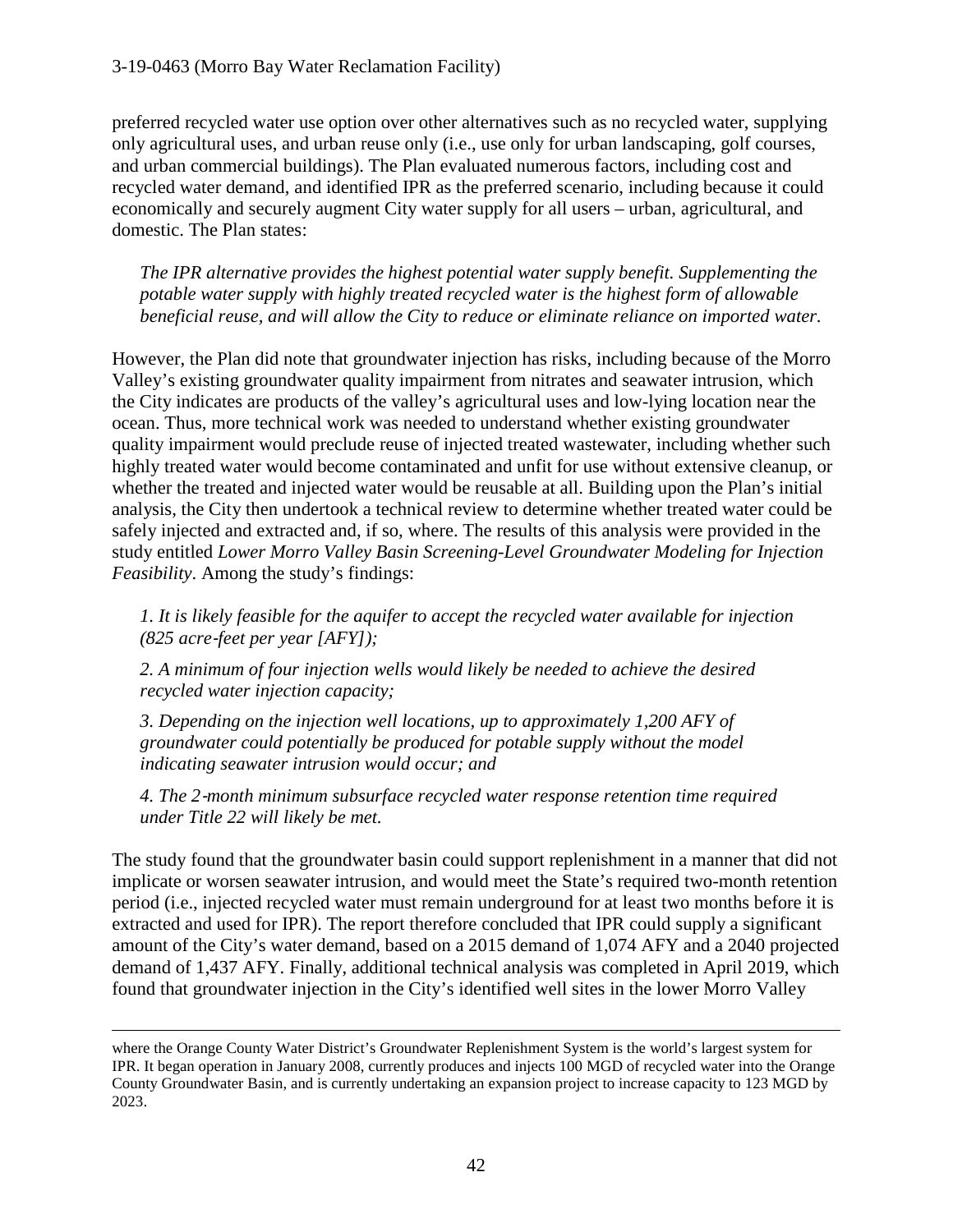preferred recycled water use option over other alternatives such as no recycled water, supplying only agricultural uses, and urban reuse only (i.e., use only for urban landscaping, golf courses, and urban commercial buildings). The Plan evaluated numerous factors, including cost and recycled water demand, and identified IPR as the preferred scenario, including because it could economically and securely augment City water supply for all users – urban, agricultural, and domestic. The Plan states:

> *The IPR alternative provides the highest potential water supply benefit. Supplementing the potable water supply with highly treated recycled water is the highest form of allowable beneficial reuse, and will allow the City to reduce or eliminate reliance on imported water.*

However, the Plan did note that groundwater injection has risks, including because of the Morro Valley's existing groundwater quality impairment from nitrates and seawater intrusion, which the City indicates are products of the valley's agricultural uses and low-lying location near the ocean. Thus, more technical work was needed to understand whether existing groundwater quality impairment would preclude reuse of injected treated wastewater, including whether such highly treated water would become contaminated and unfit for use without extensive cleanup, or whether the treated and injected water would be reusable at all. Building upon the Plan's initial analysis, the City then undertook a technical review to determine whether treated water could be safely injected and extracted and, if so, where. The results of this analysis were provided in the study entitled *Lower Morro Valley Basin Screening-Level Groundwater Modeling for Injection Feasibility*. Among the study's findings:

> *1. It is likely feasible for the aquifer to accept the recycled water available for injection (825 acre-feet per year [AFY]);*
>
> *2. A minimum of four injection wells would likely be needed to achieve the desired recycled water injection capacity;*
>
> *3. Depending on the injection well locations, up to approximately 1,200 AFY of groundwater could potentially be produced for potable supply without the model indicating seawater intrusion would occur; and*
>
> *4. The 2-month minimum subsurface recycled water response retention time required under Title 22 will likely be met.*

The study found that the groundwater basin could support replenishment in a manner that did not implicate or worsen seawater intrusion, and would meet the State's required two-month retention period (i.e., injected recycled water must remain underground for at least two months before it is extracted and used for IPR). The report therefore concluded that IPR could supply a significant amount of the City's water demand, based on a 2015 demand of 1,074 AFY and a 2040 projected demand of 1,437 AFY. Finally, additional technical analysis was completed in April 2019, which found that groundwater injection in the City's identified well sites in the lower Morro Valley

---

where the Orange County Water District's Groundwater Replenishment System is the world's largest system for IPR. It began operation in January 2008, currently produces and injects 100 MGD of recycled water into the Orange County Groundwater Basin, and is currently undertaking an expansion project to increase capacity to 123 MGD by 2023.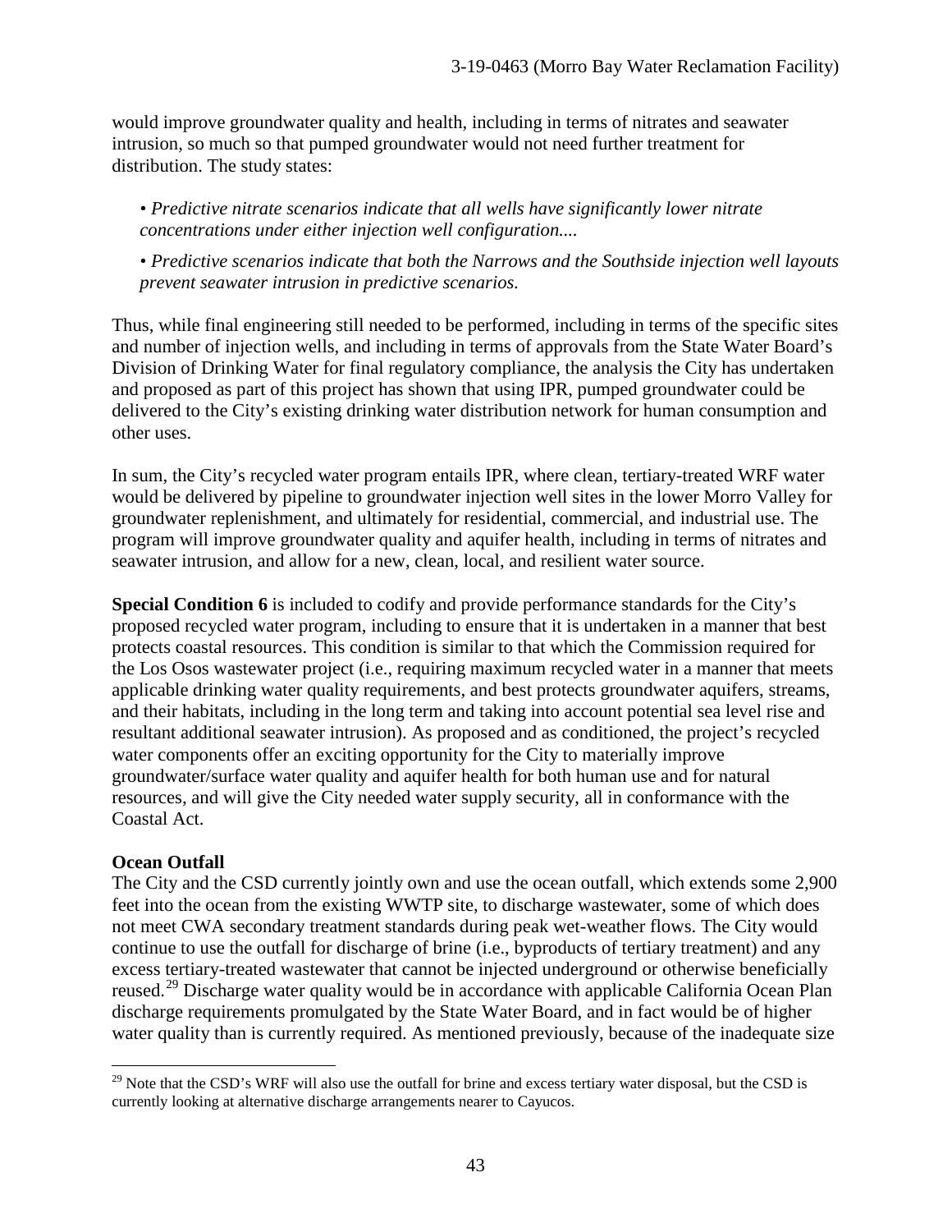would improve groundwater quality and health, including in terms of nitrates and seawater intrusion, so much so that pumped groundwater would not need further treatment for distribution. The study states:

> • *Predictive nitrate scenarios indicate that all wells have significantly lower nitrate concentrations under either injection well configuration....*
>
> • *Predictive scenarios indicate that both the Narrows and the Southside injection well layouts prevent seawater intrusion in predictive scenarios.*

Thus, while final engineering still needed to be performed, including in terms of the specific sites and number of injection wells, and including in terms of approvals from the State Water Board's Division of Drinking Water for final regulatory compliance, the analysis the City has undertaken and proposed as part of this project has shown that using IPR, pumped groundwater could be delivered to the City's existing drinking water distribution network for human consumption and other uses.

In sum, the City's recycled water program entails IPR, where clean, tertiary-treated WRF water would be delivered by pipeline to groundwater injection well sites in the lower Morro Valley for groundwater replenishment, and ultimately for residential, commercial, and industrial use. The program will improve groundwater quality and aquifer health, including in terms of nitrates and seawater intrusion, and allow for a new, clean, local, and resilient water source.

**Special Condition 6** is included to codify and provide performance standards for the City's proposed recycled water program, including to ensure that it is undertaken in a manner that best protects coastal resources. This condition is similar to that which the Commission required for the Los Osos wastewater project (i.e., requiring maximum recycled water in a manner that meets applicable drinking water quality requirements, and best protects groundwater aquifers, streams, and their habitats, including in the long term and taking into account potential sea level rise and resultant additional seawater intrusion). As proposed and as conditioned, the project's recycled water components offer an exciting opportunity for the City to materially improve groundwater/surface water quality and aquifer health for both human use and for natural resources, and will give the City needed water supply security, all in conformance with the Coastal Act.

**Ocean Outfall**

The City and the CSD currently jointly own and use the ocean outfall, which extends some 2,900 feet into the ocean from the existing WWTP site, to discharge wastewater, some of which does not meet CWA secondary treatment standards during peak wet-weather flows. The City would continue to use the outfall for discharge of brine (i.e., byproducts of tertiary treatment) and any excess tertiary-treated wastewater that cannot be injected underground or otherwise beneficially reused.[29] Discharge water quality would be in accordance with applicable California Ocean Plan discharge requirements promulgated by the State Water Board, and in fact would be of higher water quality than is currently required. As mentioned previously, because of the inadequate size

[29] Note that the CSD's WRF will also use the outfall for brine and excess tertiary water disposal, but the CSD is currently looking at alternative discharge arrangements nearer to Cayucos.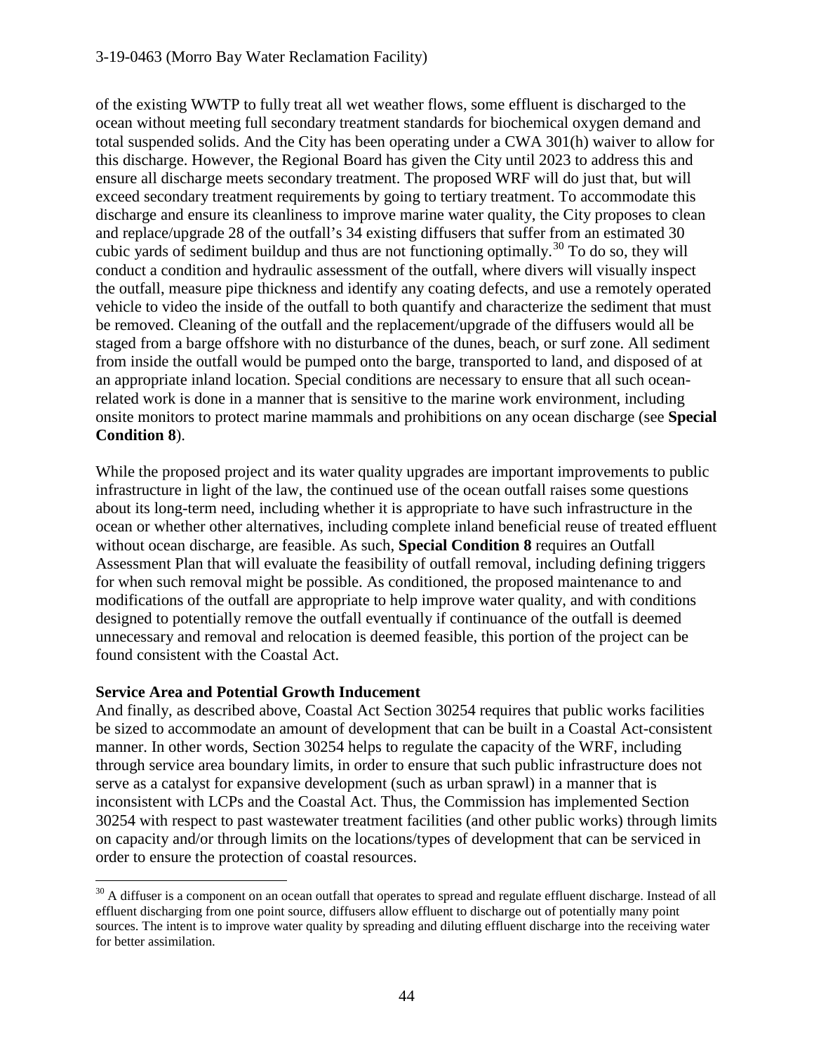of the existing WWTP to fully treat all wet weather flows, some effluent is discharged to the ocean without meeting full secondary treatment standards for biochemical oxygen demand and total suspended solids. And the City has been operating under a CWA 301(h) waiver to allow for this discharge. However, the Regional Board has given the City until 2023 to address this and ensure all discharge meets secondary treatment. The proposed WRF will do just that, but will exceed secondary treatment requirements by going to tertiary treatment. To accommodate this discharge and ensure its cleanliness to improve marine water quality, the City proposes to clean and replace/upgrade 28 of the outfall's 34 existing diffusers that suffer from an estimated 30 cubic yards of sediment buildup and thus are not functioning optimally.[30] To do so, they will conduct a condition and hydraulic assessment of the outfall, where divers will visually inspect the outfall, measure pipe thickness and identify any coating defects, and use a remotely operated vehicle to video the inside of the outfall to both quantify and characterize the sediment that must be removed. Cleaning of the outfall and the replacement/upgrade of the diffusers would all be staged from a barge offshore with no disturbance of the dunes, beach, or surf zone. All sediment from inside the outfall would be pumped onto the barge, transported to land, and disposed of at an appropriate inland location. Special conditions are necessary to ensure that all such ocean-related work is done in a manner that is sensitive to the marine work environment, including onsite monitors to protect marine mammals and prohibitions on any ocean discharge (see **Special Condition 8**).

While the proposed project and its water quality upgrades are important improvements to public infrastructure in light of the law, the continued use of the ocean outfall raises some questions about its long-term need, including whether it is appropriate to have such infrastructure in the ocean or whether other alternatives, including complete inland beneficial reuse of treated effluent without ocean discharge, are feasible. As such, **Special Condition 8** requires an Outfall Assessment Plan that will evaluate the feasibility of outfall removal, including defining triggers for when such removal might be possible. As conditioned, the proposed maintenance to and modifications of the outfall are appropriate to help improve water quality, and with conditions designed to potentially remove the outfall eventually if continuance of the outfall is deemed unnecessary and removal and relocation is deemed feasible, this portion of the project can be found consistent with the Coastal Act.

**Service Area and Potential Growth Inducement**

And finally, as described above, Coastal Act Section 30254 requires that public works facilities be sized to accommodate an amount of development that can be built in a Coastal Act-consistent manner. In other words, Section 30254 helps to regulate the capacity of the WRF, including through service area boundary limits, in order to ensure that such public infrastructure does not serve as a catalyst for expansive development (such as urban sprawl) in a manner that is inconsistent with LCPs and the Coastal Act. Thus, the Commission has implemented Section 30254 with respect to past wastewater treatment facilities (and other public works) through limits on capacity and/or through limits on the locations/types of development that can be serviced in order to ensure the protection of coastal resources.

[30] A diffuser is a component on an ocean outfall that operates to spread and regulate effluent discharge. Instead of all effluent discharging from one point source, diffusers allow effluent to discharge out of potentially many point sources. The intent is to improve water quality by spreading and diluting effluent discharge into the receiving water for better assimilation.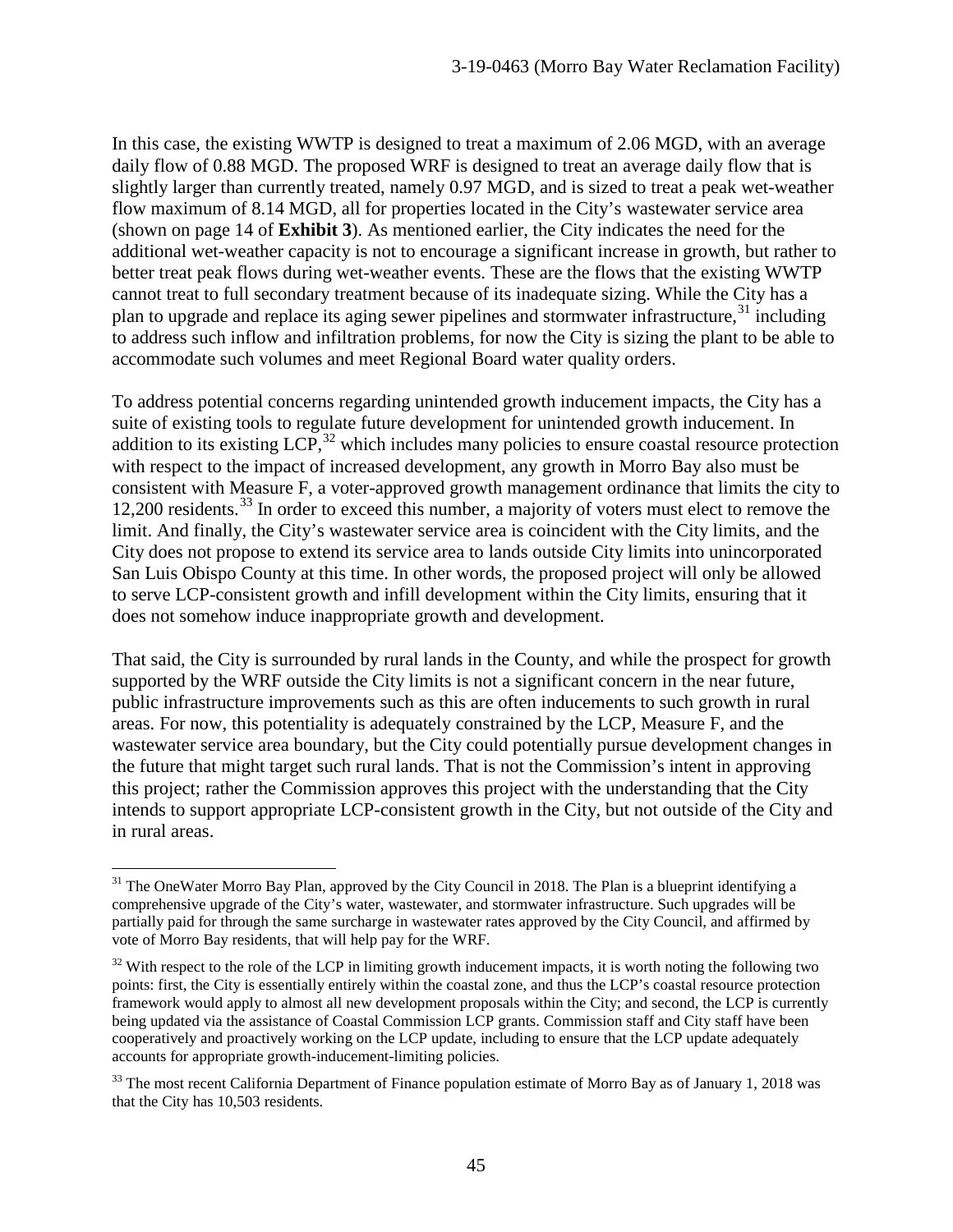In this case, the existing WWTP is designed to treat a maximum of 2.06 MGD, with an average daily flow of 0.88 MGD. The proposed WRF is designed to treat an average daily flow that is slightly larger than currently treated, namely 0.97 MGD, and is sized to treat a peak wet-weather flow maximum of 8.14 MGD, all for properties located in the City's wastewater service area (shown on page 14 of **Exhibit 3**). As mentioned earlier, the City indicates the need for the additional wet-weather capacity is not to encourage a significant increase in growth, but rather to better treat peak flows during wet-weather events. These are the flows that the existing WWTP cannot treat to full secondary treatment because of its inadequate sizing. While the City has a plan to upgrade and replace its aging sewer pipelines and stormwater infrastructure,[31] including to address such inflow and infiltration problems, for now the City is sizing the plant to be able to accommodate such volumes and meet Regional Board water quality orders.

To address potential concerns regarding unintended growth inducement impacts, the City has a suite of existing tools to regulate future development for unintended growth inducement. In addition to its existing LCP,[32] which includes many policies to ensure coastal resource protection with respect to the impact of increased development, any growth in Morro Bay also must be consistent with Measure F, a voter-approved growth management ordinance that limits the city to 12,200 residents.[33] In order to exceed this number, a majority of voters must elect to remove the limit. And finally, the City's wastewater service area is coincident with the City limits, and the City does not propose to extend its service area to lands outside City limits into unincorporated San Luis Obispo County at this time. In other words, the proposed project will only be allowed to serve LCP-consistent growth and infill development within the City limits, ensuring that it does not somehow induce inappropriate growth and development.

That said, the City is surrounded by rural lands in the County, and while the prospect for growth supported by the WRF outside the City limits is not a significant concern in the near future, public infrastructure improvements such as this are often inducements to such growth in rural areas. For now, this potentiality is adequately constrained by the LCP, Measure F, and the wastewater service area boundary, but the City could potentially pursue development changes in the future that might target such rural lands. That is not the Commission's intent in approving this project; rather the Commission approves this project with the understanding that the City intends to support appropriate LCP-consistent growth in the City, but not outside of the City and in rural areas.

---

[31] The OneWater Morro Bay Plan, approved by the City Council in 2018. The Plan is a blueprint identifying a comprehensive upgrade of the City's water, wastewater, and stormwater infrastructure. Such upgrades will be partially paid for through the same surcharge in wastewater rates approved by the City Council, and affirmed by vote of Morro Bay residents, that will help pay for the WRF.

[32] With respect to the role of the LCP in limiting growth inducement impacts, it is worth noting the following two points: first, the City is essentially entirely within the coastal zone, and thus the LCP's coastal resource protection framework would apply to almost all new development proposals within the City; and second, the LCP is currently being updated via the assistance of Coastal Commission LCP grants. Commission staff and City staff have been cooperatively and proactively working on the LCP update, including to ensure that the LCP update adequately accounts for appropriate growth-inducement-limiting policies.

[33] The most recent California Department of Finance population estimate of Morro Bay as of January 1, 2018 was that the City has 10,503 residents.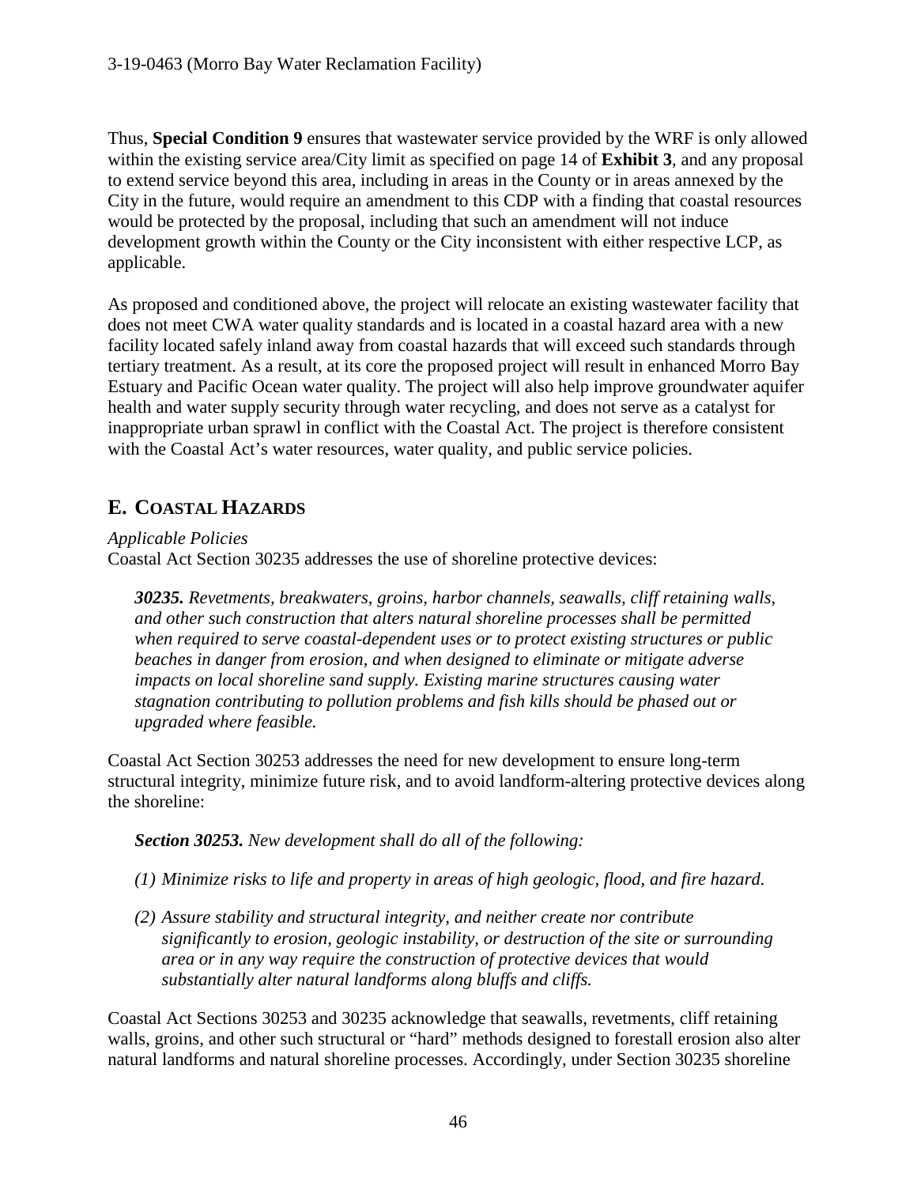Thus, **Special Condition 9** ensures that wastewater service provided by the WRF is only allowed within the existing service area/City limit as specified on page 14 of **Exhibit 3**, and any proposal to extend service beyond this area, including in areas in the County or in areas annexed by the City in the future, would require an amendment to this CDP with a finding that coastal resources would be protected by the proposal, including that such an amendment will not induce development growth within the County or the City inconsistent with either respective LCP, as applicable.

As proposed and conditioned above, the project will relocate an existing wastewater facility that does not meet CWA water quality standards and is located in a coastal hazard area with a new facility located safely inland away from coastal hazards that will exceed such standards through tertiary treatment. As a result, at its core the proposed project will result in enhanced Morro Bay Estuary and Pacific Ocean water quality. The project will also help improve groundwater aquifer health and water supply security through water recycling, and does not serve as a catalyst for inappropriate urban sprawl in conflict with the Coastal Act. The project is therefore consistent with the Coastal Act's water resources, water quality, and public service policies.

## E. Coastal Hazards

*Applicable Policies*

Coastal Act Section 30235 addresses the use of shoreline protective devices:

> ***30235.*** *Revetments, breakwaters, groins, harbor channels, seawalls, cliff retaining walls, and other such construction that alters natural shoreline processes shall be permitted when required to serve coastal-dependent uses or to protect existing structures or public beaches in danger from erosion, and when designed to eliminate or mitigate adverse impacts on local shoreline sand supply. Existing marine structures causing water stagnation contributing to pollution problems and fish kills should be phased out or upgraded where feasible.*

Coastal Act Section 30253 addresses the need for new development to ensure long-term structural integrity, minimize future risk, and to avoid landform-altering protective devices along the shoreline:

> ***Section 30253.*** *New development shall do all of the following:*
>
> *(1) Minimize risks to life and property in areas of high geologic, flood, and fire hazard.*
>
> *(2) Assure stability and structural integrity, and neither create nor contribute significantly to erosion, geologic instability, or destruction of the site or surrounding area or in any way require the construction of protective devices that would substantially alter natural landforms along bluffs and cliffs.*

Coastal Act Sections 30253 and 30235 acknowledge that seawalls, revetments, cliff retaining walls, groins, and other such structural or "hard" methods designed to forestall erosion also alter natural landforms and natural shoreline processes. Accordingly, under Section 30235 shoreline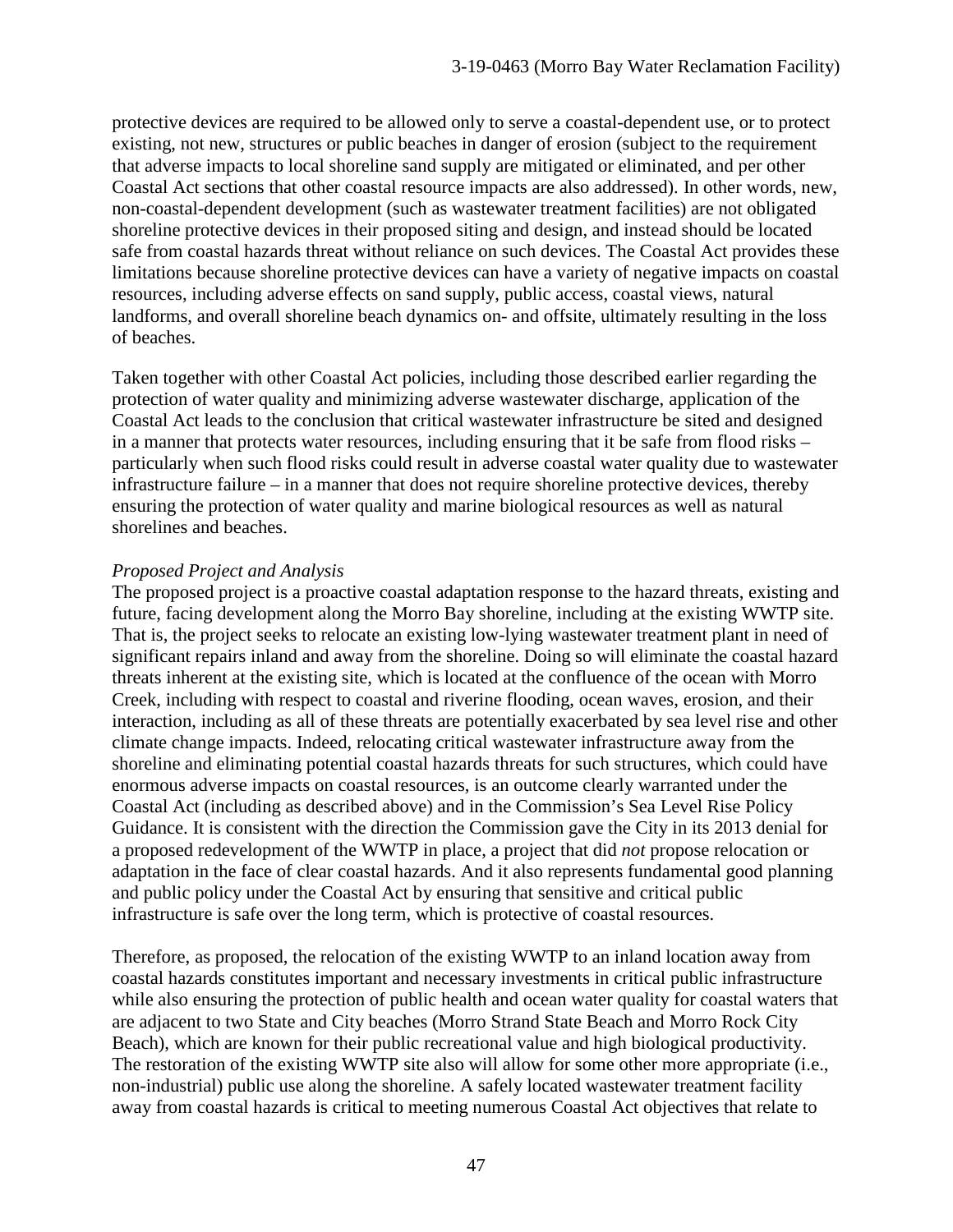protective devices are required to be allowed only to serve a coastal-dependent use, or to protect existing, not new, structures or public beaches in danger of erosion (subject to the requirement that adverse impacts to local shoreline sand supply are mitigated or eliminated, and per other Coastal Act sections that other coastal resource impacts are also addressed). In other words, new, non-coastal-dependent development (such as wastewater treatment facilities) are not obligated shoreline protective devices in their proposed siting and design, and instead should be located safe from coastal hazards threat without reliance on such devices. The Coastal Act provides these limitations because shoreline protective devices can have a variety of negative impacts on coastal resources, including adverse effects on sand supply, public access, coastal views, natural landforms, and overall shoreline beach dynamics on- and offsite, ultimately resulting in the loss of beaches.

Taken together with other Coastal Act policies, including those described earlier regarding the protection of water quality and minimizing adverse wastewater discharge, application of the Coastal Act leads to the conclusion that critical wastewater infrastructure be sited and designed in a manner that protects water resources, including ensuring that it be safe from flood risks – particularly when such flood risks could result in adverse coastal water quality due to wastewater infrastructure failure – in a manner that does not require shoreline protective devices, thereby ensuring the protection of water quality and marine biological resources as well as natural shorelines and beaches.

*Proposed Project and Analysis*

The proposed project is a proactive coastal adaptation response to the hazard threats, existing and future, facing development along the Morro Bay shoreline, including at the existing WWTP site. That is, the project seeks to relocate an existing low-lying wastewater treatment plant in need of significant repairs inland and away from the shoreline. Doing so will eliminate the coastal hazard threats inherent at the existing site, which is located at the confluence of the ocean with Morro Creek, including with respect to coastal and riverine flooding, ocean waves, erosion, and their interaction, including as all of these threats are potentially exacerbated by sea level rise and other climate change impacts. Indeed, relocating critical wastewater infrastructure away from the shoreline and eliminating potential coastal hazards threats for such structures, which could have enormous adverse impacts on coastal resources, is an outcome clearly warranted under the Coastal Act (including as described above) and in the Commission's Sea Level Rise Policy Guidance. It is consistent with the direction the Commission gave the City in its 2013 denial for a proposed redevelopment of the WWTP in place, a project that did *not* propose relocation or adaptation in the face of clear coastal hazards. And it also represents fundamental good planning and public policy under the Coastal Act by ensuring that sensitive and critical public infrastructure is safe over the long term, which is protective of coastal resources.

Therefore, as proposed, the relocation of the existing WWTP to an inland location away from coastal hazards constitutes important and necessary investments in critical public infrastructure while also ensuring the protection of public health and ocean water quality for coastal waters that are adjacent to two State and City beaches (Morro Strand State Beach and Morro Rock City Beach), which are known for their public recreational value and high biological productivity. The restoration of the existing WWTP site also will allow for some other more appropriate (i.e., non-industrial) public use along the shoreline. A safely located wastewater treatment facility away from coastal hazards is critical to meeting numerous Coastal Act objectives that relate to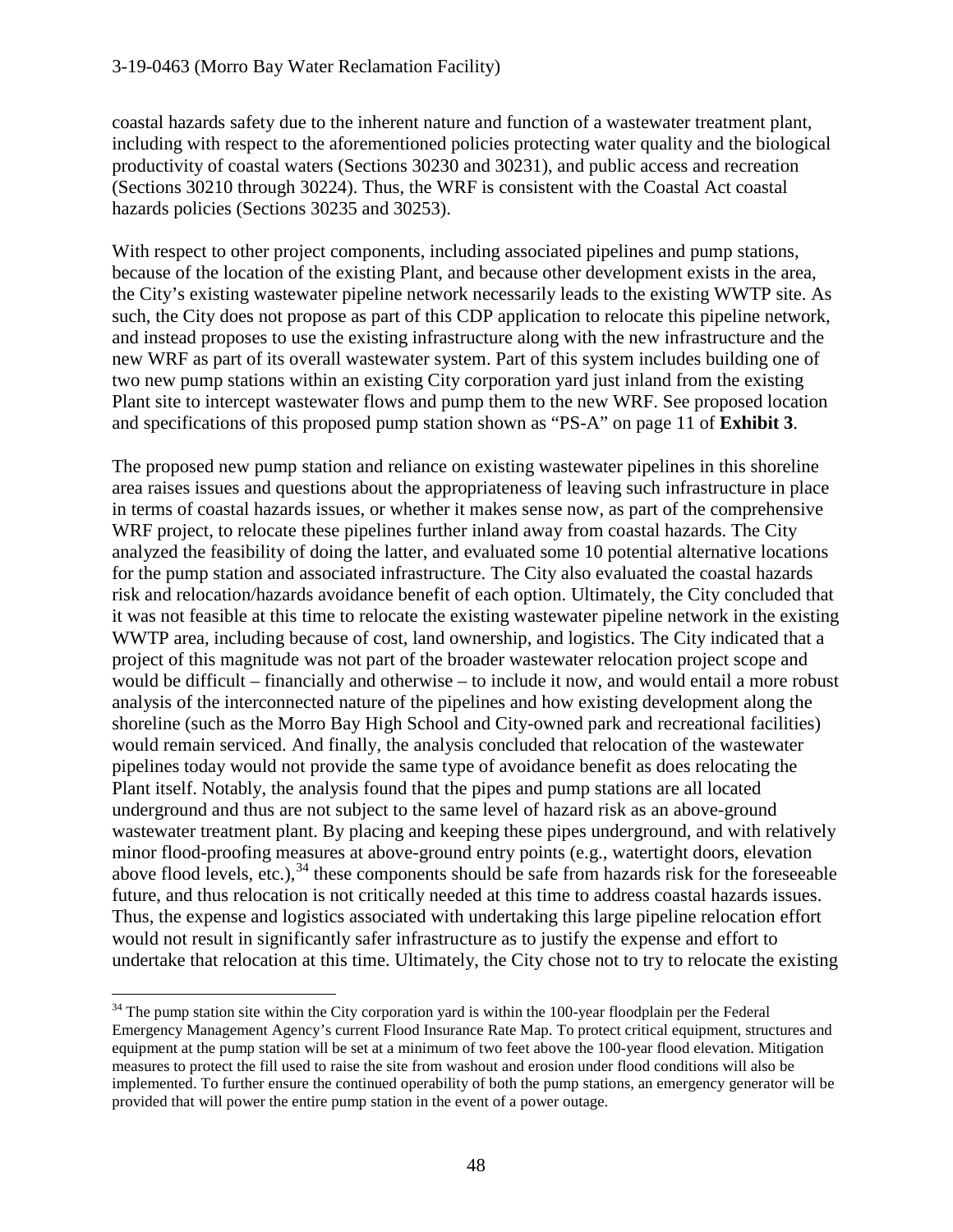coastal hazards safety due to the inherent nature and function of a wastewater treatment plant, including with respect to the aforementioned policies protecting water quality and the biological productivity of coastal waters (Sections 30230 and 30231), and public access and recreation (Sections 30210 through 30224). Thus, the WRF is consistent with the Coastal Act coastal hazards policies (Sections 30235 and 30253).

With respect to other project components, including associated pipelines and pump stations, because of the location of the existing Plant, and because other development exists in the area, the City's existing wastewater pipeline network necessarily leads to the existing WWTP site. As such, the City does not propose as part of this CDP application to relocate this pipeline network, and instead proposes to use the existing infrastructure along with the new infrastructure and the new WRF as part of its overall wastewater system. Part of this system includes building one of two new pump stations within an existing City corporation yard just inland from the existing Plant site to intercept wastewater flows and pump them to the new WRF. See proposed location and specifications of this proposed pump station shown as "PS-A" on page 11 of **Exhibit 3**.

The proposed new pump station and reliance on existing wastewater pipelines in this shoreline area raises issues and questions about the appropriateness of leaving such infrastructure in place in terms of coastal hazards issues, or whether it makes sense now, as part of the comprehensive WRF project, to relocate these pipelines further inland away from coastal hazards. The City analyzed the feasibility of doing the latter, and evaluated some 10 potential alternative locations for the pump station and associated infrastructure. The City also evaluated the coastal hazards risk and relocation/hazards avoidance benefit of each option. Ultimately, the City concluded that it was not feasible at this time to relocate the existing wastewater pipeline network in the existing WWTP area, including because of cost, land ownership, and logistics. The City indicated that a project of this magnitude was not part of the broader wastewater relocation project scope and would be difficult – financially and otherwise – to include it now, and would entail a more robust analysis of the interconnected nature of the pipelines and how existing development along the shoreline (such as the Morro Bay High School and City-owned park and recreational facilities) would remain serviced. And finally, the analysis concluded that relocation of the wastewater pipelines today would not provide the same type of avoidance benefit as does relocating the Plant itself. Notably, the analysis found that the pipes and pump stations are all located underground and thus are not subject to the same level of hazard risk as an above-ground wastewater treatment plant. By placing and keeping these pipes underground, and with relatively minor flood-proofing measures at above-ground entry points (e.g., watertight doors, elevation above flood levels, etc.),[34] these components should be safe from hazards risk for the foreseeable future, and thus relocation is not critically needed at this time to address coastal hazards issues. Thus, the expense and logistics associated with undertaking this large pipeline relocation effort would not result in significantly safer infrastructure as to justify the expense and effort to undertake that relocation at this time. Ultimately, the City chose not to try to relocate the existing

[34] The pump station site within the City corporation yard is within the 100-year floodplain per the Federal Emergency Management Agency's current Flood Insurance Rate Map. To protect critical equipment, structures and equipment at the pump station will be set at a minimum of two feet above the 100-year flood elevation. Mitigation measures to protect the fill used to raise the site from washout and erosion under flood conditions will also be implemented. To further ensure the continued operability of both the pump stations, an emergency generator will be provided that will power the entire pump station in the event of a power outage.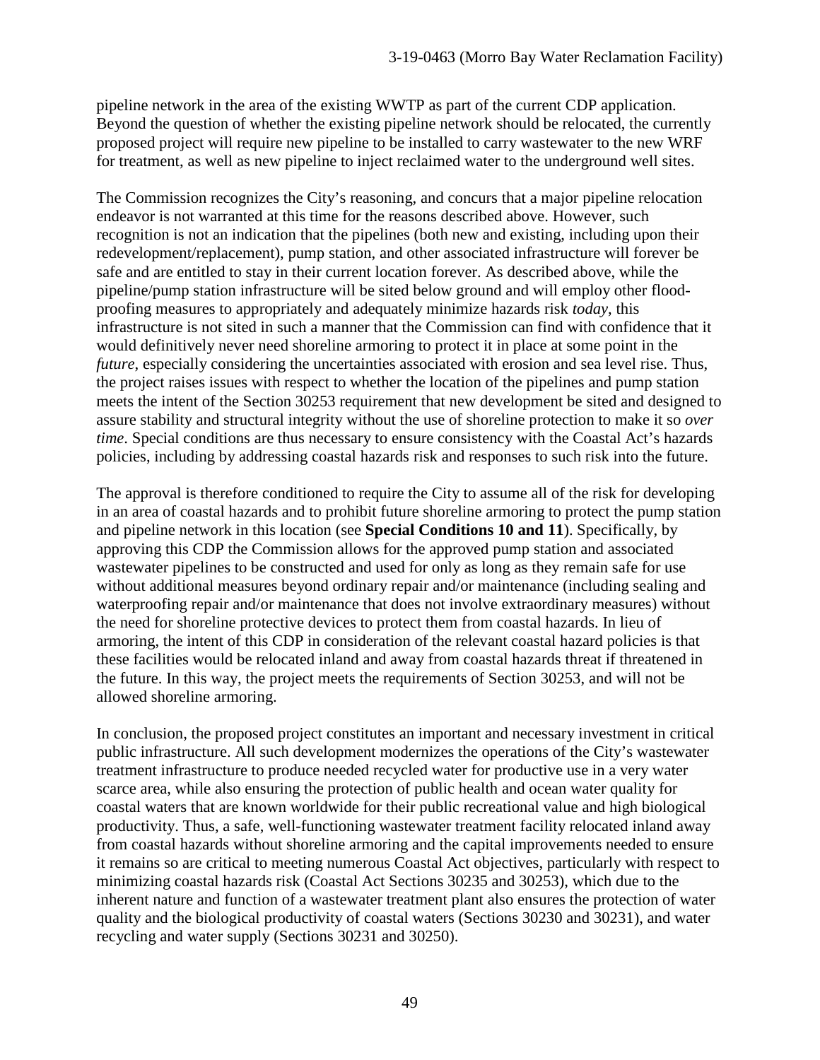pipeline network in the area of the existing WWTP as part of the current CDP application. Beyond the question of whether the existing pipeline network should be relocated, the currently proposed project will require new pipeline to be installed to carry wastewater to the new WRF for treatment, as well as new pipeline to inject reclaimed water to the underground well sites.

The Commission recognizes the City's reasoning, and concurs that a major pipeline relocation endeavor is not warranted at this time for the reasons described above. However, such recognition is not an indication that the pipelines (both new and existing, including upon their redevelopment/replacement), pump station, and other associated infrastructure will forever be safe and are entitled to stay in their current location forever. As described above, while the pipeline/pump station infrastructure will be sited below ground and will employ other flood-proofing measures to appropriately and adequately minimize hazards risk *today*, this infrastructure is not sited in such a manner that the Commission can find with confidence that it would definitively never need shoreline armoring to protect it in place at some point in the *future*, especially considering the uncertainties associated with erosion and sea level rise. Thus, the project raises issues with respect to whether the location of the pipelines and pump station meets the intent of the Section 30253 requirement that new development be sited and designed to assure stability and structural integrity without the use of shoreline protection to make it so *over time*. Special conditions are thus necessary to ensure consistency with the Coastal Act's hazards policies, including by addressing coastal hazards risk and responses to such risk into the future.

The approval is therefore conditioned to require the City to assume all of the risk for developing in an area of coastal hazards and to prohibit future shoreline armoring to protect the pump station and pipeline network in this location (see **Special Conditions 10 and 11**). Specifically, by approving this CDP the Commission allows for the approved pump station and associated wastewater pipelines to be constructed and used for only as long as they remain safe for use without additional measures beyond ordinary repair and/or maintenance (including sealing and waterproofing repair and/or maintenance that does not involve extraordinary measures) without the need for shoreline protective devices to protect them from coastal hazards. In lieu of armoring, the intent of this CDP in consideration of the relevant coastal hazard policies is that these facilities would be relocated inland and away from coastal hazards threat if threatened in the future. In this way, the project meets the requirements of Section 30253, and will not be allowed shoreline armoring.

In conclusion, the proposed project constitutes an important and necessary investment in critical public infrastructure. All such development modernizes the operations of the City's wastewater treatment infrastructure to produce needed recycled water for productive use in a very water scarce area, while also ensuring the protection of public health and ocean water quality for coastal waters that are known worldwide for their public recreational value and high biological productivity. Thus, a safe, well-functioning wastewater treatment facility relocated inland away from coastal hazards without shoreline armoring and the capital improvements needed to ensure it remains so are critical to meeting numerous Coastal Act objectives, particularly with respect to minimizing coastal hazards risk (Coastal Act Sections 30235 and 30253), which due to the inherent nature and function of a wastewater treatment plant also ensures the protection of water quality and the biological productivity of coastal waters (Sections 30230 and 30231), and water recycling and water supply (Sections 30231 and 30250).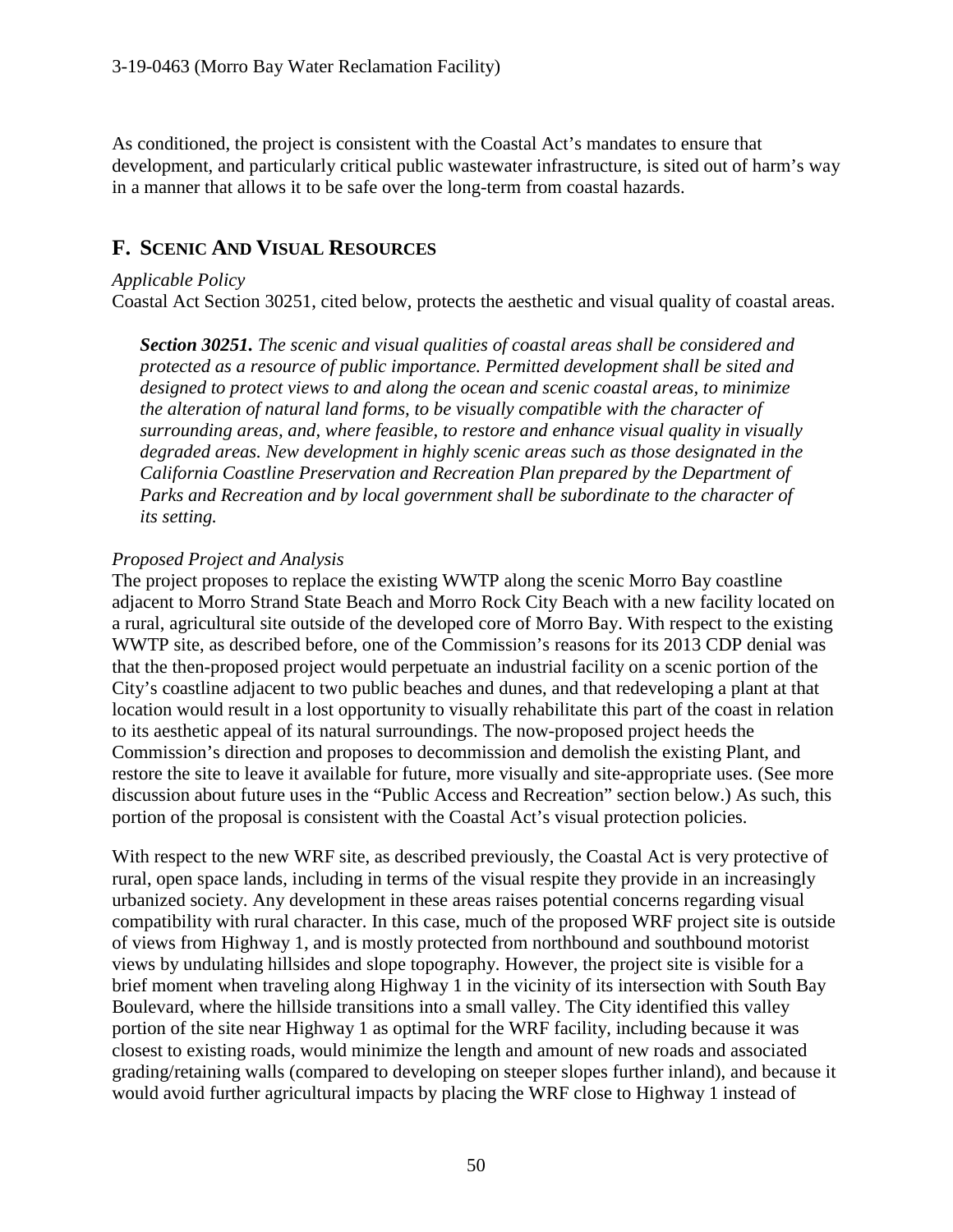As conditioned, the project is consistent with the Coastal Act's mandates to ensure that development, and particularly critical public wastewater infrastructure, is sited out of harm's way in a manner that allows it to be safe over the long-term from coastal hazards.

## F. Scenic And Visual Resources

*Applicable Policy*

Coastal Act Section 30251, cited below, protects the aesthetic and visual quality of coastal areas.

> ***Section 30251.*** *The scenic and visual qualities of coastal areas shall be considered and protected as a resource of public importance. Permitted development shall be sited and designed to protect views to and along the ocean and scenic coastal areas, to minimize the alteration of natural land forms, to be visually compatible with the character of surrounding areas, and, where feasible, to restore and enhance visual quality in visually degraded areas. New development in highly scenic areas such as those designated in the California Coastline Preservation and Recreation Plan prepared by the Department of Parks and Recreation and by local government shall be subordinate to the character of its setting.*

*Proposed Project and Analysis*

The project proposes to replace the existing WWTP along the scenic Morro Bay coastline adjacent to Morro Strand State Beach and Morro Rock City Beach with a new facility located on a rural, agricultural site outside of the developed core of Morro Bay. With respect to the existing WWTP site, as described before, one of the Commission's reasons for its 2013 CDP denial was that the then-proposed project would perpetuate an industrial facility on a scenic portion of the City's coastline adjacent to two public beaches and dunes, and that redeveloping a plant at that location would result in a lost opportunity to visually rehabilitate this part of the coast in relation to its aesthetic appeal of its natural surroundings. The now-proposed project heeds the Commission's direction and proposes to decommission and demolish the existing Plant, and restore the site to leave it available for future, more visually and site-appropriate uses. (See more discussion about future uses in the "Public Access and Recreation" section below.) As such, this portion of the proposal is consistent with the Coastal Act's visual protection policies.

With respect to the new WRF site, as described previously, the Coastal Act is very protective of rural, open space lands, including in terms of the visual respite they provide in an increasingly urbanized society. Any development in these areas raises potential concerns regarding visual compatibility with rural character. In this case, much of the proposed WRF project site is outside of views from Highway 1, and is mostly protected from northbound and southbound motorist views by undulating hillsides and slope topography. However, the project site is visible for a brief moment when traveling along Highway 1 in the vicinity of its intersection with South Bay Boulevard, where the hillside transitions into a small valley. The City identified this valley portion of the site near Highway 1 as optimal for the WRF facility, including because it was closest to existing roads, would minimize the length and amount of new roads and associated grading/retaining walls (compared to developing on steeper slopes further inland), and because it would avoid further agricultural impacts by placing the WRF close to Highway 1 instead of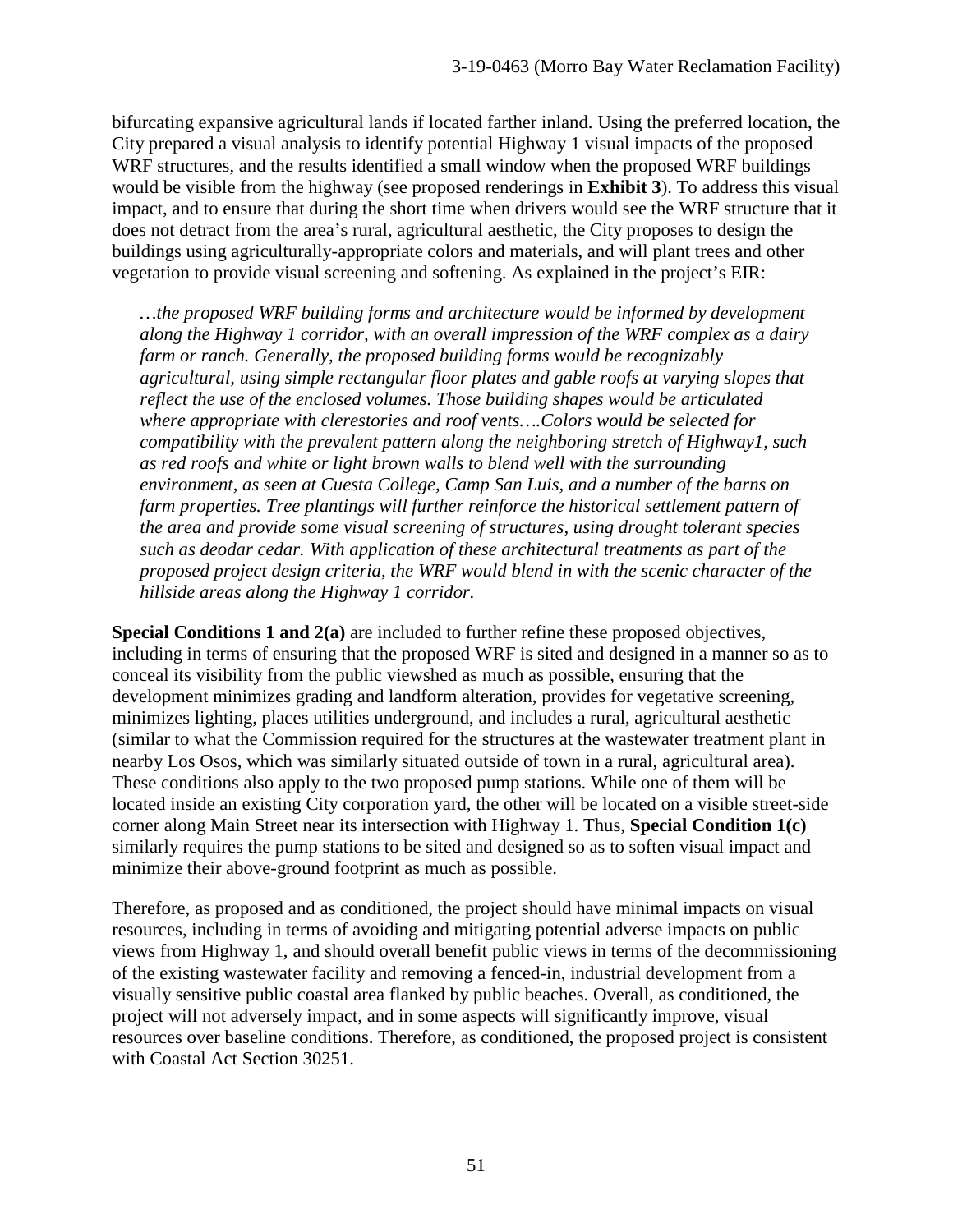bifurcating expansive agricultural lands if located farther inland. Using the preferred location, the City prepared a visual analysis to identify potential Highway 1 visual impacts of the proposed WRF structures, and the results identified a small window when the proposed WRF buildings would be visible from the highway (see proposed renderings in **Exhibit 3**). To address this visual impact, and to ensure that during the short time when drivers would see the WRF structure that it does not detract from the area's rural, agricultural aesthetic, the City proposes to design the buildings using agriculturally-appropriate colors and materials, and will plant trees and other vegetation to provide visual screening and softening. As explained in the project's EIR:

> *…the proposed WRF building forms and architecture would be informed by development along the Highway 1 corridor, with an overall impression of the WRF complex as a dairy farm or ranch. Generally, the proposed building forms would be recognizably agricultural, using simple rectangular floor plates and gable roofs at varying slopes that reflect the use of the enclosed volumes. Those building shapes would be articulated where appropriate with clerestories and roof vents….Colors would be selected for compatibility with the prevalent pattern along the neighboring stretch of Highway1, such as red roofs and white or light brown walls to blend well with the surrounding environment, as seen at Cuesta College, Camp San Luis, and a number of the barns on farm properties. Tree plantings will further reinforce the historical settlement pattern of the area and provide some visual screening of structures, using drought tolerant species such as deodar cedar. With application of these architectural treatments as part of the proposed project design criteria, the WRF would blend in with the scenic character of the hillside areas along the Highway 1 corridor.*

**Special Conditions 1 and 2(a)** are included to further refine these proposed objectives, including in terms of ensuring that the proposed WRF is sited and designed in a manner so as to conceal its visibility from the public viewshed as much as possible, ensuring that the development minimizes grading and landform alteration, provides for vegetative screening, minimizes lighting, places utilities underground, and includes a rural, agricultural aesthetic (similar to what the Commission required for the structures at the wastewater treatment plant in nearby Los Osos, which was similarly situated outside of town in a rural, agricultural area). These conditions also apply to the two proposed pump stations. While one of them will be located inside an existing City corporation yard, the other will be located on a visible street-side corner along Main Street near its intersection with Highway 1. Thus, **Special Condition 1(c)** similarly requires the pump stations to be sited and designed so as to soften visual impact and minimize their above-ground footprint as much as possible.

Therefore, as proposed and as conditioned, the project should have minimal impacts on visual resources, including in terms of avoiding and mitigating potential adverse impacts on public views from Highway 1, and should overall benefit public views in terms of the decommissioning of the existing wastewater facility and removing a fenced-in, industrial development from a visually sensitive public coastal area flanked by public beaches. Overall, as conditioned, the project will not adversely impact, and in some aspects will significantly improve, visual resources over baseline conditions. Therefore, as conditioned, the proposed project is consistent with Coastal Act Section 30251.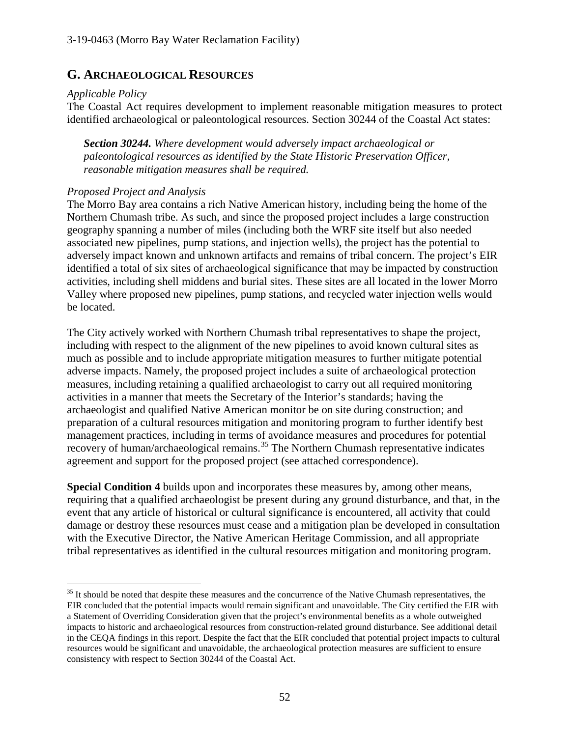## G. Archaeological Resources

*Applicable Policy*

The Coastal Act requires development to implement reasonable mitigation measures to protect identified archaeological or paleontological resources. Section 30244 of the Coastal Act states:

> ***Section 30244.*** *Where development would adversely impact archaeological or paleontological resources as identified by the State Historic Preservation Officer, reasonable mitigation measures shall be required.*

*Proposed Project and Analysis*

The Morro Bay area contains a rich Native American history, including being the home of the Northern Chumash tribe. As such, and since the proposed project includes a large construction geography spanning a number of miles (including both the WRF site itself but also needed associated new pipelines, pump stations, and injection wells), the project has the potential to adversely impact known and unknown artifacts and remains of tribal concern. The project's EIR identified a total of six sites of archaeological significance that may be impacted by construction activities, including shell middens and burial sites. These sites are all located in the lower Morro Valley where proposed new pipelines, pump stations, and recycled water injection wells would be located.

The City actively worked with Northern Chumash tribal representatives to shape the project, including with respect to the alignment of the new pipelines to avoid known cultural sites as much as possible and to include appropriate mitigation measures to further mitigate potential adverse impacts. Namely, the proposed project includes a suite of archaeological protection measures, including retaining a qualified archaeologist to carry out all required monitoring activities in a manner that meets the Secretary of the Interior's standards; having the archaeologist and qualified Native American monitor be on site during construction; and preparation of a cultural resources mitigation and monitoring program to further identify best management practices, including in terms of avoidance measures and procedures for potential recovery of human/archaeological remains.[35] The Northern Chumash representative indicates agreement and support for the proposed project (see attached correspondence).

**Special Condition 4** builds upon and incorporates these measures by, among other means, requiring that a qualified archaeologist be present during any ground disturbance, and that, in the event that any article of historical or cultural significance is encountered, all activity that could damage or destroy these resources must cease and a mitigation plan be developed in consultation with the Executive Director, the Native American Heritage Commission, and all appropriate tribal representatives as identified in the cultural resources mitigation and monitoring program.

---

[35] It should be noted that despite these measures and the concurrence of the Native Chumash representatives, the EIR concluded that the potential impacts would remain significant and unavoidable. The City certified the EIR with a Statement of Overriding Consideration given that the project's environmental benefits as a whole outweighed impacts to historic and archaeological resources from construction-related ground disturbance. See additional detail in the CEQA findings in this report. Despite the fact that the EIR concluded that potential project impacts to cultural resources would be significant and unavoidable, the archaeological protection measures are sufficient to ensure consistency with respect to Section 30244 of the Coastal Act.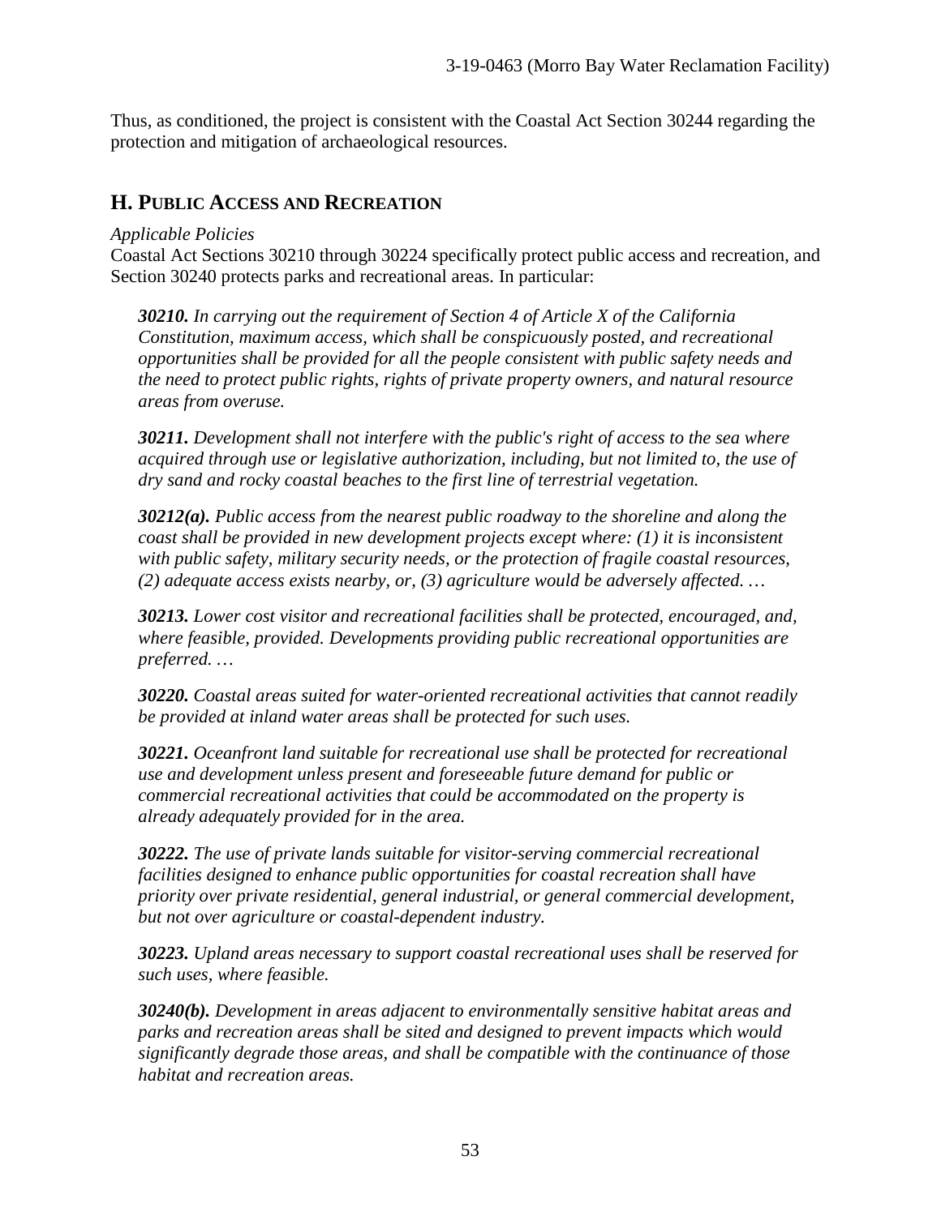Thus, as conditioned, the project is consistent with the Coastal Act Section 30244 regarding the protection and mitigation of archaeological resources.

## H. Public Access and Recreation

*Applicable Policies*

Coastal Act Sections 30210 through 30224 specifically protect public access and recreation, and Section 30240 protects parks and recreational areas. In particular:

> ***30210.*** *In carrying out the requirement of Section 4 of Article X of the California Constitution, maximum access, which shall be conspicuously posted, and recreational opportunities shall be provided for all the people consistent with public safety needs and the need to protect public rights, rights of private property owners, and natural resource areas from overuse.*
>
> ***30211.*** *Development shall not interfere with the public's right of access to the sea where acquired through use or legislative authorization, including, but not limited to, the use of dry sand and rocky coastal beaches to the first line of terrestrial vegetation.*
>
> ***30212(a).*** *Public access from the nearest public roadway to the shoreline and along the coast shall be provided in new development projects except where: (1) it is inconsistent with public safety, military security needs, or the protection of fragile coastal resources, (2) adequate access exists nearby, or, (3) agriculture would be adversely affected. …*
>
> ***30213.*** *Lower cost visitor and recreational facilities shall be protected, encouraged, and, where feasible, provided. Developments providing public recreational opportunities are preferred. …*
>
> ***30220.*** *Coastal areas suited for water-oriented recreational activities that cannot readily be provided at inland water areas shall be protected for such uses.*
>
> ***30221.*** *Oceanfront land suitable for recreational use shall be protected for recreational use and development unless present and foreseeable future demand for public or commercial recreational activities that could be accommodated on the property is already adequately provided for in the area.*
>
> ***30222.*** *The use of private lands suitable for visitor-serving commercial recreational facilities designed to enhance public opportunities for coastal recreation shall have priority over private residential, general industrial, or general commercial development, but not over agriculture or coastal-dependent industry.*
>
> ***30223.*** *Upland areas necessary to support coastal recreational uses shall be reserved for such uses, where feasible.*
>
> ***30240(b).*** *Development in areas adjacent to environmentally sensitive habitat areas and parks and recreation areas shall be sited and designed to prevent impacts which would significantly degrade those areas, and shall be compatible with the continuance of those habitat and recreation areas.*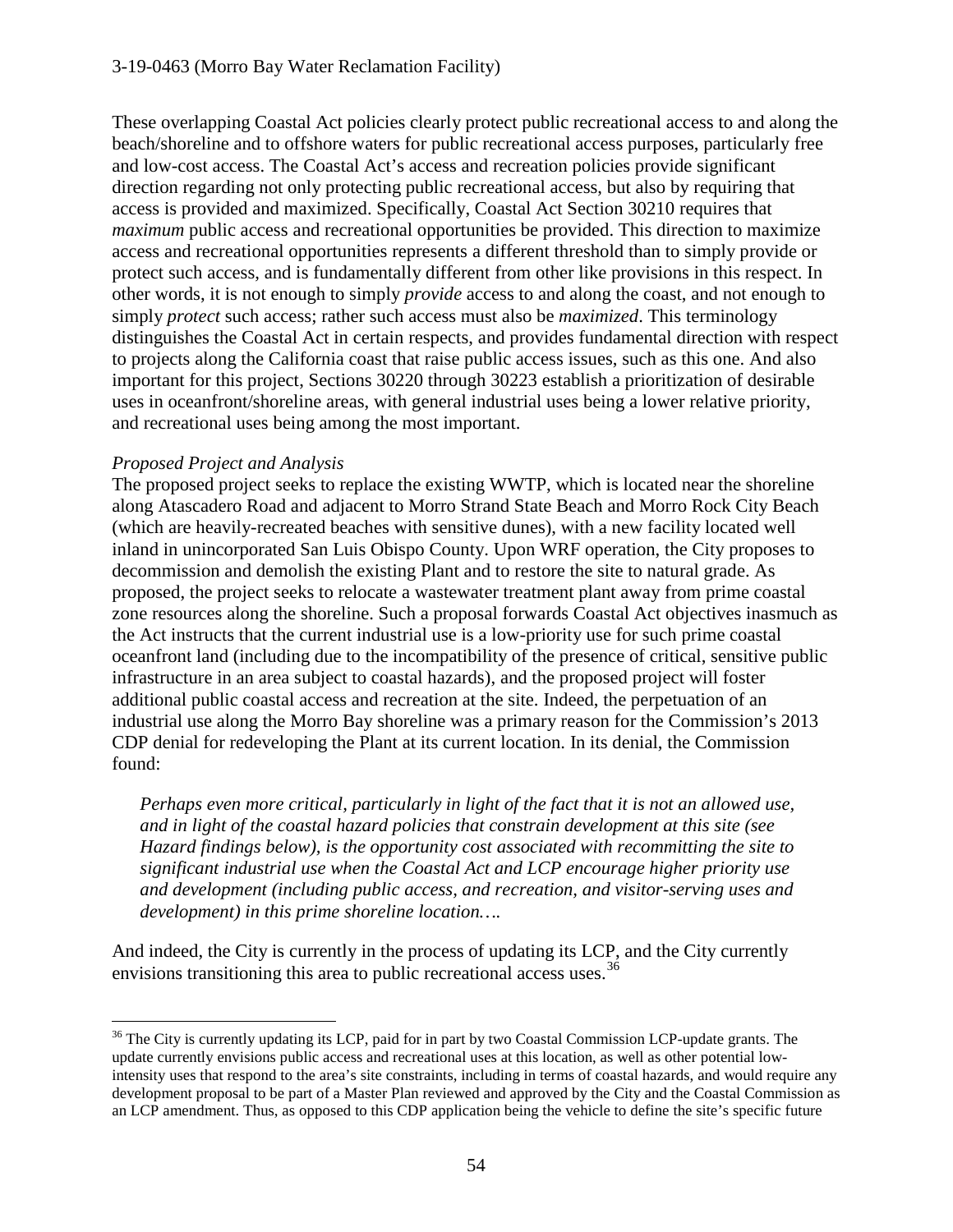These overlapping Coastal Act policies clearly protect public recreational access to and along the beach/shoreline and to offshore waters for public recreational access purposes, particularly free and low-cost access. The Coastal Act's access and recreation policies provide significant direction regarding not only protecting public recreational access, but also by requiring that access is provided and maximized. Specifically, Coastal Act Section 30210 requires that *maximum* public access and recreational opportunities be provided. This direction to maximize access and recreational opportunities represents a different threshold than to simply provide or protect such access, and is fundamentally different from other like provisions in this respect. In other words, it is not enough to simply *provide* access to and along the coast, and not enough to simply *protect* such access; rather such access must also be *maximized*. This terminology distinguishes the Coastal Act in certain respects, and provides fundamental direction with respect to projects along the California coast that raise public access issues, such as this one. And also important for this project, Sections 30220 through 30223 establish a prioritization of desirable uses in oceanfront/shoreline areas, with general industrial uses being a lower relative priority, and recreational uses being among the most important.

*Proposed Project and Analysis*

The proposed project seeks to replace the existing WWTP, which is located near the shoreline along Atascadero Road and adjacent to Morro Strand State Beach and Morro Rock City Beach (which are heavily-recreated beaches with sensitive dunes), with a new facility located well inland in unincorporated San Luis Obispo County. Upon WRF operation, the City proposes to decommission and demolish the existing Plant and to restore the site to natural grade. As proposed, the project seeks to relocate a wastewater treatment plant away from prime coastal zone resources along the shoreline. Such a proposal forwards Coastal Act objectives inasmuch as the Act instructs that the current industrial use is a low-priority use for such prime coastal oceanfront land (including due to the incompatibility of the presence of critical, sensitive public infrastructure in an area subject to coastal hazards), and the proposed project will foster additional public coastal access and recreation at the site. Indeed, the perpetuation of an industrial use along the Morro Bay shoreline was a primary reason for the Commission's 2013 CDP denial for redeveloping the Plant at its current location. In its denial, the Commission found:

> *Perhaps even more critical, particularly in light of the fact that it is not an allowed use, and in light of the coastal hazard policies that constrain development at this site (see Hazard findings below), is the opportunity cost associated with recommitting the site to significant industrial use when the Coastal Act and LCP encourage higher priority use and development (including public access, and recreation, and visitor-serving uses and development) in this prime shoreline location….*

And indeed, the City is currently in the process of updating its LCP, and the City currently envisions transitioning this area to public recreational access uses.[36]

[36] The City is currently updating its LCP, paid for in part by two Coastal Commission LCP-update grants. The update currently envisions public access and recreational uses at this location, as well as other potential low-intensity uses that respond to the area's site constraints, including in terms of coastal hazards, and would require any development proposal to be part of a Master Plan reviewed and approved by the City and the Coastal Commission as an LCP amendment. Thus, as opposed to this CDP application being the vehicle to define the site's specific future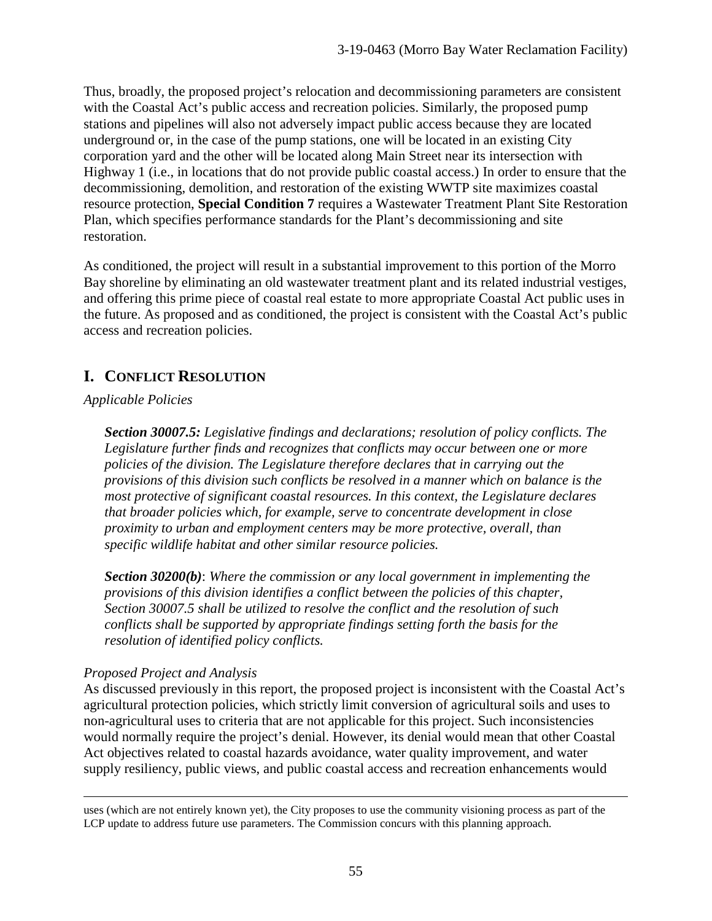Thus, broadly, the proposed project's relocation and decommissioning parameters are consistent with the Coastal Act's public access and recreation policies. Similarly, the proposed pump stations and pipelines will also not adversely impact public access because they are located underground or, in the case of the pump stations, one will be located in an existing City corporation yard and the other will be located along Main Street near its intersection with Highway 1 (i.e., in locations that do not provide public coastal access.) In order to ensure that the decommissioning, demolition, and restoration of the existing WWTP site maximizes coastal resource protection, **Special Condition 7** requires a Wastewater Treatment Plant Site Restoration Plan, which specifies performance standards for the Plant's decommissioning and site restoration.

As conditioned, the project will result in a substantial improvement to this portion of the Morro Bay shoreline by eliminating an old wastewater treatment plant and its related industrial vestiges, and offering this prime piece of coastal real estate to more appropriate Coastal Act public uses in the future. As proposed and as conditioned, the project is consistent with the Coastal Act's public access and recreation policies.

## I. CONFLICT RESOLUTION

*Applicable Policies*

> ***Section 30007.5:*** *Legislative findings and declarations; resolution of policy conflicts. The Legislature further finds and recognizes that conflicts may occur between one or more policies of the division. The Legislature therefore declares that in carrying out the provisions of this division such conflicts be resolved in a manner which on balance is the most protective of significant coastal resources. In this context, the Legislature declares that broader policies which, for example, serve to concentrate development in close proximity to urban and employment centers may be more protective, overall, than specific wildlife habitat and other similar resource policies.*
>
> ***Section 30200(b)***: *Where the commission or any local government in implementing the provisions of this division identifies a conflict between the policies of this chapter, Section 30007.5 shall be utilized to resolve the conflict and the resolution of such conflicts shall be supported by appropriate findings setting forth the basis for the resolution of identified policy conflicts.*

*Proposed Project and Analysis*

As discussed previously in this report, the proposed project is inconsistent with the Coastal Act's agricultural protection policies, which strictly limit conversion of agricultural soils and uses to non-agricultural uses to criteria that are not applicable for this project. Such inconsistencies would normally require the project's denial. However, its denial would mean that other Coastal Act objectives related to coastal hazards avoidance, water quality improvement, and water supply resiliency, public views, and public coastal access and recreation enhancements would

---

uses (which are not entirely known yet), the City proposes to use the community visioning process as part of the LCP update to address future use parameters. The Commission concurs with this planning approach.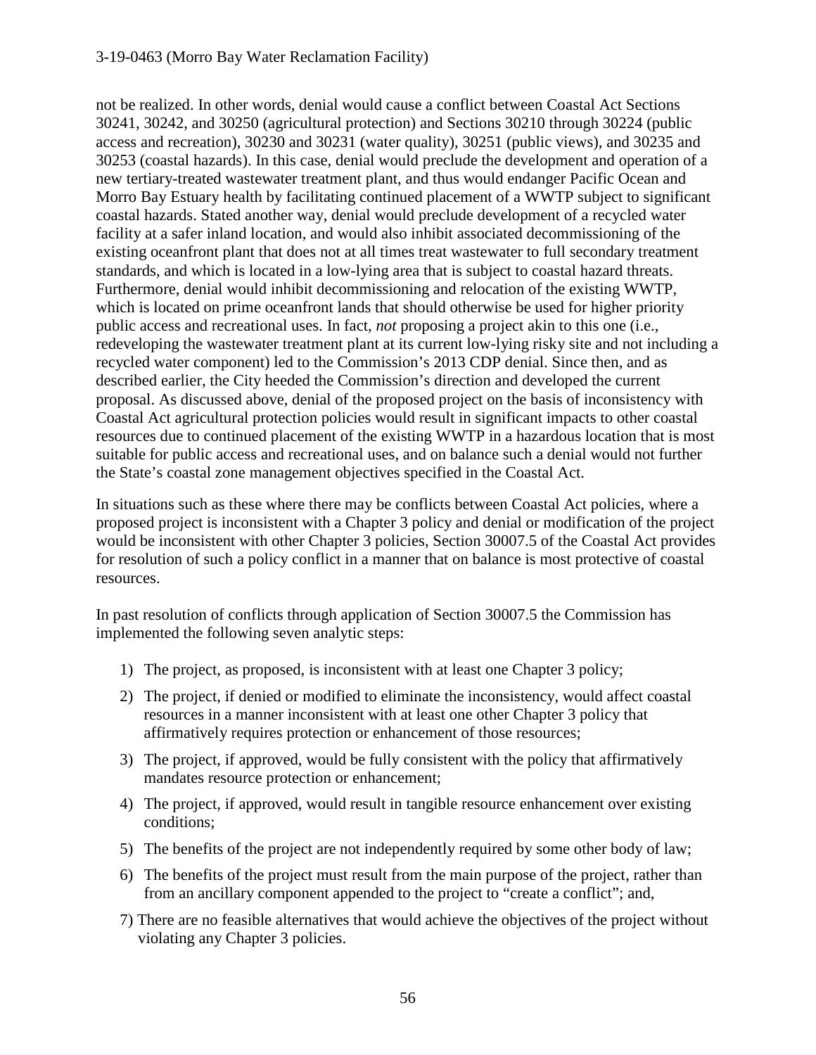not be realized. In other words, denial would cause a conflict between Coastal Act Sections 30241, 30242, and 30250 (agricultural protection) and Sections 30210 through 30224 (public access and recreation), 30230 and 30231 (water quality), 30251 (public views), and 30235 and 30253 (coastal hazards). In this case, denial would preclude the development and operation of a new tertiary-treated wastewater treatment plant, and thus would endanger Pacific Ocean and Morro Bay Estuary health by facilitating continued placement of a WWTP subject to significant coastal hazards. Stated another way, denial would preclude development of a recycled water facility at a safer inland location, and would also inhibit associated decommissioning of the existing oceanfront plant that does not at all times treat wastewater to full secondary treatment standards, and which is located in a low-lying area that is subject to coastal hazard threats. Furthermore, denial would inhibit decommissioning and relocation of the existing WWTP, which is located on prime oceanfront lands that should otherwise be used for higher priority public access and recreational uses. In fact, *not* proposing a project akin to this one (i.e., redeveloping the wastewater treatment plant at its current low-lying risky site and not including a recycled water component) led to the Commission's 2013 CDP denial. Since then, and as described earlier, the City heeded the Commission's direction and developed the current proposal. As discussed above, denial of the proposed project on the basis of inconsistency with Coastal Act agricultural protection policies would result in significant impacts to other coastal resources due to continued placement of the existing WWTP in a hazardous location that is most suitable for public access and recreational uses, and on balance such a denial would not further the State's coastal zone management objectives specified in the Coastal Act.

In situations such as these where there may be conflicts between Coastal Act policies, where a proposed project is inconsistent with a Chapter 3 policy and denial or modification of the project would be inconsistent with other Chapter 3 policies, Section 30007.5 of the Coastal Act provides for resolution of such a policy conflict in a manner that on balance is most protective of coastal resources.

In past resolution of conflicts through application of Section 30007.5 the Commission has implemented the following seven analytic steps:

1) The project, as proposed, is inconsistent with at least one Chapter 3 policy;
2) The project, if denied or modified to eliminate the inconsistency, would affect coastal resources in a manner inconsistent with at least one other Chapter 3 policy that affirmatively requires protection or enhancement of those resources;
3) The project, if approved, would be fully consistent with the policy that affirmatively mandates resource protection or enhancement;
4) The project, if approved, would result in tangible resource enhancement over existing conditions;
5) The benefits of the project are not independently required by some other body of law;
6) The benefits of the project must result from the main purpose of the project, rather than from an ancillary component appended to the project to "create a conflict"; and,
7) There are no feasible alternatives that would achieve the objectives of the project without violating any Chapter 3 policies.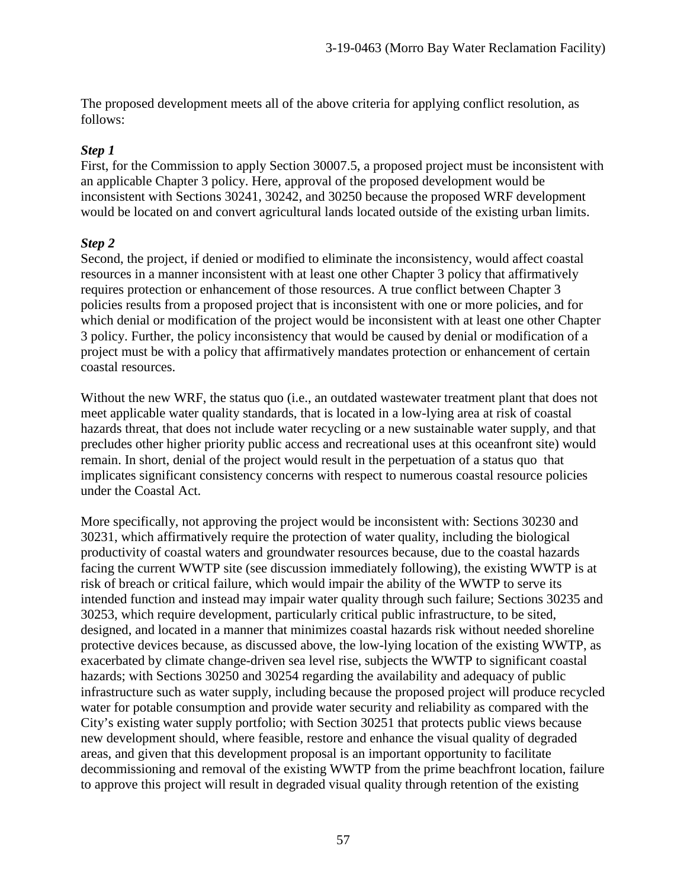The proposed development meets all of the above criteria for applying conflict resolution, as follows:

***Step 1***

First, for the Commission to apply Section 30007.5, a proposed project must be inconsistent with an applicable Chapter 3 policy. Here, approval of the proposed development would be inconsistent with Sections 30241, 30242, and 30250 because the proposed WRF development would be located on and convert agricultural lands located outside of the existing urban limits.

***Step 2***

Second, the project, if denied or modified to eliminate the inconsistency, would affect coastal resources in a manner inconsistent with at least one other Chapter 3 policy that affirmatively requires protection or enhancement of those resources. A true conflict between Chapter 3 policies results from a proposed project that is inconsistent with one or more policies, and for which denial or modification of the project would be inconsistent with at least one other Chapter 3 policy. Further, the policy inconsistency that would be caused by denial or modification of a project must be with a policy that affirmatively mandates protection or enhancement of certain coastal resources.

Without the new WRF, the status quo (i.e., an outdated wastewater treatment plant that does not meet applicable water quality standards, that is located in a low-lying area at risk of coastal hazards threat, that does not include water recycling or a new sustainable water supply, and that precludes other higher priority public access and recreational uses at this oceanfront site) would remain. In short, denial of the project would result in the perpetuation of a status quo that implicates significant consistency concerns with respect to numerous coastal resource policies under the Coastal Act.

More specifically, not approving the project would be inconsistent with: Sections 30230 and 30231, which affirmatively require the protection of water quality, including the biological productivity of coastal waters and groundwater resources because, due to the coastal hazards facing the current WWTP site (see discussion immediately following), the existing WWTP is at risk of breach or critical failure, which would impair the ability of the WWTP to serve its intended function and instead may impair water quality through such failure; Sections 30235 and 30253, which require development, particularly critical public infrastructure, to be sited, designed, and located in a manner that minimizes coastal hazards risk without needed shoreline protective devices because, as discussed above, the low-lying location of the existing WWTP, as exacerbated by climate change-driven sea level rise, subjects the WWTP to significant coastal hazards; with Sections 30250 and 30254 regarding the availability and adequacy of public infrastructure such as water supply, including because the proposed project will produce recycled water for potable consumption and provide water security and reliability as compared with the City's existing water supply portfolio; with Section 30251 that protects public views because new development should, where feasible, restore and enhance the visual quality of degraded areas, and given that this development proposal is an important opportunity to facilitate decommissioning and removal of the existing WWTP from the prime beachfront location, failure to approve this project will result in degraded visual quality through retention of the existing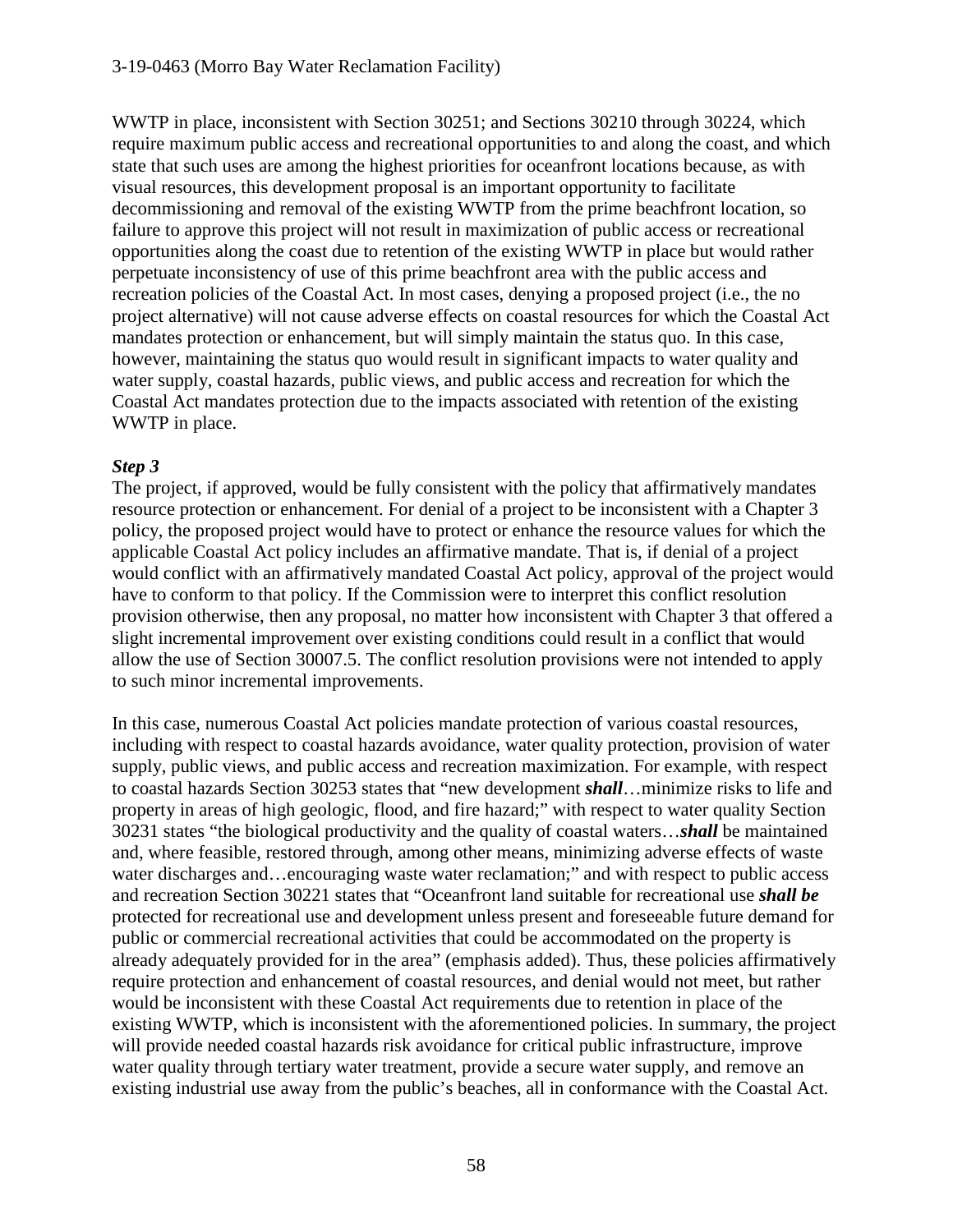WWTP in place, inconsistent with Section 30251; and Sections 30210 through 30224, which require maximum public access and recreational opportunities to and along the coast, and which state that such uses are among the highest priorities for oceanfront locations because, as with visual resources, this development proposal is an important opportunity to facilitate decommissioning and removal of the existing WWTP from the prime beachfront location, so failure to approve this project will not result in maximization of public access or recreational opportunities along the coast due to retention of the existing WWTP in place but would rather perpetuate inconsistency of use of this prime beachfront area with the public access and recreation policies of the Coastal Act. In most cases, denying a proposed project (i.e., the no project alternative) will not cause adverse effects on coastal resources for which the Coastal Act mandates protection or enhancement, but will simply maintain the status quo. In this case, however, maintaining the status quo would result in significant impacts to water quality and water supply, coastal hazards, public views, and public access and recreation for which the Coastal Act mandates protection due to the impacts associated with retention of the existing WWTP in place.

***Step 3***

The project, if approved, would be fully consistent with the policy that affirmatively mandates resource protection or enhancement. For denial of a project to be inconsistent with a Chapter 3 policy, the proposed project would have to protect or enhance the resource values for which the applicable Coastal Act policy includes an affirmative mandate. That is, if denial of a project would conflict with an affirmatively mandated Coastal Act policy, approval of the project would have to conform to that policy. If the Commission were to interpret this conflict resolution provision otherwise, then any proposal, no matter how inconsistent with Chapter 3 that offered a slight incremental improvement over existing conditions could result in a conflict that would allow the use of Section 30007.5. The conflict resolution provisions were not intended to apply to such minor incremental improvements.

In this case, numerous Coastal Act policies mandate protection of various coastal resources, including with respect to coastal hazards avoidance, water quality protection, provision of water supply, public views, and public access and recreation maximization. For example, with respect to coastal hazards Section 30253 states that "new development ***shall***…minimize risks to life and property in areas of high geologic, flood, and fire hazard;" with respect to water quality Section 30231 states "the biological productivity and the quality of coastal waters…***shall*** be maintained and, where feasible, restored through, among other means, minimizing adverse effects of waste water discharges and…encouraging waste water reclamation;" and with respect to public access and recreation Section 30221 states that "Oceanfront land suitable for recreational use ***shall be*** protected for recreational use and development unless present and foreseeable future demand for public or commercial recreational activities that could be accommodated on the property is already adequately provided for in the area" (emphasis added). Thus, these policies affirmatively require protection and enhancement of coastal resources, and denial would not meet, but rather would be inconsistent with these Coastal Act requirements due to retention in place of the existing WWTP, which is inconsistent with the aforementioned policies. In summary, the project will provide needed coastal hazards risk avoidance for critical public infrastructure, improve water quality through tertiary water treatment, provide a secure water supply, and remove an existing industrial use away from the public's beaches, all in conformance with the Coastal Act.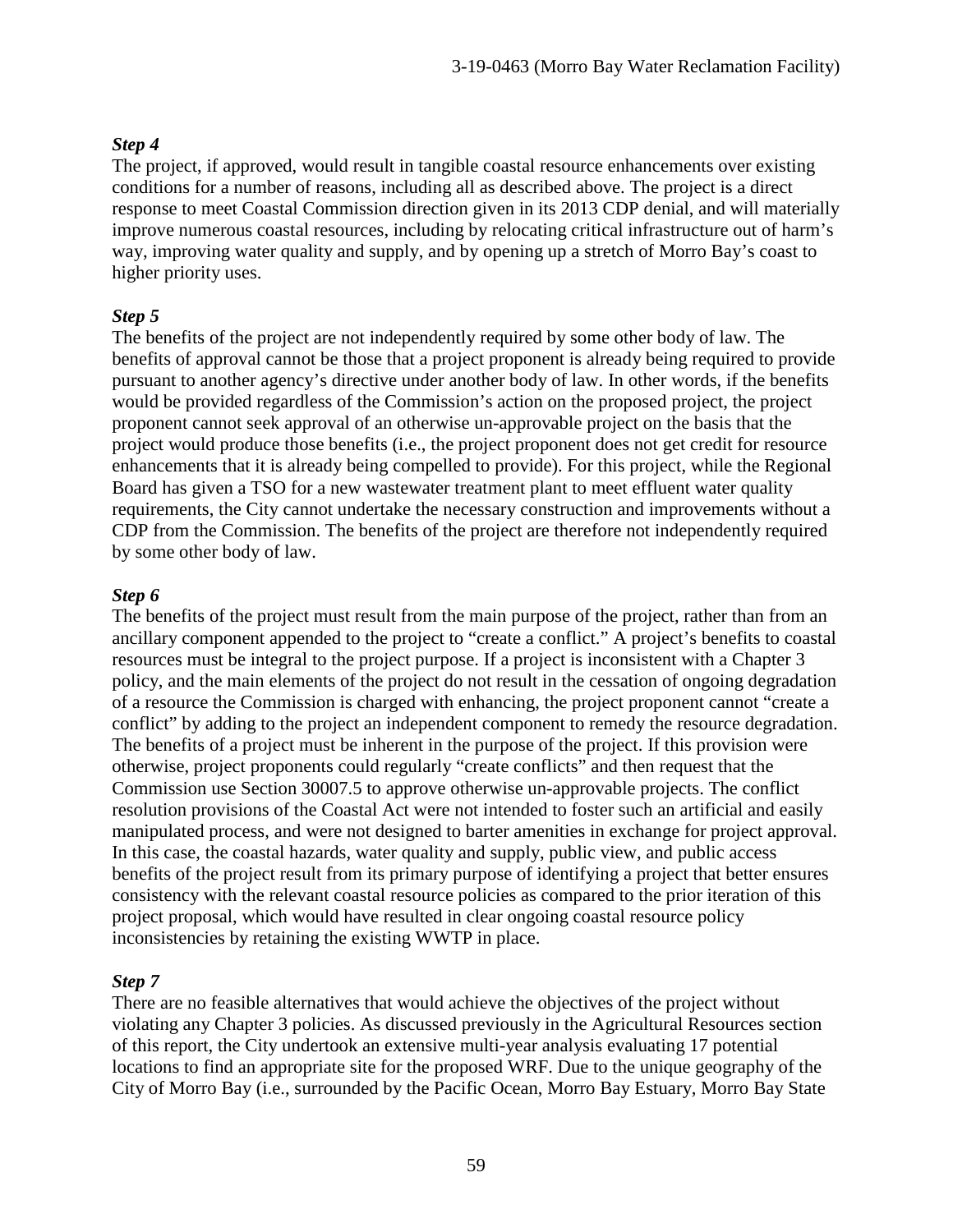***Step 4***

The project, if approved, would result in tangible coastal resource enhancements over existing conditions for a number of reasons, including all as described above. The project is a direct response to meet Coastal Commission direction given in its 2013 CDP denial, and will materially improve numerous coastal resources, including by relocating critical infrastructure out of harm's way, improving water quality and supply, and by opening up a stretch of Morro Bay's coast to higher priority uses.

***Step 5***

The benefits of the project are not independently required by some other body of law. The benefits of approval cannot be those that a project proponent is already being required to provide pursuant to another agency's directive under another body of law. In other words, if the benefits would be provided regardless of the Commission's action on the proposed project, the project proponent cannot seek approval of an otherwise un-approvable project on the basis that the project would produce those benefits (i.e., the project proponent does not get credit for resource enhancements that it is already being compelled to provide). For this project, while the Regional Board has given a TSO for a new wastewater treatment plant to meet effluent water quality requirements, the City cannot undertake the necessary construction and improvements without a CDP from the Commission. The benefits of the project are therefore not independently required by some other body of law.

***Step 6***

The benefits of the project must result from the main purpose of the project, rather than from an ancillary component appended to the project to "create a conflict." A project's benefits to coastal resources must be integral to the project purpose. If a project is inconsistent with a Chapter 3 policy, and the main elements of the project do not result in the cessation of ongoing degradation of a resource the Commission is charged with enhancing, the project proponent cannot "create a conflict" by adding to the project an independent component to remedy the resource degradation. The benefits of a project must be inherent in the purpose of the project. If this provision were otherwise, project proponents could regularly "create conflicts" and then request that the Commission use Section 30007.5 to approve otherwise un-approvable projects. The conflict resolution provisions of the Coastal Act were not intended to foster such an artificial and easily manipulated process, and were not designed to barter amenities in exchange for project approval. In this case, the coastal hazards, water quality and supply, public view, and public access benefits of the project result from its primary purpose of identifying a project that better ensures consistency with the relevant coastal resource policies as compared to the prior iteration of this project proposal, which would have resulted in clear ongoing coastal resource policy inconsistencies by retaining the existing WWTP in place.

***Step 7***

There are no feasible alternatives that would achieve the objectives of the project without violating any Chapter 3 policies. As discussed previously in the Agricultural Resources section of this report, the City undertook an extensive multi-year analysis evaluating 17 potential locations to find an appropriate site for the proposed WRF. Due to the unique geography of the City of Morro Bay (i.e., surrounded by the Pacific Ocean, Morro Bay Estuary, Morro Bay State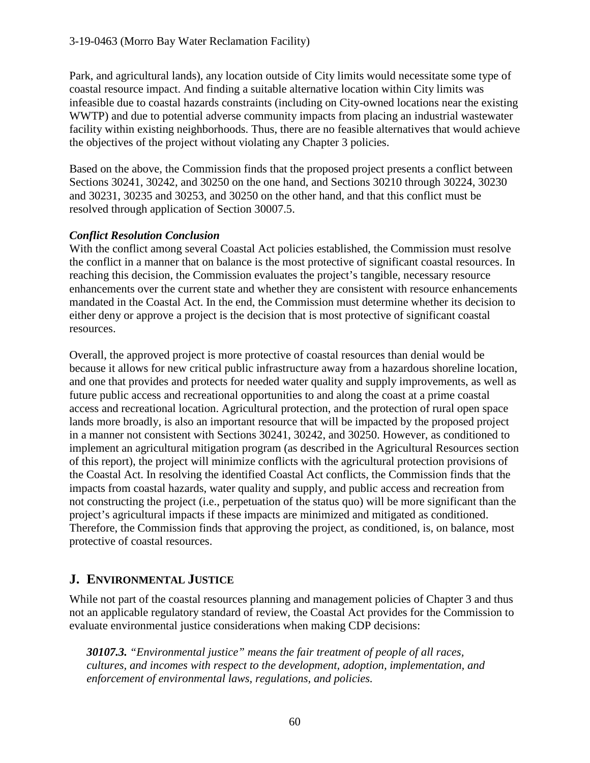Park, and agricultural lands), any location outside of City limits would necessitate some type of coastal resource impact. And finding a suitable alternative location within City limits was infeasible due to coastal hazards constraints (including on City-owned locations near the existing WWTP) and due to potential adverse community impacts from placing an industrial wastewater facility within existing neighborhoods. Thus, there are no feasible alternatives that would achieve the objectives of the project without violating any Chapter 3 policies.

Based on the above, the Commission finds that the proposed project presents a conflict between Sections 30241, 30242, and 30250 on the one hand, and Sections 30210 through 30224, 30230 and 30231, 30235 and 30253, and 30250 on the other hand, and that this conflict must be resolved through application of Section 30007.5.

***Conflict Resolution Conclusion***

With the conflict among several Coastal Act policies established, the Commission must resolve the conflict in a manner that on balance is the most protective of significant coastal resources. In reaching this decision, the Commission evaluates the project's tangible, necessary resource enhancements over the current state and whether they are consistent with resource enhancements mandated in the Coastal Act. In the end, the Commission must determine whether its decision to either deny or approve a project is the decision that is most protective of significant coastal resources.

Overall, the approved project is more protective of coastal resources than denial would be because it allows for new critical public infrastructure away from a hazardous shoreline location, and one that provides and protects for needed water quality and supply improvements, as well as future public access and recreational opportunities to and along the coast at a prime coastal access and recreational location. Agricultural protection, and the protection of rural open space lands more broadly, is also an important resource that will be impacted by the proposed project in a manner not consistent with Sections 30241, 30242, and 30250. However, as conditioned to implement an agricultural mitigation program (as described in the Agricultural Resources section of this report), the project will minimize conflicts with the agricultural protection provisions of the Coastal Act. In resolving the identified Coastal Act conflicts, the Commission finds that the impacts from coastal hazards, water quality and supply, and public access and recreation from not constructing the project (i.e., perpetuation of the status quo) will be more significant than the project's agricultural impacts if these impacts are minimized and mitigated as conditioned. Therefore, the Commission finds that approving the project, as conditioned, is, on balance, most protective of coastal resources.

## J. Environmental Justice

While not part of the coastal resources planning and management policies of Chapter 3 and thus not an applicable regulatory standard of review, the Coastal Act provides for the Commission to evaluate environmental justice considerations when making CDP decisions:

> ***30107.3.*** *"Environmental justice" means the fair treatment of people of all races, cultures, and incomes with respect to the development, adoption, implementation, and enforcement of environmental laws, regulations, and policies.*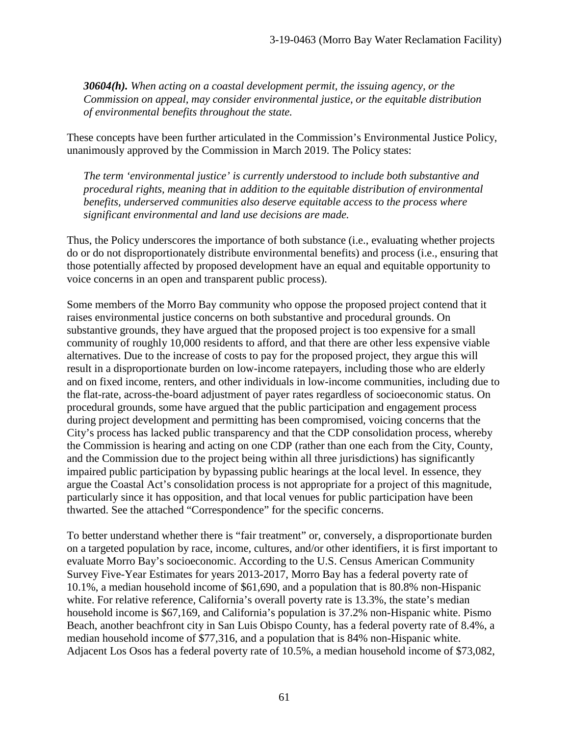*30604(h). When acting on a coastal development permit, the issuing agency, or the Commission on appeal, may consider environmental justice, or the equitable distribution of environmental benefits throughout the state.*

These concepts have been further articulated in the Commission's Environmental Justice Policy, unanimously approved by the Commission in March 2019. The Policy states:

*The term 'environmental justice' is currently understood to include both substantive and procedural rights, meaning that in addition to the equitable distribution of environmental benefits, underserved communities also deserve equitable access to the process where significant environmental and land use decisions are made.*

Thus, the Policy underscores the importance of both substance (i.e., evaluating whether projects do or do not disproportionately distribute environmental benefits) and process (i.e., ensuring that those potentially affected by proposed development have an equal and equitable opportunity to voice concerns in an open and transparent public process).

Some members of the Morro Bay community who oppose the proposed project contend that it raises environmental justice concerns on both substantive and procedural grounds. On substantive grounds, they have argued that the proposed project is too expensive for a small community of roughly 10,000 residents to afford, and that there are other less expensive viable alternatives. Due to the increase of costs to pay for the proposed project, they argue this will result in a disproportionate burden on low-income ratepayers, including those who are elderly and on fixed income, renters, and other individuals in low-income communities, including due to the flat-rate, across-the-board adjustment of payer rates regardless of socioeconomic status. On procedural grounds, some have argued that the public participation and engagement process during project development and permitting has been compromised, voicing concerns that the City's process has lacked public transparency and that the CDP consolidation process, whereby the Commission is hearing and acting on one CDP (rather than one each from the City, County, and the Commission due to the project being within all three jurisdictions) has significantly impaired public participation by bypassing public hearings at the local level. In essence, they argue the Coastal Act's consolidation process is not appropriate for a project of this magnitude, particularly since it has opposition, and that local venues for public participation have been thwarted. See the attached "Correspondence" for the specific concerns.

To better understand whether there is "fair treatment" or, conversely, a disproportionate burden on a targeted population by race, income, cultures, and/or other identifiers, it is first important to evaluate Morro Bay's socioeconomic. According to the U.S. Census American Community Survey Five-Year Estimates for years 2013-2017, Morro Bay has a federal poverty rate of 10.1%, a median household income of $61,690, and a population that is 80.8% non-Hispanic white. For relative reference, California's overall poverty rate is 13.3%, the state's median household income is $67,169, and California's population is 37.2% non-Hispanic white. Pismo Beach, another beachfront city in San Luis Obispo County, has a federal poverty rate of 8.4%, a median household income of $77,316, and a population that is 84% non-Hispanic white. Adjacent Los Osos has a federal poverty rate of 10.5%, a median household income of $73,082,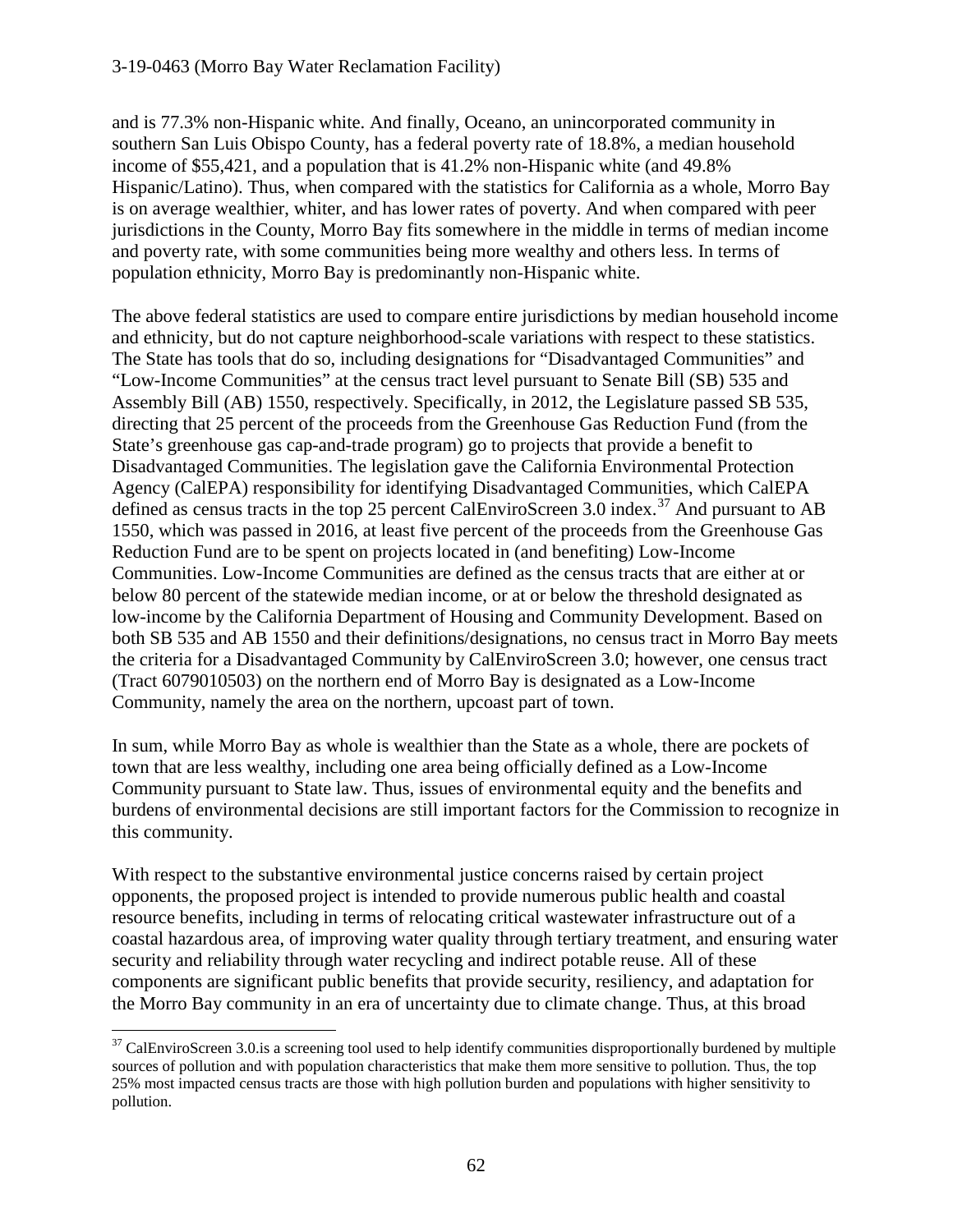and is 77.3% non-Hispanic white. And finally, Oceano, an unincorporated community in southern San Luis Obispo County, has a federal poverty rate of 18.8%, a median household income of $55,421, and a population that is 41.2% non-Hispanic white (and 49.8% Hispanic/Latino). Thus, when compared with the statistics for California as a whole, Morro Bay is on average wealthier, whiter, and has lower rates of poverty. And when compared with peer jurisdictions in the County, Morro Bay fits somewhere in the middle in terms of median income and poverty rate, with some communities being more wealthy and others less. In terms of population ethnicity, Morro Bay is predominantly non-Hispanic white.

The above federal statistics are used to compare entire jurisdictions by median household income and ethnicity, but do not capture neighborhood-scale variations with respect to these statistics. The State has tools that do so, including designations for "Disadvantaged Communities" and "Low-Income Communities" at the census tract level pursuant to Senate Bill (SB) 535 and Assembly Bill (AB) 1550, respectively. Specifically, in 2012, the Legislature passed SB 535, directing that 25 percent of the proceeds from the Greenhouse Gas Reduction Fund (from the State's greenhouse gas cap-and-trade program) go to projects that provide a benefit to Disadvantaged Communities. The legislation gave the California Environmental Protection Agency (CalEPA) responsibility for identifying Disadvantaged Communities, which CalEPA defined as census tracts in the top 25 percent CalEnviroScreen 3.0 index.[37] And pursuant to AB 1550, which was passed in 2016, at least five percent of the proceeds from the Greenhouse Gas Reduction Fund are to be spent on projects located in (and benefiting) Low-Income Communities. Low-Income Communities are defined as the census tracts that are either at or below 80 percent of the statewide median income, or at or below the threshold designated as low-income by the California Department of Housing and Community Development. Based on both SB 535 and AB 1550 and their definitions/designations, no census tract in Morro Bay meets the criteria for a Disadvantaged Community by CalEnviroScreen 3.0; however, one census tract (Tract 6079010503) on the northern end of Morro Bay is designated as a Low-Income Community, namely the area on the northern, upcoast part of town.

In sum, while Morro Bay as whole is wealthier than the State as a whole, there are pockets of town that are less wealthy, including one area being officially defined as a Low-Income Community pursuant to State law. Thus, issues of environmental equity and the benefits and burdens of environmental decisions are still important factors for the Commission to recognize in this community.

With respect to the substantive environmental justice concerns raised by certain project opponents, the proposed project is intended to provide numerous public health and coastal resource benefits, including in terms of relocating critical wastewater infrastructure out of a coastal hazardous area, of improving water quality through tertiary treatment, and ensuring water security and reliability through water recycling and indirect potable reuse. All of these components are significant public benefits that provide security, resiliency, and adaptation for the Morro Bay community in an era of uncertainty due to climate change. Thus, at this broad

[37] CalEnviroScreen 3.0.is a screening tool used to help identify communities disproportionally burdened by multiple sources of pollution and with population characteristics that make them more sensitive to pollution. Thus, the top 25% most impacted census tracts are those with high pollution burden and populations with higher sensitivity to pollution.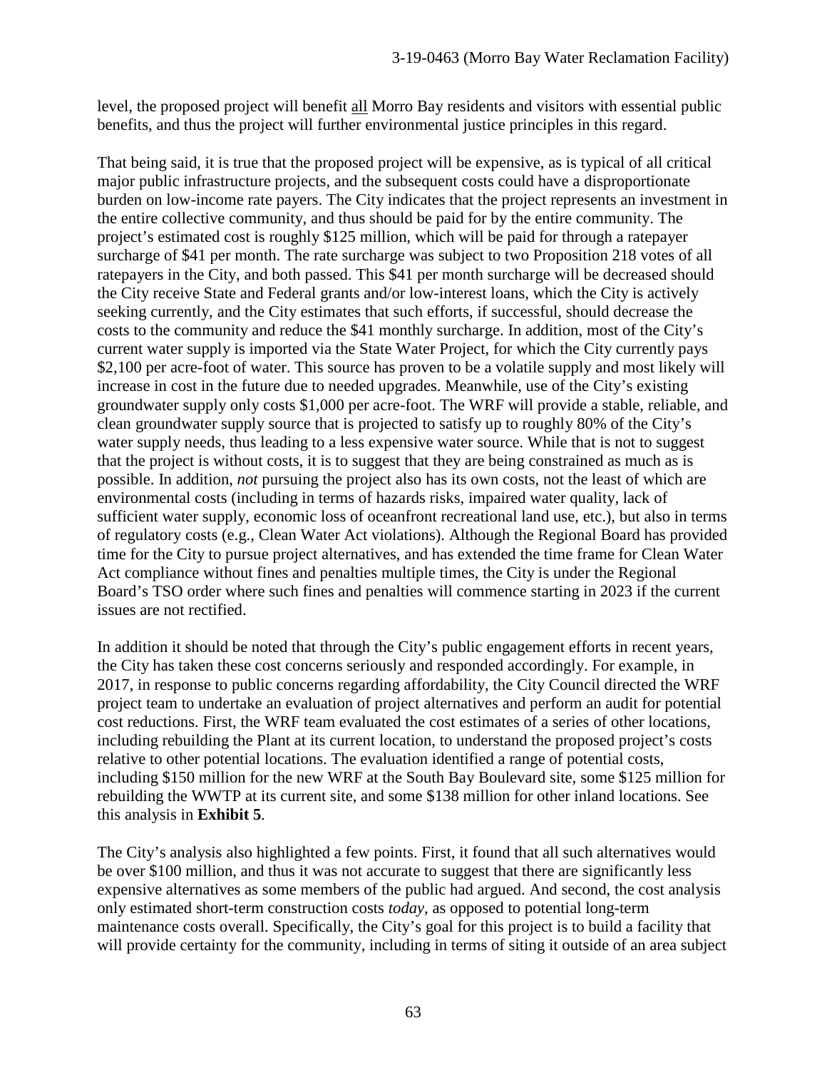level, the proposed project will benefit <u>all</u> Morro Bay residents and visitors with essential public benefits, and thus the project will further environmental justice principles in this regard.

That being said, it is true that the proposed project will be expensive, as is typical of all critical major public infrastructure projects, and the subsequent costs could have a disproportionate burden on low-income rate payers. The City indicates that the project represents an investment in the entire collective community, and thus should be paid for by the entire community. The project's estimated cost is roughly $125 million, which will be paid for through a ratepayer surcharge of $41 per month. The rate surcharge was subject to two Proposition 218 votes of all ratepayers in the City, and both passed. This $41 per month surcharge will be decreased should the City receive State and Federal grants and/or low-interest loans, which the City is actively seeking currently, and the City estimates that such efforts, if successful, should decrease the costs to the community and reduce the $41 monthly surcharge. In addition, most of the City's current water supply is imported via the State Water Project, for which the City currently pays $2,100 per acre-foot of water. This source has proven to be a volatile supply and most likely will increase in cost in the future due to needed upgrades. Meanwhile, use of the City's existing groundwater supply only costs $1,000 per acre-foot. The WRF will provide a stable, reliable, and clean groundwater supply source that is projected to satisfy up to roughly 80% of the City's water supply needs, thus leading to a less expensive water source. While that is not to suggest that the project is without costs, it is to suggest that they are being constrained as much as is possible. In addition, *not* pursuing the project also has its own costs, not the least of which are environmental costs (including in terms of hazards risks, impaired water quality, lack of sufficient water supply, economic loss of oceanfront recreational land use, etc.), but also in terms of regulatory costs (e.g., Clean Water Act violations). Although the Regional Board has provided time for the City to pursue project alternatives, and has extended the time frame for Clean Water Act compliance without fines and penalties multiple times, the City is under the Regional Board's TSO order where such fines and penalties will commence starting in 2023 if the current issues are not rectified.

In addition it should be noted that through the City's public engagement efforts in recent years, the City has taken these cost concerns seriously and responded accordingly. For example, in 2017, in response to public concerns regarding affordability, the City Council directed the WRF project team to undertake an evaluation of project alternatives and perform an audit for potential cost reductions. First, the WRF team evaluated the cost estimates of a series of other locations, including rebuilding the Plant at its current location, to understand the proposed project's costs relative to other potential locations. The evaluation identified a range of potential costs, including $150 million for the new WRF at the South Bay Boulevard site, some $125 million for rebuilding the WWTP at its current site, and some $138 million for other inland locations. See this analysis in **Exhibit 5**.

The City's analysis also highlighted a few points. First, it found that all such alternatives would be over $100 million, and thus it was not accurate to suggest that there are significantly less expensive alternatives as some members of the public had argued. And second, the cost analysis only estimated short-term construction costs *today*, as opposed to potential long-term maintenance costs overall. Specifically, the City's goal for this project is to build a facility that will provide certainty for the community, including in terms of siting it outside of an area subject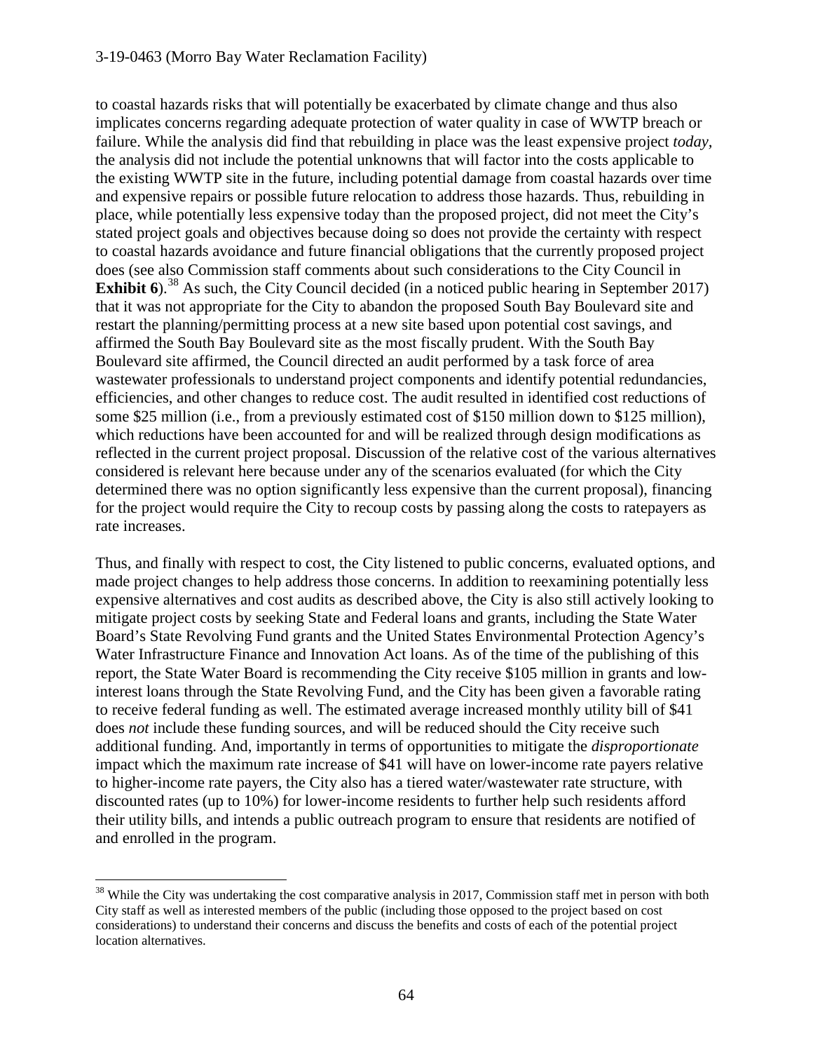to coastal hazards risks that will potentially be exacerbated by climate change and thus also implicates concerns regarding adequate protection of water quality in case of WWTP breach or failure. While the analysis did find that rebuilding in place was the least expensive project *today*, the analysis did not include the potential unknowns that will factor into the costs applicable to the existing WWTP site in the future, including potential damage from coastal hazards over time and expensive repairs or possible future relocation to address those hazards. Thus, rebuilding in place, while potentially less expensive today than the proposed project, did not meet the City's stated project goals and objectives because doing so does not provide the certainty with respect to coastal hazards avoidance and future financial obligations that the currently proposed project does (see also Commission staff comments about such considerations to the City Council in **Exhibit 6**).[38] As such, the City Council decided (in a noticed public hearing in September 2017) that it was not appropriate for the City to abandon the proposed South Bay Boulevard site and restart the planning/permitting process at a new site based upon potential cost savings, and affirmed the South Bay Boulevard site as the most fiscally prudent. With the South Bay Boulevard site affirmed, the Council directed an audit performed by a task force of area wastewater professionals to understand project components and identify potential redundancies, efficiencies, and other changes to reduce cost. The audit resulted in identified cost reductions of some $25 million (i.e., from a previously estimated cost of $150 million down to $125 million), which reductions have been accounted for and will be realized through design modifications as reflected in the current project proposal. Discussion of the relative cost of the various alternatives considered is relevant here because under any of the scenarios evaluated (for which the City determined there was no option significantly less expensive than the current proposal), financing for the project would require the City to recoup costs by passing along the costs to ratepayers as rate increases.

Thus, and finally with respect to cost, the City listened to public concerns, evaluated options, and made project changes to help address those concerns. In addition to reexamining potentially less expensive alternatives and cost audits as described above, the City is also still actively looking to mitigate project costs by seeking State and Federal loans and grants, including the State Water Board's State Revolving Fund grants and the United States Environmental Protection Agency's Water Infrastructure Finance and Innovation Act loans. As of the time of the publishing of this report, the State Water Board is recommending the City receive $105 million in grants and low-interest loans through the State Revolving Fund, and the City has been given a favorable rating to receive federal funding as well. The estimated average increased monthly utility bill of $41 does *not* include these funding sources, and will be reduced should the City receive such additional funding. And, importantly in terms of opportunities to mitigate the *disproportionate* impact which the maximum rate increase of $41 will have on lower-income rate payers relative to higher-income rate payers, the City also has a tiered water/wastewater rate structure, with discounted rates (up to 10%) for lower-income residents to further help such residents afford their utility bills, and intends a public outreach program to ensure that residents are notified of and enrolled in the program.

[38] While the City was undertaking the cost comparative analysis in 2017, Commission staff met in person with both City staff as well as interested members of the public (including those opposed to the project based on cost considerations) to understand their concerns and discuss the benefits and costs of each of the potential project location alternatives.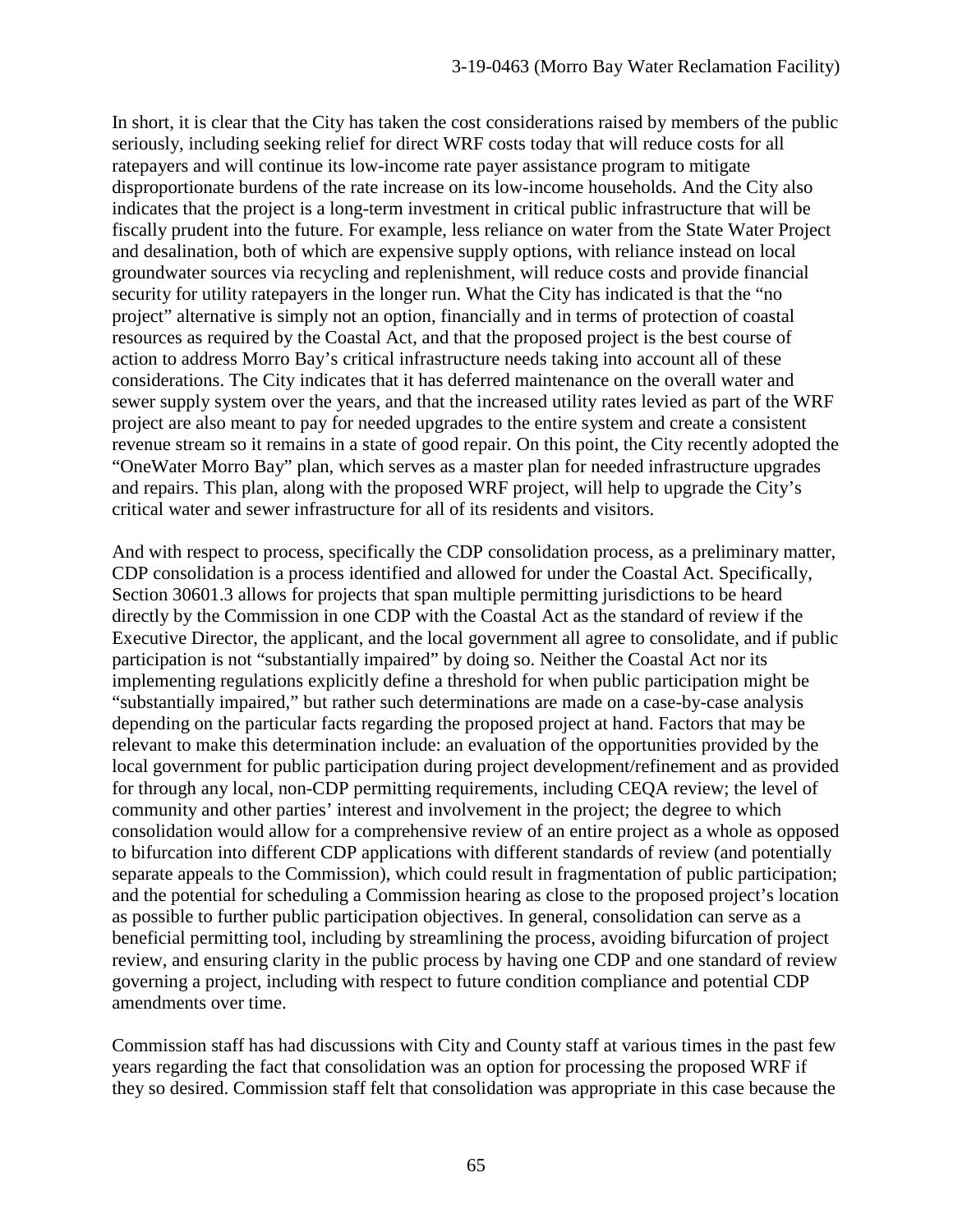In short, it is clear that the City has taken the cost considerations raised by members of the public seriously, including seeking relief for direct WRF costs today that will reduce costs for all ratepayers and will continue its low-income rate payer assistance program to mitigate disproportionate burdens of the rate increase on its low-income households. And the City also indicates that the project is a long-term investment in critical public infrastructure that will be fiscally prudent into the future. For example, less reliance on water from the State Water Project and desalination, both of which are expensive supply options, with reliance instead on local groundwater sources via recycling and replenishment, will reduce costs and provide financial security for utility ratepayers in the longer run. What the City has indicated is that the "no project" alternative is simply not an option, financially and in terms of protection of coastal resources as required by the Coastal Act, and that the proposed project is the best course of action to address Morro Bay's critical infrastructure needs taking into account all of these considerations. The City indicates that it has deferred maintenance on the overall water and sewer supply system over the years, and that the increased utility rates levied as part of the WRF project are also meant to pay for needed upgrades to the entire system and create a consistent revenue stream so it remains in a state of good repair. On this point, the City recently adopted the "OneWater Morro Bay" plan, which serves as a master plan for needed infrastructure upgrades and repairs. This plan, along with the proposed WRF project, will help to upgrade the City's critical water and sewer infrastructure for all of its residents and visitors.

And with respect to process, specifically the CDP consolidation process, as a preliminary matter, CDP consolidation is a process identified and allowed for under the Coastal Act. Specifically, Section 30601.3 allows for projects that span multiple permitting jurisdictions to be heard directly by the Commission in one CDP with the Coastal Act as the standard of review if the Executive Director, the applicant, and the local government all agree to consolidate, and if public participation is not "substantially impaired" by doing so. Neither the Coastal Act nor its implementing regulations explicitly define a threshold for when public participation might be "substantially impaired," but rather such determinations are made on a case-by-case analysis depending on the particular facts regarding the proposed project at hand. Factors that may be relevant to make this determination include: an evaluation of the opportunities provided by the local government for public participation during project development/refinement and as provided for through any local, non-CDP permitting requirements, including CEQA review; the level of community and other parties' interest and involvement in the project; the degree to which consolidation would allow for a comprehensive review of an entire project as a whole as opposed to bifurcation into different CDP applications with different standards of review (and potentially separate appeals to the Commission), which could result in fragmentation of public participation; and the potential for scheduling a Commission hearing as close to the proposed project's location as possible to further public participation objectives. In general, consolidation can serve as a beneficial permitting tool, including by streamlining the process, avoiding bifurcation of project review, and ensuring clarity in the public process by having one CDP and one standard of review governing a project, including with respect to future condition compliance and potential CDP amendments over time.

Commission staff has had discussions with City and County staff at various times in the past few years regarding the fact that consolidation was an option for processing the proposed WRF if they so desired. Commission staff felt that consolidation was appropriate in this case because the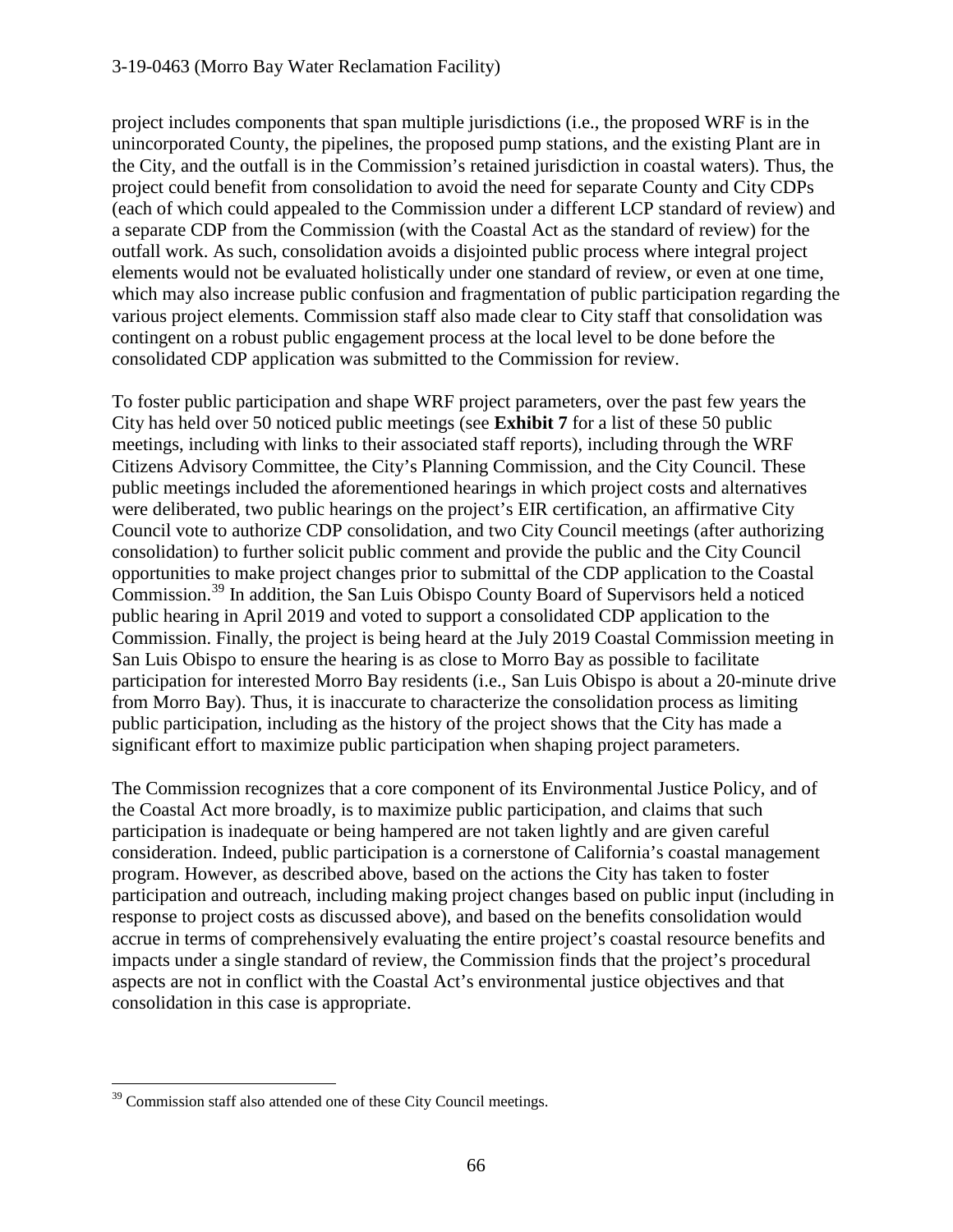project includes components that span multiple jurisdictions (i.e., the proposed WRF is in the unincorporated County, the pipelines, the proposed pump stations, and the existing Plant are in the City, and the outfall is in the Commission's retained jurisdiction in coastal waters). Thus, the project could benefit from consolidation to avoid the need for separate County and City CDPs (each of which could appealed to the Commission under a different LCP standard of review) and a separate CDP from the Commission (with the Coastal Act as the standard of review) for the outfall work. As such, consolidation avoids a disjointed public process where integral project elements would not be evaluated holistically under one standard of review, or even at one time, which may also increase public confusion and fragmentation of public participation regarding the various project elements. Commission staff also made clear to City staff that consolidation was contingent on a robust public engagement process at the local level to be done before the consolidated CDP application was submitted to the Commission for review.

To foster public participation and shape WRF project parameters, over the past few years the City has held over 50 noticed public meetings (see **Exhibit 7** for a list of these 50 public meetings, including with links to their associated staff reports), including through the WRF Citizens Advisory Committee, the City's Planning Commission, and the City Council. These public meetings included the aforementioned hearings in which project costs and alternatives were deliberated, two public hearings on the project's EIR certification, an affirmative City Council vote to authorize CDP consolidation, and two City Council meetings (after authorizing consolidation) to further solicit public comment and provide the public and the City Council opportunities to make project changes prior to submittal of the CDP application to the Coastal Commission.[39] In addition, the San Luis Obispo County Board of Supervisors held a noticed public hearing in April 2019 and voted to support a consolidated CDP application to the Commission. Finally, the project is being heard at the July 2019 Coastal Commission meeting in San Luis Obispo to ensure the hearing is as close to Morro Bay as possible to facilitate participation for interested Morro Bay residents (i.e., San Luis Obispo is about a 20-minute drive from Morro Bay). Thus, it is inaccurate to characterize the consolidation process as limiting public participation, including as the history of the project shows that the City has made a significant effort to maximize public participation when shaping project parameters.

The Commission recognizes that a core component of its Environmental Justice Policy, and of the Coastal Act more broadly, is to maximize public participation, and claims that such participation is inadequate or being hampered are not taken lightly and are given careful consideration. Indeed, public participation is a cornerstone of California's coastal management program. However, as described above, based on the actions the City has taken to foster participation and outreach, including making project changes based on public input (including in response to project costs as discussed above), and based on the benefits consolidation would accrue in terms of comprehensively evaluating the entire project's coastal resource benefits and impacts under a single standard of review, the Commission finds that the project's procedural aspects are not in conflict with the Coastal Act's environmental justice objectives and that consolidation in this case is appropriate.

---

[39] Commission staff also attended one of these City Council meetings.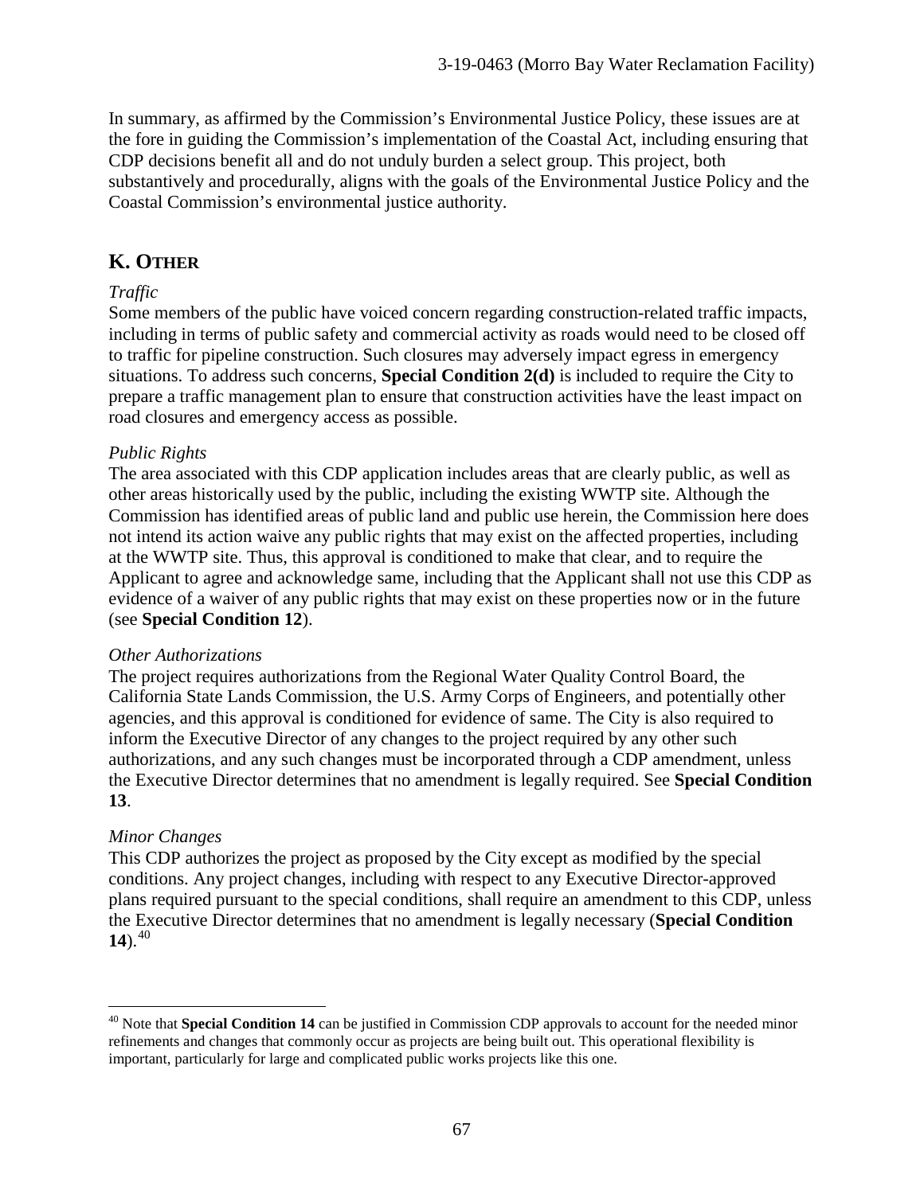In summary, as affirmed by the Commission's Environmental Justice Policy, these issues are at the fore in guiding the Commission's implementation of the Coastal Act, including ensuring that CDP decisions benefit all and do not unduly burden a select group. This project, both substantively and procedurally, aligns with the goals of the Environmental Justice Policy and the Coastal Commission's environmental justice authority.

## K. OTHER

*Traffic*

Some members of the public have voiced concern regarding construction-related traffic impacts, including in terms of public safety and commercial activity as roads would need to be closed off to traffic for pipeline construction. Such closures may adversely impact egress in emergency situations. To address such concerns, **Special Condition 2(d)** is included to require the City to prepare a traffic management plan to ensure that construction activities have the least impact on road closures and emergency access as possible.

*Public Rights*

The area associated with this CDP application includes areas that are clearly public, as well as other areas historically used by the public, including the existing WWTP site. Although the Commission has identified areas of public land and public use herein, the Commission here does not intend its action waive any public rights that may exist on the affected properties, including at the WWTP site. Thus, this approval is conditioned to make that clear, and to require the Applicant to agree and acknowledge same, including that the Applicant shall not use this CDP as evidence of a waiver of any public rights that may exist on these properties now or in the future (see **Special Condition 12**).

*Other Authorizations*

The project requires authorizations from the Regional Water Quality Control Board, the California State Lands Commission, the U.S. Army Corps of Engineers, and potentially other agencies, and this approval is conditioned for evidence of same. The City is also required to inform the Executive Director of any changes to the project required by any other such authorizations, and any such changes must be incorporated through a CDP amendment, unless the Executive Director determines that no amendment is legally required. See **Special Condition 13**.

*Minor Changes*

This CDP authorizes the project as proposed by the City except as modified by the special conditions. Any project changes, including with respect to any Executive Director-approved plans required pursuant to the special conditions, shall require an amendment to this CDP, unless the Executive Director determines that no amendment is legally necessary (**Special Condition 14**).[40]

---

[40] Note that **Special Condition 14** can be justified in Commission CDP approvals to account for the needed minor refinements and changes that commonly occur as projects are being built out. This operational flexibility is important, particularly for large and complicated public works projects like this one.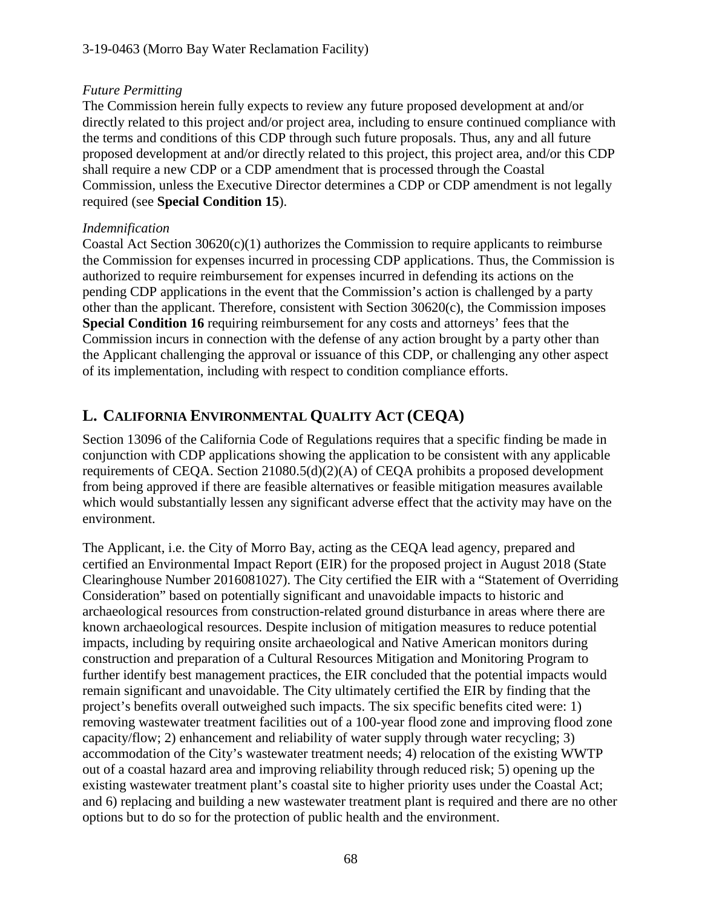*Future Permitting*

The Commission herein fully expects to review any future proposed development at and/or directly related to this project and/or project area, including to ensure continued compliance with the terms and conditions of this CDP through such future proposals. Thus, any and all future proposed development at and/or directly related to this project, this project area, and/or this CDP shall require a new CDP or a CDP amendment that is processed through the Coastal Commission, unless the Executive Director determines a CDP or CDP amendment is not legally required (see **Special Condition 15**).

*Indemnification*

Coastal Act Section 30620(c)(1) authorizes the Commission to require applicants to reimburse the Commission for expenses incurred in processing CDP applications. Thus, the Commission is authorized to require reimbursement for expenses incurred in defending its actions on the pending CDP applications in the event that the Commission's action is challenged by a party other than the applicant. Therefore, consistent with Section 30620(c), the Commission imposes **Special Condition 16** requiring reimbursement for any costs and attorneys' fees that the Commission incurs in connection with the defense of any action brought by a party other than the Applicant challenging the approval or issuance of this CDP, or challenging any other aspect of its implementation, including with respect to condition compliance efforts.

## L. CALIFORNIA ENVIRONMENTAL QUALITY ACT (CEQA)

Section 13096 of the California Code of Regulations requires that a specific finding be made in conjunction with CDP applications showing the application to be consistent with any applicable requirements of CEQA. Section 21080.5(d)(2)(A) of CEQA prohibits a proposed development from being approved if there are feasible alternatives or feasible mitigation measures available which would substantially lessen any significant adverse effect that the activity may have on the environment.

The Applicant, i.e. the City of Morro Bay, acting as the CEQA lead agency, prepared and certified an Environmental Impact Report (EIR) for the proposed project in August 2018 (State Clearinghouse Number 2016081027). The City certified the EIR with a "Statement of Overriding Consideration" based on potentially significant and unavoidable impacts to historic and archaeological resources from construction-related ground disturbance in areas where there are known archaeological resources. Despite inclusion of mitigation measures to reduce potential impacts, including by requiring onsite archaeological and Native American monitors during construction and preparation of a Cultural Resources Mitigation and Monitoring Program to further identify best management practices, the EIR concluded that the potential impacts would remain significant and unavoidable. The City ultimately certified the EIR by finding that the project's benefits overall outweighed such impacts. The six specific benefits cited were: 1) removing wastewater treatment facilities out of a 100-year flood zone and improving flood zone capacity/flow; 2) enhancement and reliability of water supply through water recycling; 3) accommodation of the City's wastewater treatment needs; 4) relocation of the existing WWTP out of a coastal hazard area and improving reliability through reduced risk; 5) opening up the existing wastewater treatment plant's coastal site to higher priority uses under the Coastal Act; and 6) replacing and building a new wastewater treatment plant is required and there are no other options but to do so for the protection of public health and the environment.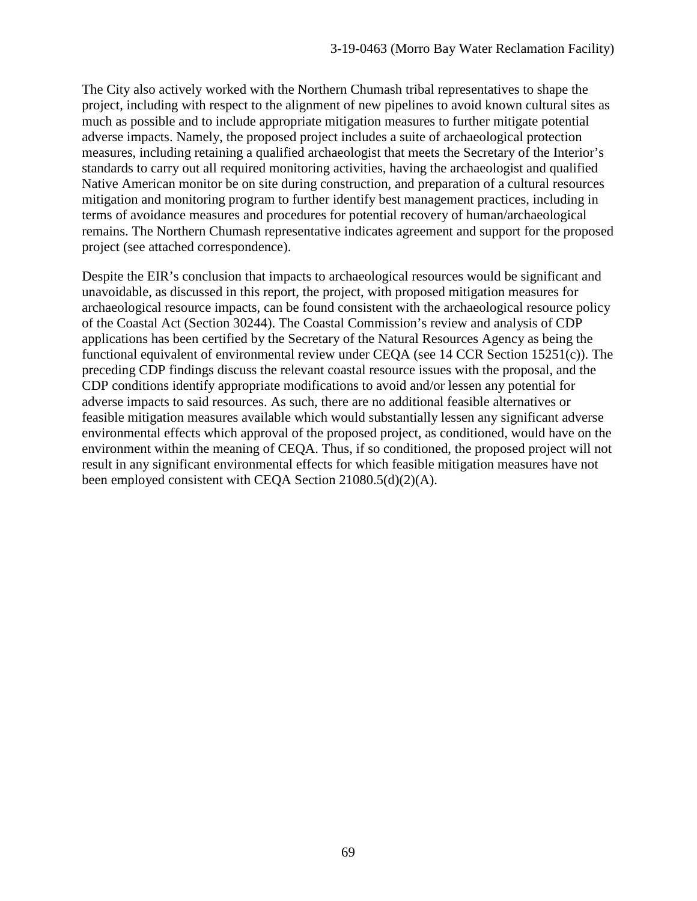The City also actively worked with the Northern Chumash tribal representatives to shape the project, including with respect to the alignment of new pipelines to avoid known cultural sites as much as possible and to include appropriate mitigation measures to further mitigate potential adverse impacts. Namely, the proposed project includes a suite of archaeological protection measures, including retaining a qualified archaeologist that meets the Secretary of the Interior's standards to carry out all required monitoring activities, having the archaeologist and qualified Native American monitor be on site during construction, and preparation of a cultural resources mitigation and monitoring program to further identify best management practices, including in terms of avoidance measures and procedures for potential recovery of human/archaeological remains. The Northern Chumash representative indicates agreement and support for the proposed project (see attached correspondence).

Despite the EIR's conclusion that impacts to archaeological resources would be significant and unavoidable, as discussed in this report, the project, with proposed mitigation measures for archaeological resource impacts, can be found consistent with the archaeological resource policy of the Coastal Act (Section 30244). The Coastal Commission's review and analysis of CDP applications has been certified by the Secretary of the Natural Resources Agency as being the functional equivalent of environmental review under CEQA (see 14 CCR Section 15251(c)). The preceding CDP findings discuss the relevant coastal resource issues with the proposal, and the CDP conditions identify appropriate modifications to avoid and/or lessen any potential for adverse impacts to said resources. As such, there are no additional feasible alternatives or feasible mitigation measures available which would substantially lessen any significant adverse environmental effects which approval of the proposed project, as conditioned, would have on the environment within the meaning of CEQA. Thus, if so conditioned, the proposed project will not result in any significant environmental effects for which feasible mitigation measures have not been employed consistent with CEQA Section 21080.5(d)(2)(A).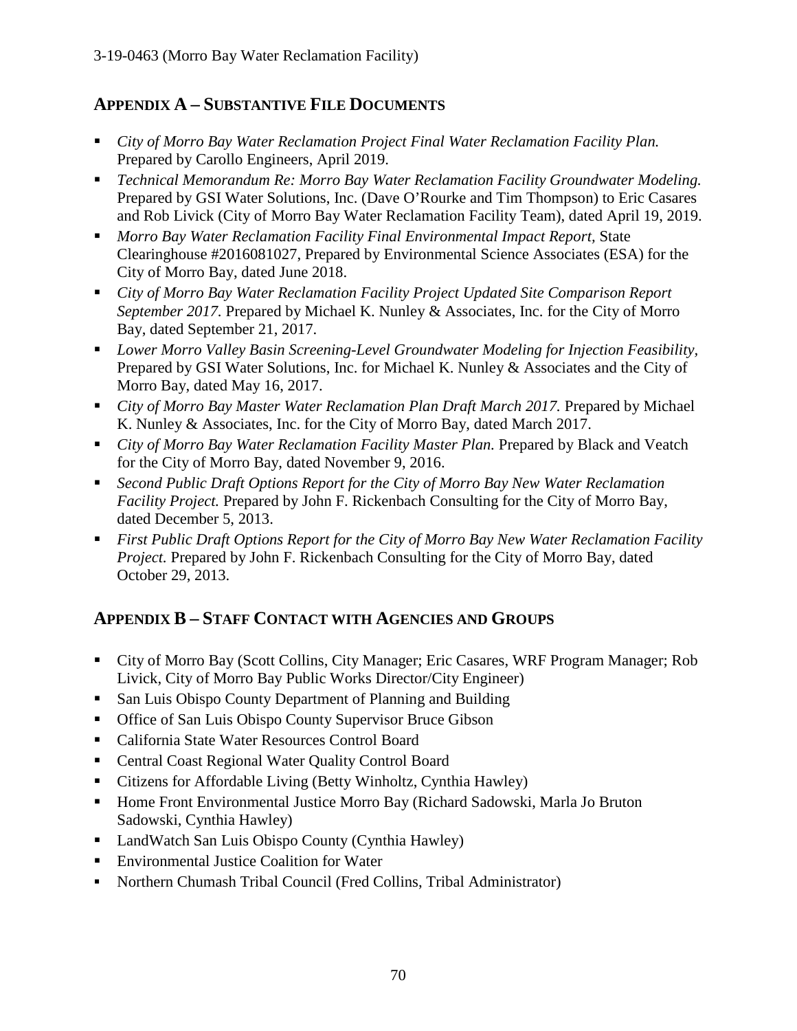## APPENDIX A – SUBSTANTIVE FILE DOCUMENTS

- *City of Morro Bay Water Reclamation Project Final Water Reclamation Facility Plan.* Prepared by Carollo Engineers, April 2019.
- *Technical Memorandum Re: Morro Bay Water Reclamation Facility Groundwater Modeling.* Prepared by GSI Water Solutions, Inc. (Dave O'Rourke and Tim Thompson) to Eric Casares and Rob Livick (City of Morro Bay Water Reclamation Facility Team), dated April 19, 2019.
- *Morro Bay Water Reclamation Facility Final Environmental Impact Report,* State Clearinghouse #2016081027, Prepared by Environmental Science Associates (ESA) for the City of Morro Bay, dated June 2018.
- *City of Morro Bay Water Reclamation Facility Project Updated Site Comparison Report September 2017.* Prepared by Michael K. Nunley & Associates, Inc. for the City of Morro Bay, dated September 21, 2017.
- *Lower Morro Valley Basin Screening-Level Groundwater Modeling for Injection Feasibility*, Prepared by GSI Water Solutions, Inc. for Michael K. Nunley & Associates and the City of Morro Bay, dated May 16, 2017.
- *City of Morro Bay Master Water Reclamation Plan Draft March 2017.* Prepared by Michael K. Nunley & Associates, Inc. for the City of Morro Bay, dated March 2017.
- *City of Morro Bay Water Reclamation Facility Master Plan.* Prepared by Black and Veatch for the City of Morro Bay, dated November 9, 2016.
- *Second Public Draft Options Report for the City of Morro Bay New Water Reclamation Facility Project.* Prepared by John F. Rickenbach Consulting for the City of Morro Bay, dated December 5, 2013.
- *First Public Draft Options Report for the City of Morro Bay New Water Reclamation Facility Project.* Prepared by John F. Rickenbach Consulting for the City of Morro Bay, dated October 29, 2013.

## APPENDIX B – STAFF CONTACT WITH AGENCIES AND GROUPS

- City of Morro Bay (Scott Collins, City Manager; Eric Casares, WRF Program Manager; Rob Livick, City of Morro Bay Public Works Director/City Engineer)
- San Luis Obispo County Department of Planning and Building
- Office of San Luis Obispo County Supervisor Bruce Gibson
- California State Water Resources Control Board
- Central Coast Regional Water Quality Control Board
- Citizens for Affordable Living (Betty Winholtz, Cynthia Hawley)
- Home Front Environmental Justice Morro Bay (Richard Sadowski, Marla Jo Bruton Sadowski, Cynthia Hawley)
- LandWatch San Luis Obispo County (Cynthia Hawley)
- Environmental Justice Coalition for Water
- Northern Chumash Tribal Council (Fred Collins, Tribal Administrator)